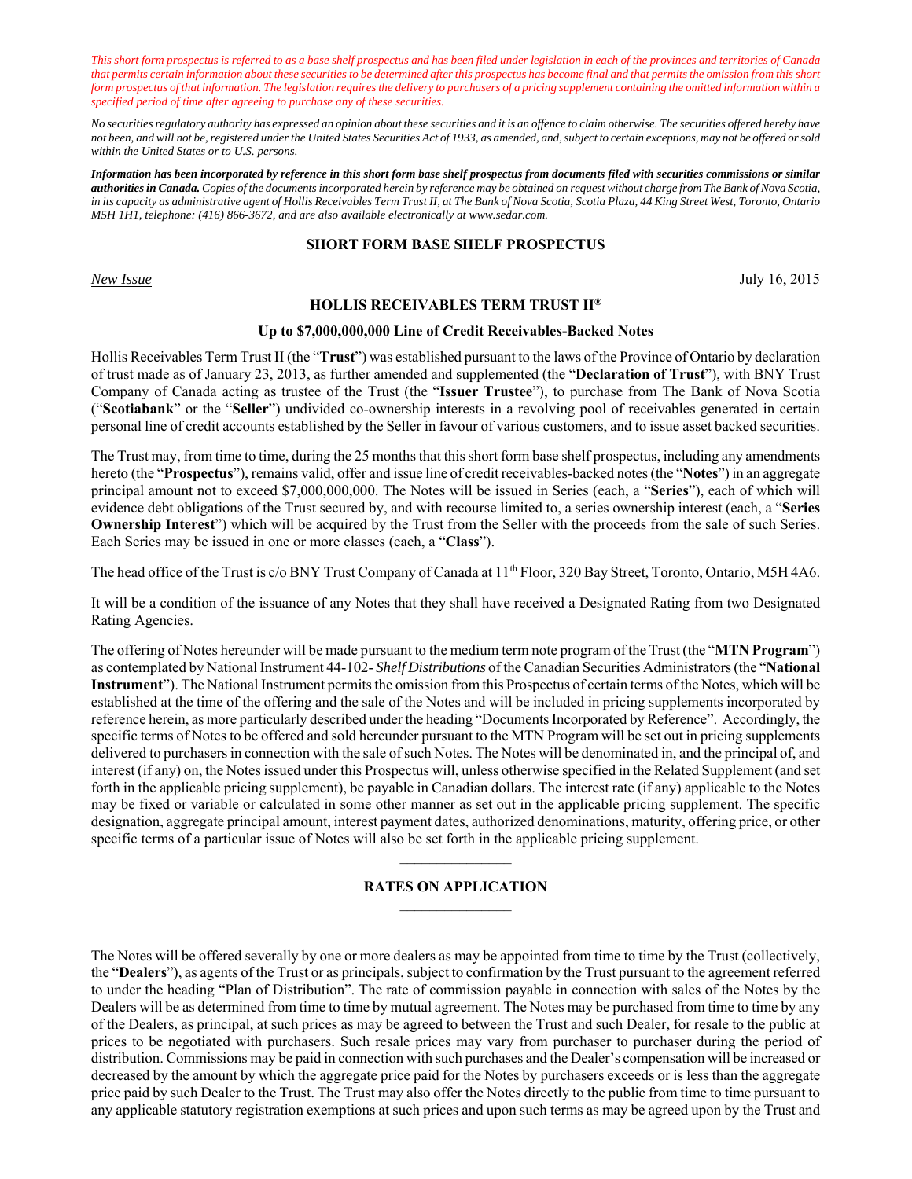*This short form prospectus is referred to as a base shelf prospectus and has been filed under legislation in each of the provinces and territories of Canada that permits certain information about these securities to be determined after this prospectus has become final and that permits the omission from this short form prospectus of that information. The legislation requires the delivery to purchasers of a pricing supplement containing the omitted information within a specified period of time after agreeing to purchase any of these securities.*

*No securities regulatory authority has expressed an opinion about these securities and it is an offence to claim otherwise. The securities offered hereby have not been, and will not be, registered under the United States Securities Act of 1933, as amended, and, subject to certain exceptions, may not be offered or sold within the United States or to U.S. persons.*

***Information has been incorporated by reference in this short form base shelf prospectus from documents filed with securities commissions or similar authorities in Canada.** Copies of the documents incorporated herein by reference may be obtained on request without charge from The Bank of Nova Scotia, in its capacity as administrative agent of Hollis Receivables Term Trust II, at The Bank of Nova Scotia, Scotia Plaza, 44 King Street West, Toronto, Ontario M5H 1H1, telephone: (416) 866-3672, and are also available electronically at www.sedar.com.*

# SHORT FORM BASE SHELF PROSPECTUS

*New Issue* July 16, 2015

## HOLLIS RECEIVABLES TERM TRUST II®

### Up to $7,000,000,000 Line of Credit Receivables-Backed Notes

Hollis Receivables Term Trust II (the "**Trust**") was established pursuant to the laws of the Province of Ontario by declaration of trust made as of January 23, 2013, as further amended and supplemented (the "**Declaration of Trust**"), with BNY Trust Company of Canada acting as trustee of the Trust (the "**Issuer Trustee**"), to purchase from The Bank of Nova Scotia ("**Scotiabank**" or the "**Seller**") undivided co-ownership interests in a revolving pool of receivables generated in certain personal line of credit accounts established by the Seller in favour of various customers, and to issue asset backed securities.

The Trust may, from time to time, during the 25 months that this short form base shelf prospectus, including any amendments hereto (the "**Prospectus**"), remains valid, offer and issue line of credit receivables-backed notes (the "**Notes**") in an aggregate principal amount not to exceed $7,000,000,000. The Notes will be issued in Series (each, a "**Series**"), each of which will evidence debt obligations of the Trust secured by, and with recourse limited to, a series ownership interest (each, a "**Series Ownership Interest**") which will be acquired by the Trust from the Seller with the proceeds from the sale of such Series. Each Series may be issued in one or more classes (each, a "**Class**").

The head office of the Trust is c/o BNY Trust Company of Canada at 11th Floor, 320 Bay Street, Toronto, Ontario, M5H 4A6.

It will be a condition of the issuance of any Notes that they shall have received a Designated Rating from two Designated Rating Agencies.

The offering of Notes hereunder will be made pursuant to the medium term note program of the Trust (the "**MTN Program**") as contemplated by National Instrument 44-102- *Shelf Distributions* of the Canadian Securities Administrators (the "**National Instrument**"). The National Instrument permits the omission from this Prospectus of certain terms of the Notes, which will be established at the time of the offering and the sale of the Notes and will be included in pricing supplements incorporated by reference herein, as more particularly described under the heading "Documents Incorporated by Reference". Accordingly, the specific terms of Notes to be offered and sold hereunder pursuant to the MTN Program will be set out in pricing supplements delivered to purchasers in connection with the sale of such Notes. The Notes will be denominated in, and the principal of, and interest (if any) on, the Notes issued under this Prospectus will, unless otherwise specified in the Related Supplement (and set forth in the applicable pricing supplement), be payable in Canadian dollars. The interest rate (if any) applicable to the Notes may be fixed or variable or calculated in some other manner as set out in the applicable pricing supplement. The specific designation, aggregate principal amount, interest payment dates, authorized denominations, maturity, offering price, or other specific terms of a particular issue of Notes will also be set forth in the applicable pricing supplement.

## RATES ON APPLICATION

The Notes will be offered severally by one or more dealers as may be appointed from time to time by the Trust (collectively, the "**Dealers**"), as agents of the Trust or as principals, subject to confirmation by the Trust pursuant to the agreement referred to under the heading "Plan of Distribution". The rate of commission payable in connection with sales of the Notes by the Dealers will be as determined from time to time by mutual agreement. The Notes may be purchased from time to time by any of the Dealers, as principal, at such prices as may be agreed to between the Trust and such Dealer, for resale to the public at prices to be negotiated with purchasers. Such resale prices may vary from purchaser to purchaser during the period of distribution. Commissions may be paid in connection with such purchases and the Dealer's compensation will be increased or decreased by the amount by which the aggregate price paid for the Notes by purchasers exceeds or is less than the aggregate price paid by such Dealer to the Trust. The Trust may also offer the Notes directly to the public from time to time pursuant to any applicable statutory registration exemptions at such prices and upon such terms as may be agreed upon by the Trust and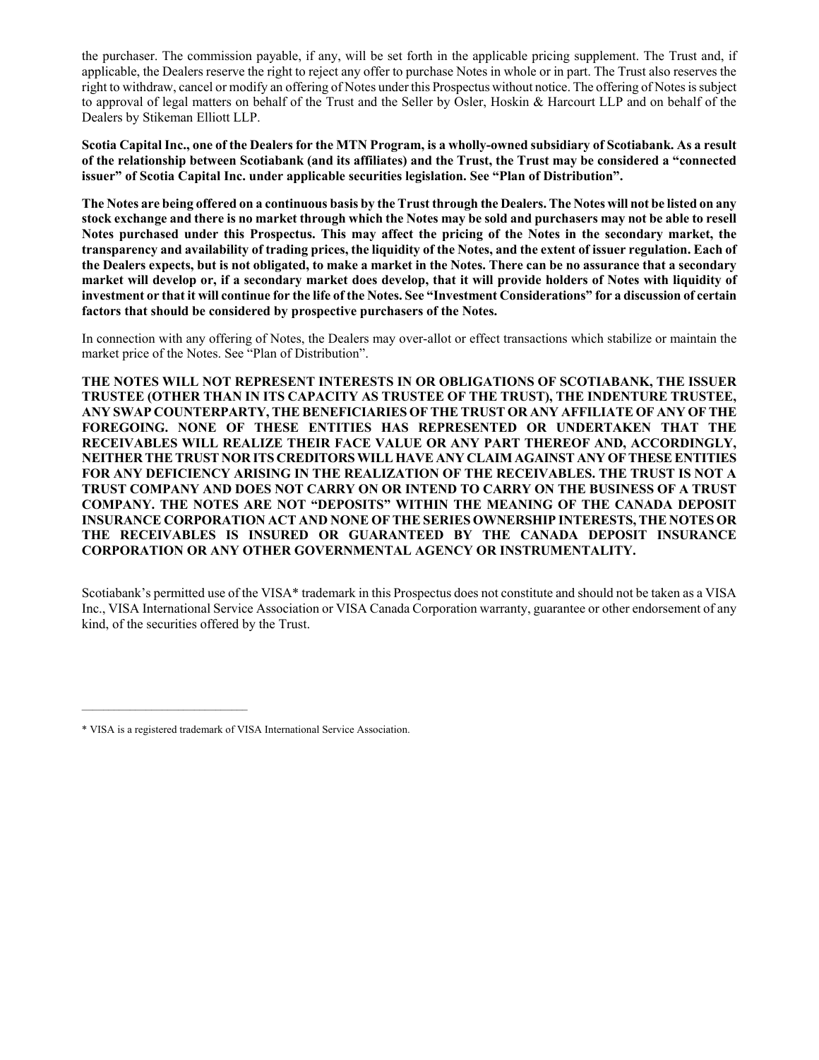the purchaser. The commission payable, if any, will be set forth in the applicable pricing supplement. The Trust and, if applicable, the Dealers reserve the right to reject any offer to purchase Notes in whole or in part. The Trust also reserves the right to withdraw, cancel or modify an offering of Notes under this Prospectus without notice. The offering of Notes is subject to approval of legal matters on behalf of the Trust and the Seller by Osler, Hoskin & Harcourt LLP and on behalf of the Dealers by Stikeman Elliott LLP.

**Scotia Capital Inc., one of the Dealers for the MTN Program, is a wholly-owned subsidiary of Scotiabank. As a result of the relationship between Scotiabank (and its affiliates) and the Trust, the Trust may be considered a "connected issuer" of Scotia Capital Inc. under applicable securities legislation. See "Plan of Distribution".**

**The Notes are being offered on a continuous basis by the Trust through the Dealers. The Notes will not be listed on any stock exchange and there is no market through which the Notes may be sold and purchasers may not be able to resell Notes purchased under this Prospectus. This may affect the pricing of the Notes in the secondary market, the transparency and availability of trading prices, the liquidity of the Notes, and the extent of issuer regulation. Each of the Dealers expects, but is not obligated, to make a market in the Notes. There can be no assurance that a secondary market will develop or, if a secondary market does develop, that it will provide holders of Notes with liquidity of investment or that it will continue for the life of the Notes. See "Investment Considerations" for a discussion of certain factors that should be considered by prospective purchasers of the Notes.**

In connection with any offering of Notes, the Dealers may over-allot or effect transactions which stabilize or maintain the market price of the Notes. See "Plan of Distribution".

**THE NOTES WILL NOT REPRESENT INTERESTS IN OR OBLIGATIONS OF SCOTIABANK, THE ISSUER TRUSTEE (OTHER THAN IN ITS CAPACITY AS TRUSTEE OF THE TRUST), THE INDENTURE TRUSTEE, ANY SWAP COUNTERPARTY, THE BENEFICIARIES OF THE TRUST OR ANY AFFILIATE OF ANY OF THE FOREGOING. NONE OF THESE ENTITIES HAS REPRESENTED OR UNDERTAKEN THAT THE RECEIVABLES WILL REALIZE THEIR FACE VALUE OR ANY PART THEREOF AND, ACCORDINGLY, NEITHER THE TRUST NOR ITS CREDITORS WILL HAVE ANY CLAIM AGAINST ANY OF THESE ENTITIES FOR ANY DEFICIENCY ARISING IN THE REALIZATION OF THE RECEIVABLES. THE TRUST IS NOT A TRUST COMPANY AND DOES NOT CARRY ON OR INTEND TO CARRY ON THE BUSINESS OF A TRUST COMPANY. THE NOTES ARE NOT "DEPOSITS" WITHIN THE MEANING OF THE CANADA DEPOSIT INSURANCE CORPORATION ACT AND NONE OF THE SERIES OWNERSHIP INTERESTS, THE NOTES OR THE RECEIVABLES IS INSURED OR GUARANTEED BY THE CANADA DEPOSIT INSURANCE CORPORATION OR ANY OTHER GOVERNMENTAL AGENCY OR INSTRUMENTALITY.**

Scotiabank's permitted use of the VISA* trademark in this Prospectus does not constitute and should not be taken as a VISA Inc., VISA International Service Association or VISA Canada Corporation warranty, guarantee or other endorsement of any kind, of the securities offered by the Trust.

---

* VISA is a registered trademark of VISA International Service Association.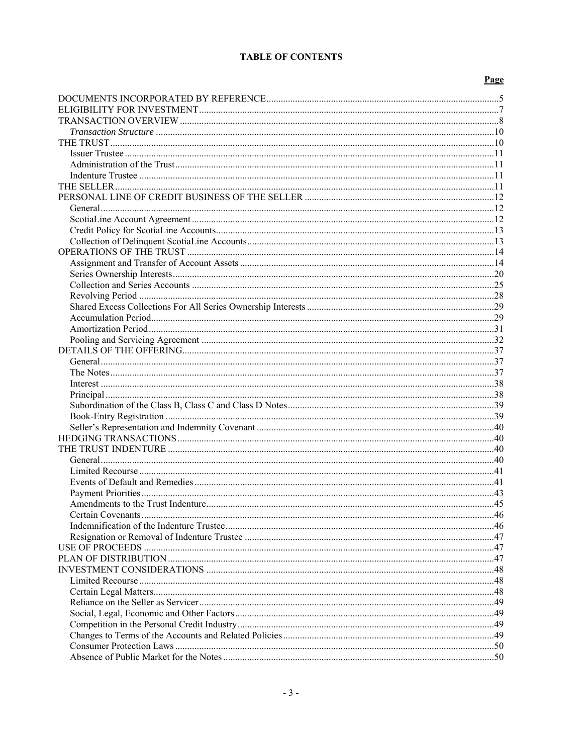**TABLE OF CONTENTS**

| | Page |
|---|---|
| DOCUMENTS INCORPORATED BY REFERENCE | 5 |
| ELIGIBILITY FOR INVESTMENT | 7 |
| TRANSACTION OVERVIEW | 8 |
| *Transaction Structure* | 10 |
| THE TRUST | 10 |
| Issuer Trustee | 11 |
| Administration of the Trust | 11 |
| Indenture Trustee | 11 |
| THE SELLER | 11 |
| PERSONAL LINE OF CREDIT BUSINESS OF THE SELLER | 12 |
| General | 12 |
| ScotiaLine Account Agreement | 12 |
| Credit Policy for ScotiaLine Accounts | 13 |
| Collection of Delinquent ScotiaLine Accounts | 13 |
| OPERATIONS OF THE TRUST | 14 |
| Assignment and Transfer of Account Assets | 14 |
| Series Ownership Interests | 20 |
| Collection and Series Accounts | 25 |
| Revolving Period | 28 |
| Shared Excess Collections For All Series Ownership Interests | 29 |
| Accumulation Period | 29 |
| Amortization Period | 31 |
| Pooling and Servicing Agreement | 32 |
| DETAILS OF THE OFFERING | 37 |
| General | 37 |
| The Notes | 37 |
| Interest | 38 |
| Principal | 38 |
| Subordination of the Class B, Class C and Class D Notes | 39 |
| Book-Entry Registration | 39 |
| Seller's Representation and Indemnity Covenant | 40 |
| HEDGING TRANSACTIONS | 40 |
| THE TRUST INDENTURE | 40 |
| General | 40 |
| Limited Recourse | 41 |
| Events of Default and Remedies | 41 |
| Payment Priorities | 43 |
| Amendments to the Trust Indenture | 45 |
| Certain Covenants | 46 |
| Indemnification of the Indenture Trustee | 46 |
| Resignation or Removal of Indenture Trustee | 47 |
| USE OF PROCEEDS | 47 |
| PLAN OF DISTRIBUTION | 47 |
| INVESTMENT CONSIDERATIONS | 48 |
| Limited Recourse | 48 |
| Certain Legal Matters | 48 |
| Reliance on the Seller as Servicer | 49 |
| Social, Legal, Economic and Other Factors | 49 |
| Competition in the Personal Credit Industry | 49 |
| Changes to Terms of the Accounts and Related Policies | 49 |
| Consumer Protection Laws | 50 |
| Absence of Public Market for the Notes | 50 |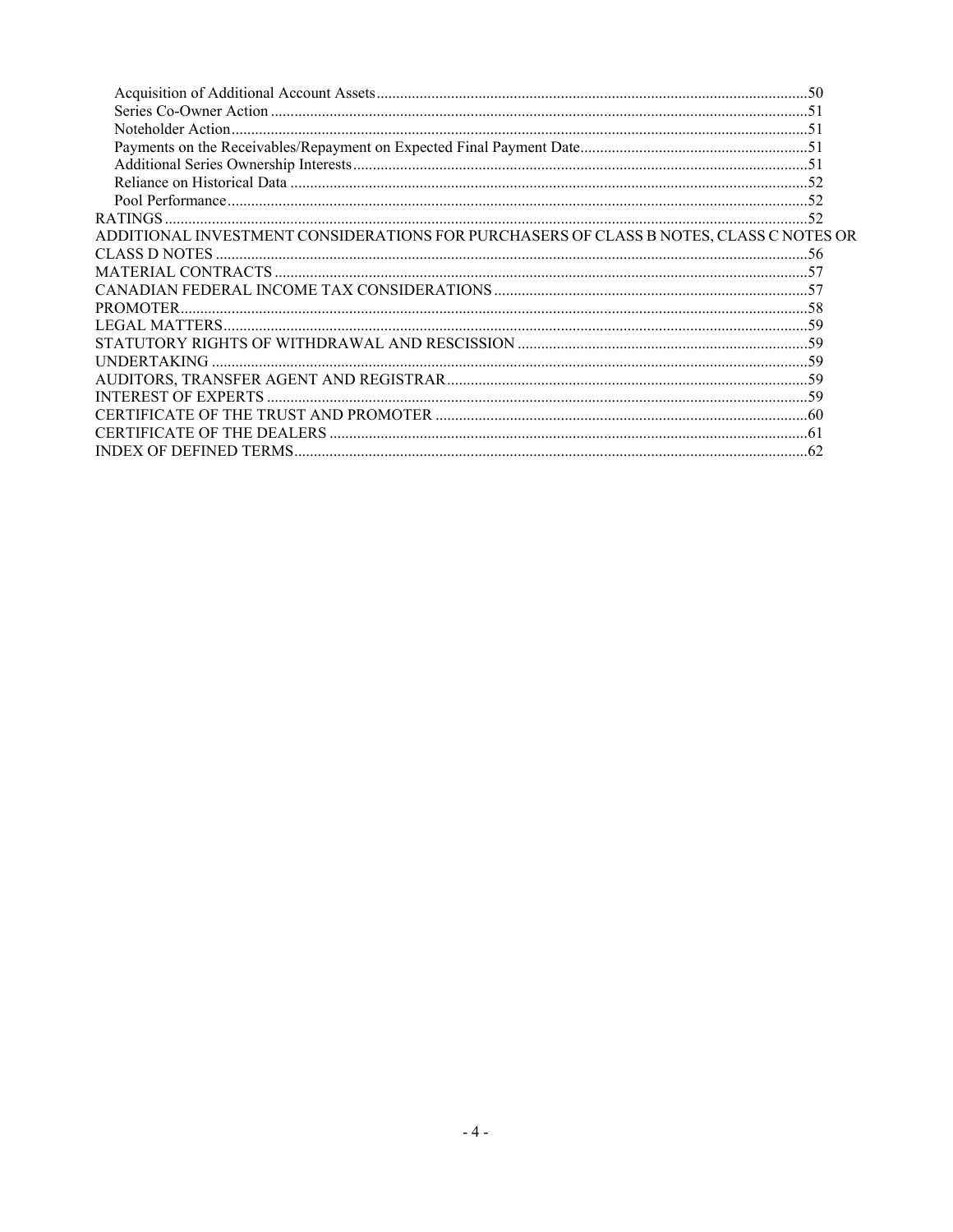| | |
|---|---|
| Acquisition of Additional Account Assets | 50 |
| Series Co-Owner Action | 51 |
| Noteholder Action | 51 |
| Payments on the Receivables/Repayment on Expected Final Payment Date | 51 |
| Additional Series Ownership Interests | 51 |
| Reliance on Historical Data | 52 |
| Pool Performance | 52 |
| RATINGS | 52 |
| ADDITIONAL INVESTMENT CONSIDERATIONS FOR PURCHASERS OF CLASS B NOTES, CLASS C NOTES OR CLASS D NOTES | 56 |
| MATERIAL CONTRACTS | 57 |
| CANADIAN FEDERAL INCOME TAX CONSIDERATIONS | 57 |
| PROMOTER | 58 |
| LEGAL MATTERS | 59 |
| STATUTORY RIGHTS OF WITHDRAWAL AND RESCISSION | 59 |
| UNDERTAKING | 59 |
| AUDITORS, TRANSFER AGENT AND REGISTRAR | 59 |
| INTEREST OF EXPERTS | 59 |
| CERTIFICATE OF THE TRUST AND PROMOTER | 60 |
| CERTIFICATE OF THE DEALERS | 61 |
| INDEX OF DEFINED TERMS | 62 |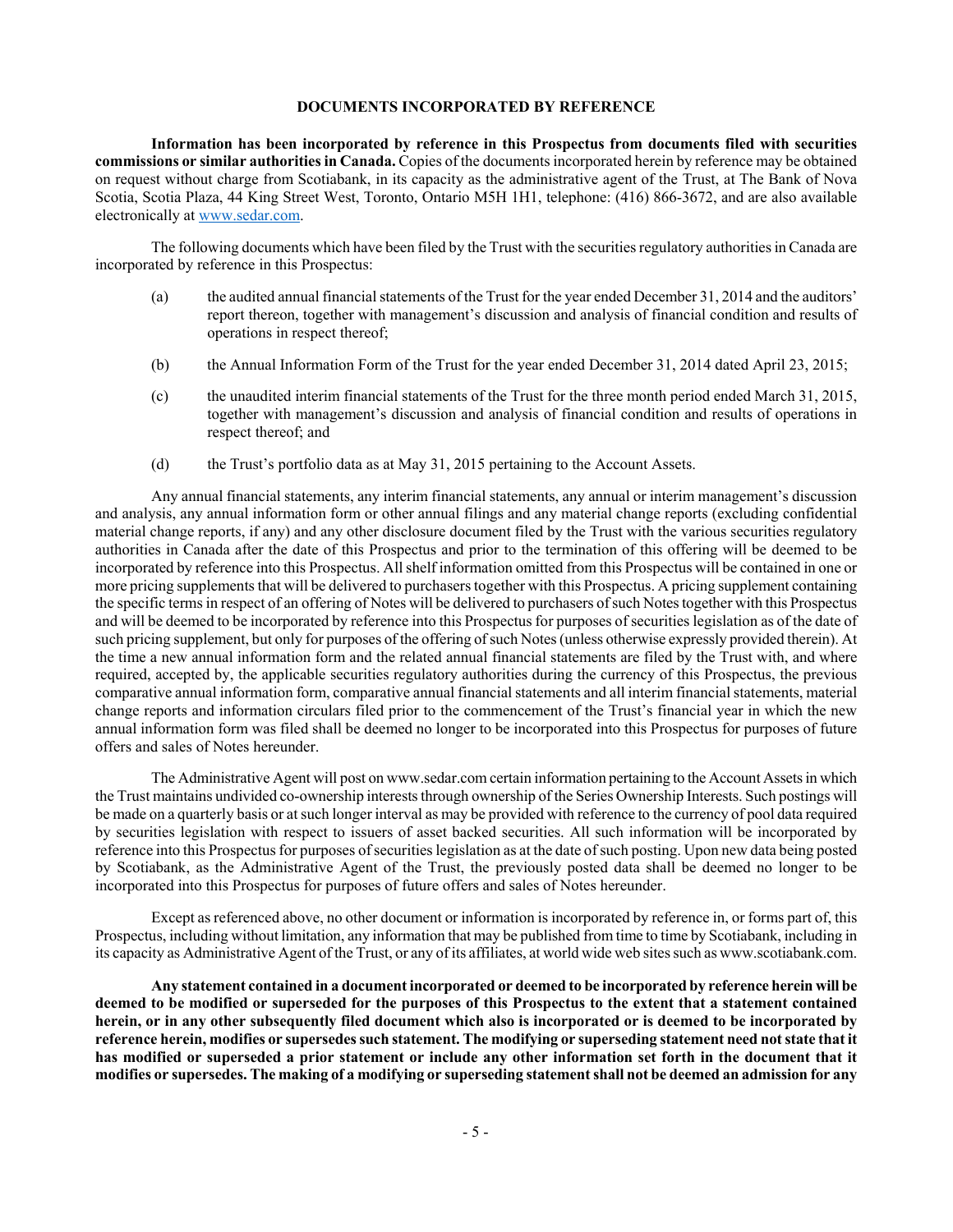## DOCUMENTS INCORPORATED BY REFERENCE

**Information has been incorporated by reference in this Prospectus from documents filed with securities commissions or similar authorities in Canada.** Copies of the documents incorporated herein by reference may be obtained on request without charge from Scotiabank, in its capacity as the administrative agent of the Trust, at The Bank of Nova Scotia, Scotia Plaza, 44 King Street West, Toronto, Ontario M5H 1H1, telephone: (416) 866-3672, and are also available electronically at www.sedar.com.

The following documents which have been filed by the Trust with the securities regulatory authorities in Canada are incorporated by reference in this Prospectus:

(a) the audited annual financial statements of the Trust for the year ended December 31, 2014 and the auditors' report thereon, together with management's discussion and analysis of financial condition and results of operations in respect thereof;

(b) the Annual Information Form of the Trust for the year ended December 31, 2014 dated April 23, 2015;

(c) the unaudited interim financial statements of the Trust for the three month period ended March 31, 2015, together with management's discussion and analysis of financial condition and results of operations in respect thereof; and

(d) the Trust's portfolio data as at May 31, 2015 pertaining to the Account Assets.

Any annual financial statements, any interim financial statements, any annual or interim management's discussion and analysis, any annual information form or other annual filings and any material change reports (excluding confidential material change reports, if any) and any other disclosure document filed by the Trust with the various securities regulatory authorities in Canada after the date of this Prospectus and prior to the termination of this offering will be deemed to be incorporated by reference into this Prospectus. All shelf information omitted from this Prospectus will be contained in one or more pricing supplements that will be delivered to purchasers together with this Prospectus. A pricing supplement containing the specific terms in respect of an offering of Notes will be delivered to purchasers of such Notes together with this Prospectus and will be deemed to be incorporated by reference into this Prospectus for purposes of securities legislation as of the date of such pricing supplement, but only for purposes of the offering of such Notes (unless otherwise expressly provided therein). At the time a new annual information form and the related annual financial statements are filed by the Trust with, and where required, accepted by, the applicable securities regulatory authorities during the currency of this Prospectus, the previous comparative annual information form, comparative annual financial statements and all interim financial statements, material change reports and information circulars filed prior to the commencement of the Trust's financial year in which the new annual information form was filed shall be deemed no longer to be incorporated into this Prospectus for purposes of future offers and sales of Notes hereunder.

The Administrative Agent will post on www.sedar.com certain information pertaining to the Account Assets in which the Trust maintains undivided co-ownership interests through ownership of the Series Ownership Interests. Such postings will be made on a quarterly basis or at such longer interval as may be provided with reference to the currency of pool data required by securities legislation with respect to issuers of asset backed securities. All such information will be incorporated by reference into this Prospectus for purposes of securities legislation as at the date of such posting. Upon new data being posted by Scotiabank, as the Administrative Agent of the Trust, the previously posted data shall be deemed no longer to be incorporated into this Prospectus for purposes of future offers and sales of Notes hereunder.

Except as referenced above, no other document or information is incorporated by reference in, or forms part of, this Prospectus, including without limitation, any information that may be published from time to time by Scotiabank, including in its capacity as Administrative Agent of the Trust, or any of its affiliates, at world wide web sites such as www.scotiabank.com.

**Any statement contained in a document incorporated or deemed to be incorporated by reference herein will be deemed to be modified or superseded for the purposes of this Prospectus to the extent that a statement contained herein, or in any other subsequently filed document which also is incorporated or is deemed to be incorporated by reference herein, modifies or supersedes such statement. The modifying or superseding statement need not state that it has modified or superseded a prior statement or include any other information set forth in the document that it modifies or supersedes. The making of a modifying or superseding statement shall not be deemed an admission for any**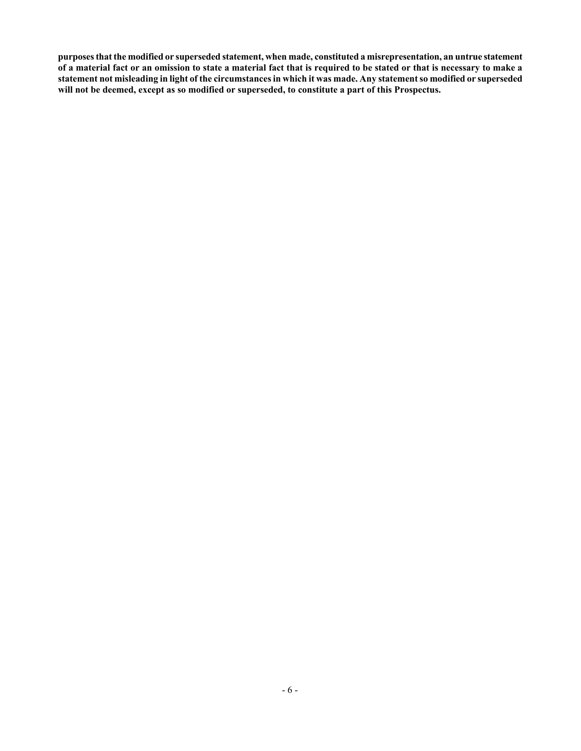**purposes that the modified or superseded statement, when made, constituted a misrepresentation, an untrue statement of a material fact or an omission to state a material fact that is required to be stated or that is necessary to make a statement not misleading in light of the circumstances in which it was made. Any statement so modified or superseded will not be deemed, except as so modified or superseded, to constitute a part of this Prospectus.**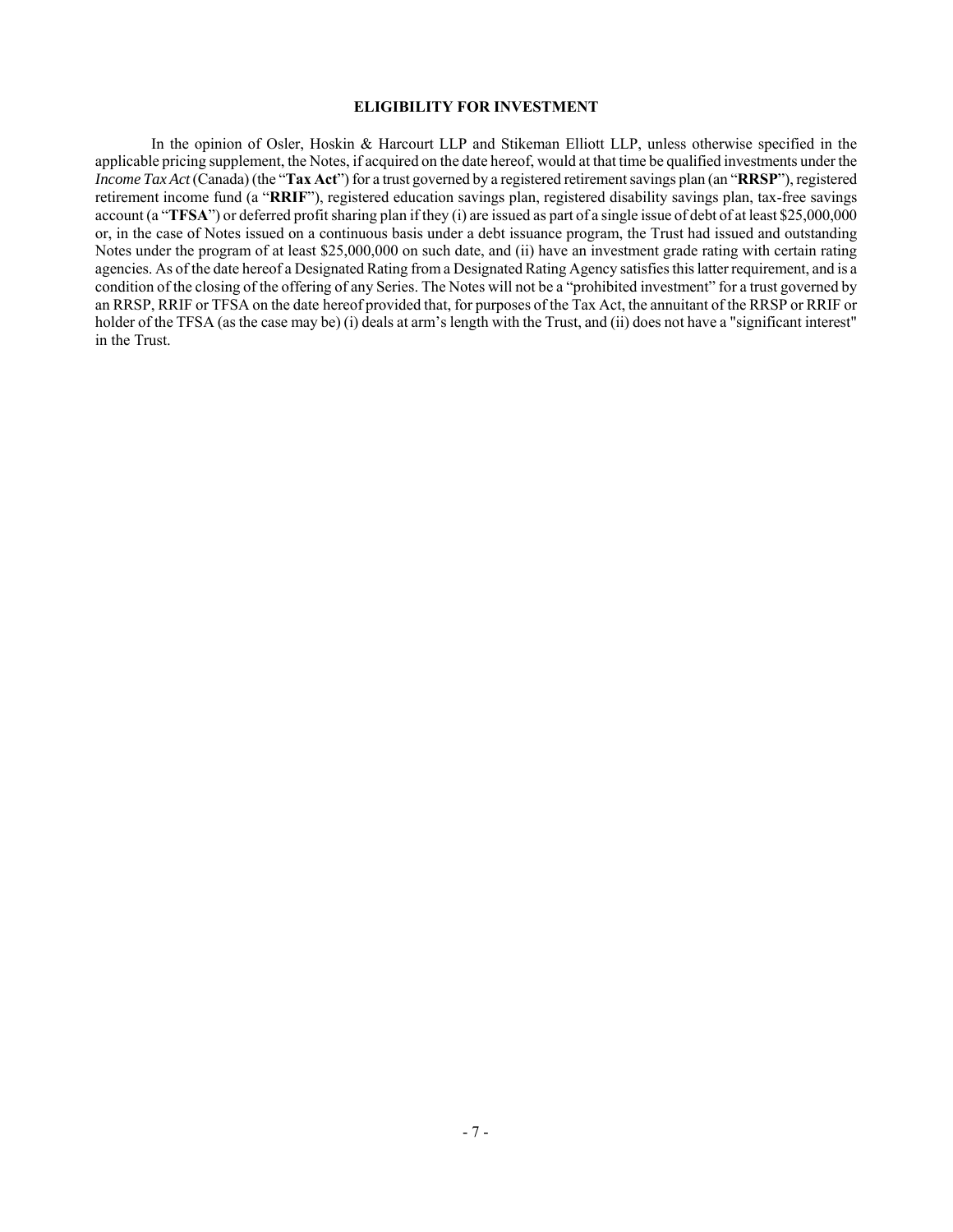## ELIGIBILITY FOR INVESTMENT

In the opinion of Osler, Hoskin & Harcourt LLP and Stikeman Elliott LLP, unless otherwise specified in the applicable pricing supplement, the Notes, if acquired on the date hereof, would at that time be qualified investments under the *Income Tax Act* (Canada) (the "**Tax Act**") for a trust governed by a registered retirement savings plan (an "**RRSP**"), registered retirement income fund (a "**RRIF**"), registered education savings plan, registered disability savings plan, tax-free savings account (a "**TFSA**") or deferred profit sharing plan if they (i) are issued as part of a single issue of debt of at least $25,000,000 or, in the case of Notes issued on a continuous basis under a debt issuance program, the Trust had issued and outstanding Notes under the program of at least $25,000,000 on such date, and (ii) have an investment grade rating with certain rating agencies. As of the date hereof a Designated Rating from a Designated Rating Agency satisfies this latter requirement, and is a condition of the closing of the offering of any Series. The Notes will not be a "prohibited investment" for a trust governed by an RRSP, RRIF or TFSA on the date hereof provided that, for purposes of the Tax Act, the annuitant of the RRSP or RRIF or holder of the TFSA (as the case may be) (i) deals at arm's length with the Trust, and (ii) does not have a "significant interest" in the Trust.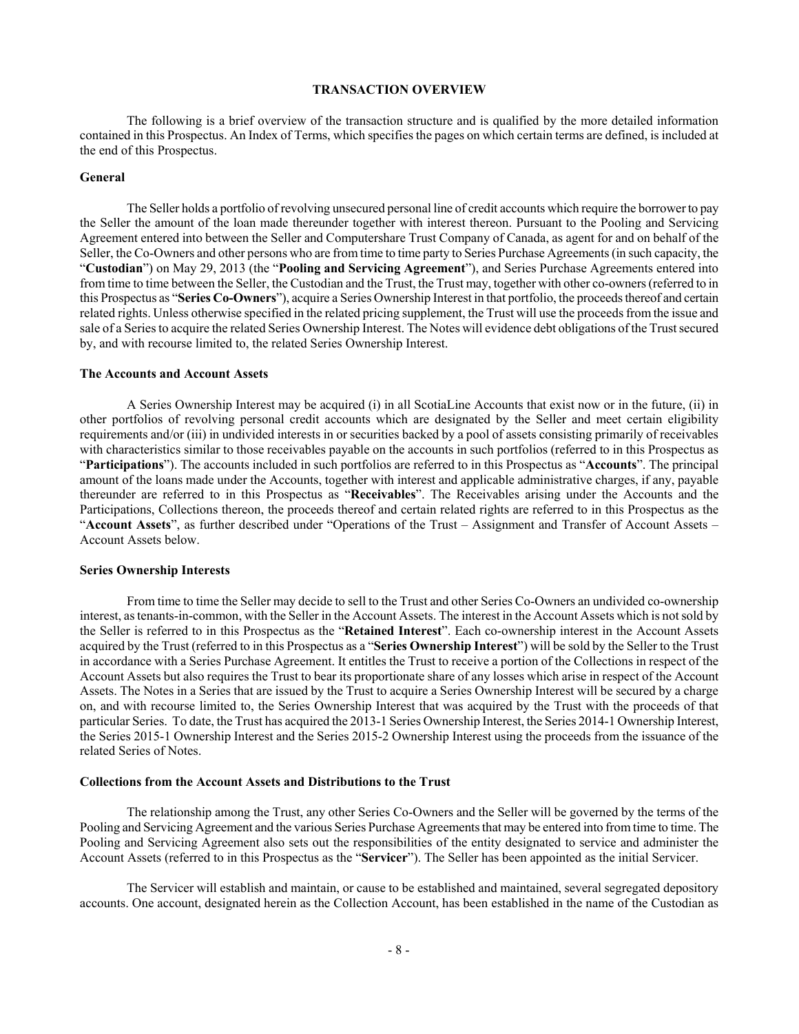## TRANSACTION OVERVIEW

The following is a brief overview of the transaction structure and is qualified by the more detailed information contained in this Prospectus. An Index of Terms, which specifies the pages on which certain terms are defined, is included at the end of this Prospectus.

### General

The Seller holds a portfolio of revolving unsecured personal line of credit accounts which require the borrower to pay the Seller the amount of the loan made thereunder together with interest thereon. Pursuant to the Pooling and Servicing Agreement entered into between the Seller and Computershare Trust Company of Canada, as agent for and on behalf of the Seller, the Co-Owners and other persons who are from time to time party to Series Purchase Agreements (in such capacity, the "**Custodian**") on May 29, 2013 (the "**Pooling and Servicing Agreement**"), and Series Purchase Agreements entered into from time to time between the Seller, the Custodian and the Trust, the Trust may, together with other co-owners (referred to in this Prospectus as "**Series Co-Owners**"), acquire a Series Ownership Interest in that portfolio, the proceeds thereof and certain related rights. Unless otherwise specified in the related pricing supplement, the Trust will use the proceeds from the issue and sale of a Series to acquire the related Series Ownership Interest. The Notes will evidence debt obligations of the Trust secured by, and with recourse limited to, the related Series Ownership Interest.

### The Accounts and Account Assets

A Series Ownership Interest may be acquired (i) in all ScotiaLine Accounts that exist now or in the future, (ii) in other portfolios of revolving personal credit accounts which are designated by the Seller and meet certain eligibility requirements and/or (iii) in undivided interests in or securities backed by a pool of assets consisting primarily of receivables with characteristics similar to those receivables payable on the accounts in such portfolios (referred to in this Prospectus as "**Participations**"). The accounts included in such portfolios are referred to in this Prospectus as "**Accounts**". The principal amount of the loans made under the Accounts, together with interest and applicable administrative charges, if any, payable thereunder are referred to in this Prospectus as "**Receivables**". The Receivables arising under the Accounts and the Participations, Collections thereon, the proceeds thereof and certain related rights are referred to in this Prospectus as the "**Account Assets**", as further described under "Operations of the Trust – Assignment and Transfer of Account Assets – Account Assets below.

### Series Ownership Interests

From time to time the Seller may decide to sell to the Trust and other Series Co-Owners an undivided co-ownership interest, as tenants-in-common, with the Seller in the Account Assets. The interest in the Account Assets which is not sold by the Seller is referred to in this Prospectus as the "**Retained Interest**". Each co-ownership interest in the Account Assets acquired by the Trust (referred to in this Prospectus as a "**Series Ownership Interest**") will be sold by the Seller to the Trust in accordance with a Series Purchase Agreement. It entitles the Trust to receive a portion of the Collections in respect of the Account Assets but also requires the Trust to bear its proportionate share of any losses which arise in respect of the Account Assets. The Notes in a Series that are issued by the Trust to acquire a Series Ownership Interest will be secured by a charge on, and with recourse limited to, the Series Ownership Interest that was acquired by the Trust with the proceeds of that particular Series. To date, the Trust has acquired the 2013-1 Series Ownership Interest, the Series 2014-1 Ownership Interest, the Series 2015-1 Ownership Interest and the Series 2015-2 Ownership Interest using the proceeds from the issuance of the related Series of Notes.

### Collections from the Account Assets and Distributions to the Trust

The relationship among the Trust, any other Series Co-Owners and the Seller will be governed by the terms of the Pooling and Servicing Agreement and the various Series Purchase Agreements that may be entered into from time to time. The Pooling and Servicing Agreement also sets out the responsibilities of the entity designated to service and administer the Account Assets (referred to in this Prospectus as the "**Servicer**"). The Seller has been appointed as the initial Servicer.

The Servicer will establish and maintain, or cause to be established and maintained, several segregated depository accounts. One account, designated herein as the Collection Account, has been established in the name of the Custodian as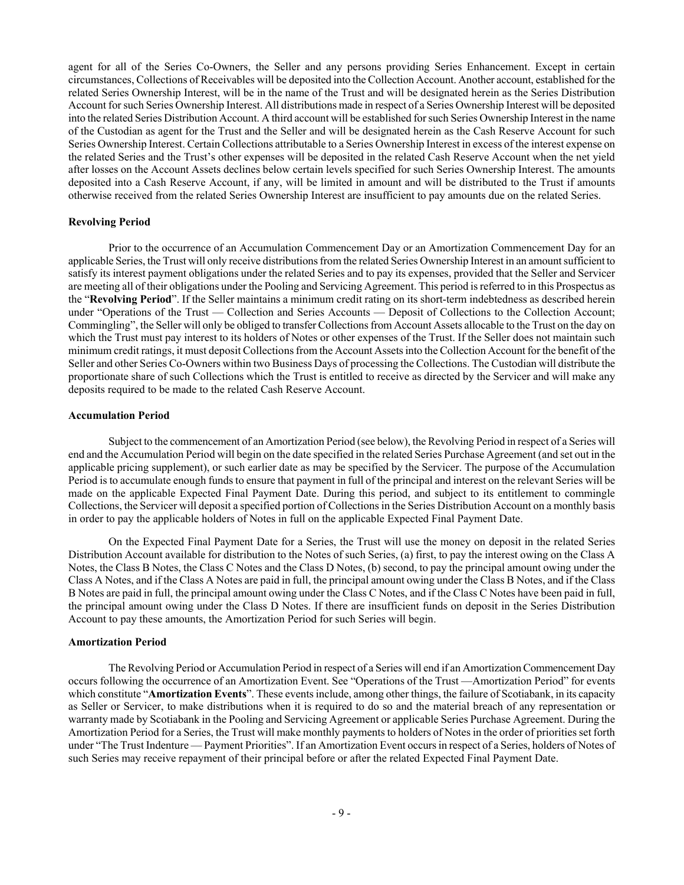agent for all of the Series Co-Owners, the Seller and any persons providing Series Enhancement. Except in certain circumstances, Collections of Receivables will be deposited into the Collection Account. Another account, established for the related Series Ownership Interest, will be in the name of the Trust and will be designated herein as the Series Distribution Account for such Series Ownership Interest. All distributions made in respect of a Series Ownership Interest will be deposited into the related Series Distribution Account. A third account will be established for such Series Ownership Interest in the name of the Custodian as agent for the Trust and the Seller and will be designated herein as the Cash Reserve Account for such Series Ownership Interest. Certain Collections attributable to a Series Ownership Interest in excess of the interest expense on the related Series and the Trust's other expenses will be deposited in the related Cash Reserve Account when the net yield after losses on the Account Assets declines below certain levels specified for such Series Ownership Interest. The amounts deposited into a Cash Reserve Account, if any, will be limited in amount and will be distributed to the Trust if amounts otherwise received from the related Series Ownership Interest are insufficient to pay amounts due on the related Series.

**Revolving Period**

Prior to the occurrence of an Accumulation Commencement Day or an Amortization Commencement Day for an applicable Series, the Trust will only receive distributions from the related Series Ownership Interest in an amount sufficient to satisfy its interest payment obligations under the related Series and to pay its expenses, provided that the Seller and Servicer are meeting all of their obligations under the Pooling and Servicing Agreement. This period is referred to in this Prospectus as the "**Revolving Period**". If the Seller maintains a minimum credit rating on its short-term indebtedness as described herein under "Operations of the Trust — Collection and Series Accounts — Deposit of Collections to the Collection Account; Commingling", the Seller will only be obliged to transfer Collections from Account Assets allocable to the Trust on the day on which the Trust must pay interest to its holders of Notes or other expenses of the Trust. If the Seller does not maintain such minimum credit ratings, it must deposit Collections from the Account Assets into the Collection Account for the benefit of the Seller and other Series Co-Owners within two Business Days of processing the Collections. The Custodian will distribute the proportionate share of such Collections which the Trust is entitled to receive as directed by the Servicer and will make any deposits required to be made to the related Cash Reserve Account.

**Accumulation Period**

Subject to the commencement of an Amortization Period (see below), the Revolving Period in respect of a Series will end and the Accumulation Period will begin on the date specified in the related Series Purchase Agreement (and set out in the applicable pricing supplement), or such earlier date as may be specified by the Servicer. The purpose of the Accumulation Period is to accumulate enough funds to ensure that payment in full of the principal and interest on the relevant Series will be made on the applicable Expected Final Payment Date. During this period, and subject to its entitlement to commingle Collections, the Servicer will deposit a specified portion of Collections in the Series Distribution Account on a monthly basis in order to pay the applicable holders of Notes in full on the applicable Expected Final Payment Date.

On the Expected Final Payment Date for a Series, the Trust will use the money on deposit in the related Series Distribution Account available for distribution to the Notes of such Series, (a) first, to pay the interest owing on the Class A Notes, the Class B Notes, the Class C Notes and the Class D Notes, (b) second, to pay the principal amount owing under the Class A Notes, and if the Class A Notes are paid in full, the principal amount owing under the Class B Notes, and if the Class B Notes are paid in full, the principal amount owing under the Class C Notes, and if the Class C Notes have been paid in full, the principal amount owing under the Class D Notes. If there are insufficient funds on deposit in the Series Distribution Account to pay these amounts, the Amortization Period for such Series will begin.

**Amortization Period**

The Revolving Period or Accumulation Period in respect of a Series will end if an Amortization Commencement Day occurs following the occurrence of an Amortization Event. See "Operations of the Trust —Amortization Period" for events which constitute "**Amortization Events**". These events include, among other things, the failure of Scotiabank, in its capacity as Seller or Servicer, to make distributions when it is required to do so and the material breach of any representation or warranty made by Scotiabank in the Pooling and Servicing Agreement or applicable Series Purchase Agreement. During the Amortization Period for a Series, the Trust will make monthly payments to holders of Notes in the order of priorities set forth under "The Trust Indenture — Payment Priorities". If an Amortization Event occurs in respect of a Series, holders of Notes of such Series may receive repayment of their principal before or after the related Expected Final Payment Date.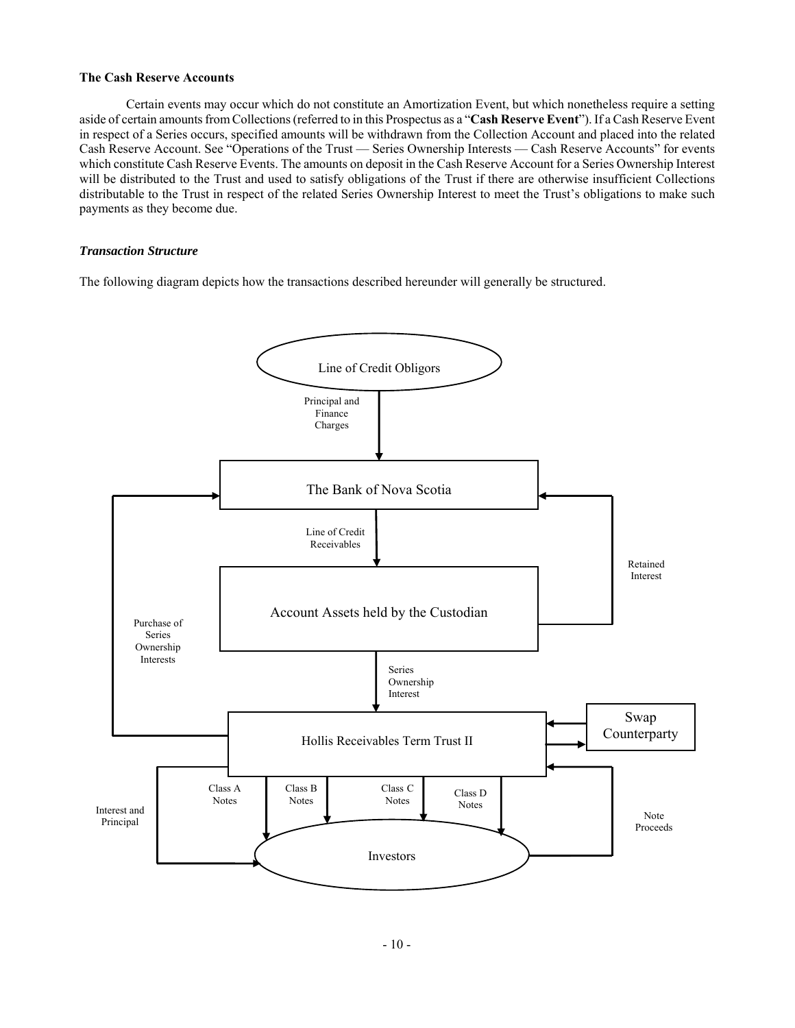**The Cash Reserve Accounts**

Certain events may occur which do not constitute an Amortization Event, but which nonetheless require a setting aside of certain amounts from Collections (referred to in this Prospectus as a "**Cash Reserve Event**"). If a Cash Reserve Event in respect of a Series occurs, specified amounts will be withdrawn from the Collection Account and placed into the related Cash Reserve Account. See "Operations of the Trust — Series Ownership Interests — Cash Reserve Accounts" for events which constitute Cash Reserve Events. The amounts on deposit in the Cash Reserve Account for a Series Ownership Interest will be distributed to the Trust and used to satisfy obligations of the Trust if there are otherwise insufficient Collections distributable to the Trust in respect of the related Series Ownership Interest to meet the Trust's obligations to make such payments as they become due.

***Transaction Structure***

The following diagram depicts how the transactions described hereunder will generally be structured.

Line of Credit Obligors

Principal and Finance Charges

The Bank of Nova Scotia

Line of Credit Receivables

Retained Interest

Account Assets held by the Custodian

Purchase of Series Ownership Interests

Series Ownership Interest

Hollis Receivables Term Trust II

Swap Counterparty

Class A Notes

Class B Notes

Class C Notes

Class D Notes

Interest and Principal

Note Proceeds

Investors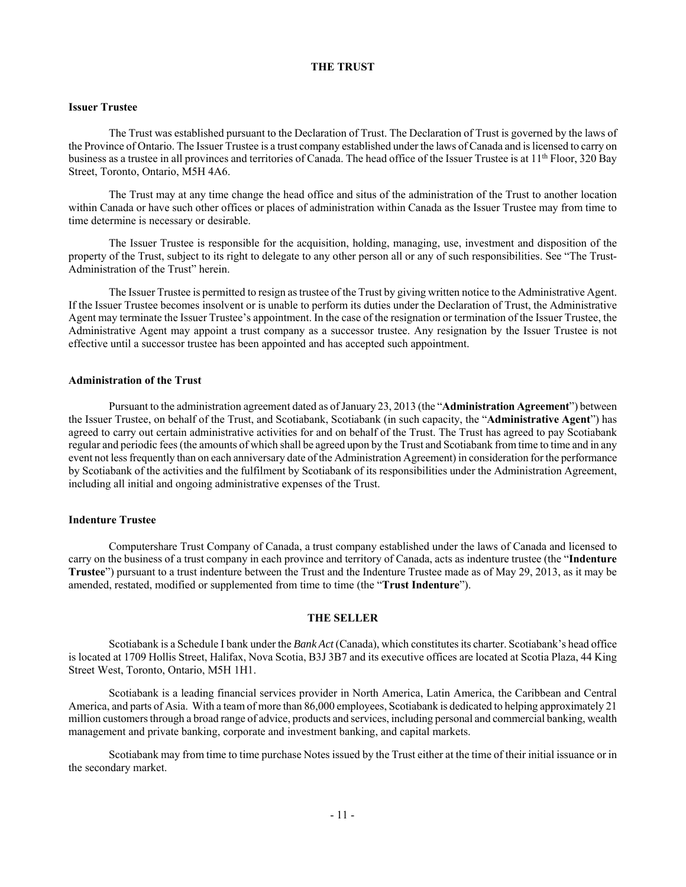## THE TRUST

### Issuer Trustee

The Trust was established pursuant to the Declaration of Trust. The Declaration of Trust is governed by the laws of the Province of Ontario. The Issuer Trustee is a trust company established under the laws of Canada and is licensed to carry on business as a trustee in all provinces and territories of Canada. The head office of the Issuer Trustee is at 11th Floor, 320 Bay Street, Toronto, Ontario, M5H 4A6.

The Trust may at any time change the head office and situs of the administration of the Trust to another location within Canada or have such other offices or places of administration within Canada as the Issuer Trustee may from time to time determine is necessary or desirable.

The Issuer Trustee is responsible for the acquisition, holding, managing, use, investment and disposition of the property of the Trust, subject to its right to delegate to any other person all or any of such responsibilities. See "The Trust-Administration of the Trust" herein.

The Issuer Trustee is permitted to resign as trustee of the Trust by giving written notice to the Administrative Agent. If the Issuer Trustee becomes insolvent or is unable to perform its duties under the Declaration of Trust, the Administrative Agent may terminate the Issuer Trustee's appointment. In the case of the resignation or termination of the Issuer Trustee, the Administrative Agent may appoint a trust company as a successor trustee. Any resignation by the Issuer Trustee is not effective until a successor trustee has been appointed and has accepted such appointment.

### Administration of the Trust

Pursuant to the administration agreement dated as of January 23, 2013 (the "**Administration Agreement**") between the Issuer Trustee, on behalf of the Trust, and Scotiabank, Scotiabank (in such capacity, the "**Administrative Agent**") has agreed to carry out certain administrative activities for and on behalf of the Trust. The Trust has agreed to pay Scotiabank regular and periodic fees (the amounts of which shall be agreed upon by the Trust and Scotiabank from time to time and in any event not less frequently than on each anniversary date of the Administration Agreement) in consideration for the performance by Scotiabank of the activities and the fulfilment by Scotiabank of its responsibilities under the Administration Agreement, including all initial and ongoing administrative expenses of the Trust.

### Indenture Trustee

Computershare Trust Company of Canada, a trust company established under the laws of Canada and licensed to carry on the business of a trust company in each province and territory of Canada, acts as indenture trustee (the "**Indenture Trustee**") pursuant to a trust indenture between the Trust and the Indenture Trustee made as of May 29, 2013, as it may be amended, restated, modified or supplemented from time to time (the "**Trust Indenture**").

## THE SELLER

Scotiabank is a Schedule I bank under the *Bank Act* (Canada), which constitutes its charter. Scotiabank's head office is located at 1709 Hollis Street, Halifax, Nova Scotia, B3J 3B7 and its executive offices are located at Scotia Plaza, 44 King Street West, Toronto, Ontario, M5H 1H1.

Scotiabank is a leading financial services provider in North America, Latin America, the Caribbean and Central America, and parts of Asia. With a team of more than 86,000 employees, Scotiabank is dedicated to helping approximately 21 million customers through a broad range of advice, products and services, including personal and commercial banking, wealth management and private banking, corporate and investment banking, and capital markets.

Scotiabank may from time to time purchase Notes issued by the Trust either at the time of their initial issuance or in the secondary market.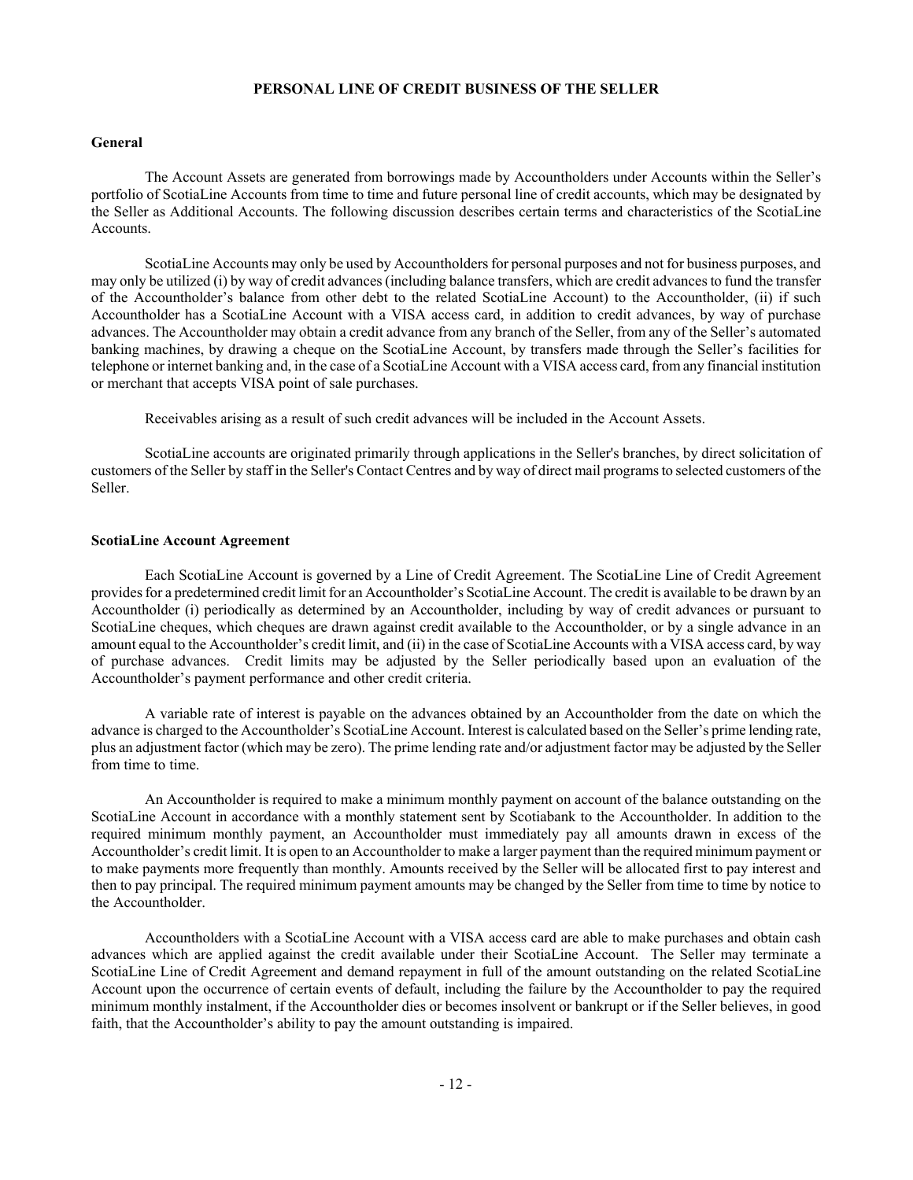# PERSONAL LINE OF CREDIT BUSINESS OF THE SELLER

## General

The Account Assets are generated from borrowings made by Accountholders under Accounts within the Seller's portfolio of ScotiaLine Accounts from time to time and future personal line of credit accounts, which may be designated by the Seller as Additional Accounts. The following discussion describes certain terms and characteristics of the ScotiaLine Accounts.

ScotiaLine Accounts may only be used by Accountholders for personal purposes and not for business purposes, and may only be utilized (i) by way of credit advances (including balance transfers, which are credit advances to fund the transfer of the Accountholder's balance from other debt to the related ScotiaLine Account) to the Accountholder, (ii) if such Accountholder has a ScotiaLine Account with a VISA access card, in addition to credit advances, by way of purchase advances. The Accountholder may obtain a credit advance from any branch of the Seller, from any of the Seller's automated banking machines, by drawing a cheque on the ScotiaLine Account, by transfers made through the Seller's facilities for telephone or internet banking and, in the case of a ScotiaLine Account with a VISA access card, from any financial institution or merchant that accepts VISA point of sale purchases.

Receivables arising as a result of such credit advances will be included in the Account Assets.

ScotiaLine accounts are originated primarily through applications in the Seller's branches, by direct solicitation of customers of the Seller by staff in the Seller's Contact Centres and by way of direct mail programs to selected customers of the Seller.

## ScotiaLine Account Agreement

Each ScotiaLine Account is governed by a Line of Credit Agreement. The ScotiaLine Line of Credit Agreement provides for a predetermined credit limit for an Accountholder's ScotiaLine Account. The credit is available to be drawn by an Accountholder (i) periodically as determined by an Accountholder, including by way of credit advances or pursuant to ScotiaLine cheques, which cheques are drawn against credit available to the Accountholder, or by a single advance in an amount equal to the Accountholder's credit limit, and (ii) in the case of ScotiaLine Accounts with a VISA access card, by way of purchase advances. Credit limits may be adjusted by the Seller periodically based upon an evaluation of the Accountholder's payment performance and other credit criteria.

A variable rate of interest is payable on the advances obtained by an Accountholder from the date on which the advance is charged to the Accountholder's ScotiaLine Account. Interest is calculated based on the Seller's prime lending rate, plus an adjustment factor (which may be zero). The prime lending rate and/or adjustment factor may be adjusted by the Seller from time to time.

An Accountholder is required to make a minimum monthly payment on account of the balance outstanding on the ScotiaLine Account in accordance with a monthly statement sent by Scotiabank to the Accountholder. In addition to the required minimum monthly payment, an Accountholder must immediately pay all amounts drawn in excess of the Accountholder's credit limit. It is open to an Accountholder to make a larger payment than the required minimum payment or to make payments more frequently than monthly. Amounts received by the Seller will be allocated first to pay interest and then to pay principal. The required minimum payment amounts may be changed by the Seller from time to time by notice to the Accountholder.

Accountholders with a ScotiaLine Account with a VISA access card are able to make purchases and obtain cash advances which are applied against the credit available under their ScotiaLine Account. The Seller may terminate a ScotiaLine Line of Credit Agreement and demand repayment in full of the amount outstanding on the related ScotiaLine Account upon the occurrence of certain events of default, including the failure by the Accountholder to pay the required minimum monthly instalment, if the Accountholder dies or becomes insolvent or bankrupt or if the Seller believes, in good faith, that the Accountholder's ability to pay the amount outstanding is impaired.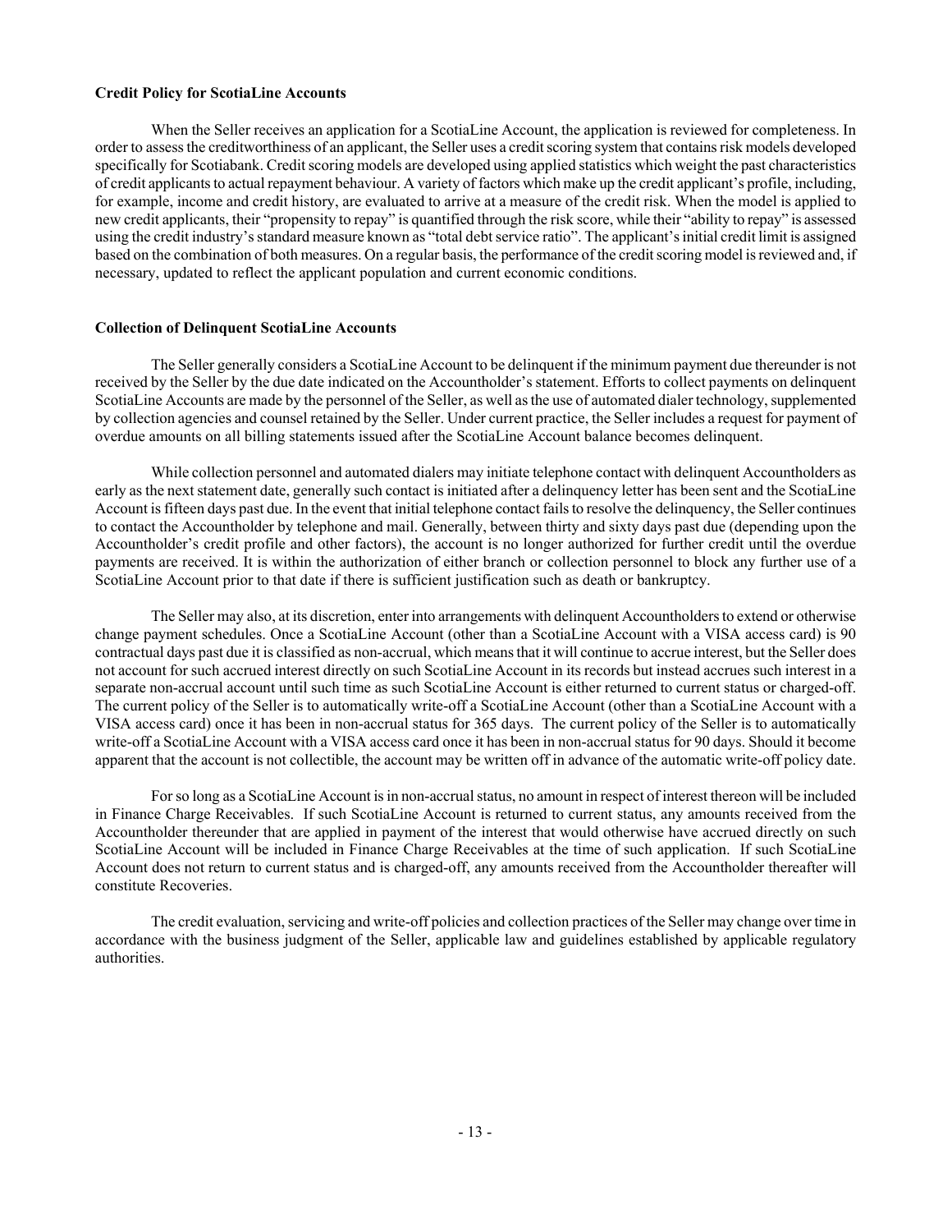**Credit Policy for ScotiaLine Accounts**

When the Seller receives an application for a ScotiaLine Account, the application is reviewed for completeness. In order to assess the creditworthiness of an applicant, the Seller uses a credit scoring system that contains risk models developed specifically for Scotiabank. Credit scoring models are developed using applied statistics which weight the past characteristics of credit applicants to actual repayment behaviour. A variety of factors which make up the credit applicant's profile, including, for example, income and credit history, are evaluated to arrive at a measure of the credit risk. When the model is applied to new credit applicants, their "propensity to repay" is quantified through the risk score, while their "ability to repay" is assessed using the credit industry's standard measure known as "total debt service ratio". The applicant's initial credit limit is assigned based on the combination of both measures. On a regular basis, the performance of the credit scoring model is reviewed and, if necessary, updated to reflect the applicant population and current economic conditions.

**Collection of Delinquent ScotiaLine Accounts**

The Seller generally considers a ScotiaLine Account to be delinquent if the minimum payment due thereunder is not received by the Seller by the due date indicated on the Accountholder's statement. Efforts to collect payments on delinquent ScotiaLine Accounts are made by the personnel of the Seller, as well as the use of automated dialer technology, supplemented by collection agencies and counsel retained by the Seller. Under current practice, the Seller includes a request for payment of overdue amounts on all billing statements issued after the ScotiaLine Account balance becomes delinquent.

While collection personnel and automated dialers may initiate telephone contact with delinquent Accountholders as early as the next statement date, generally such contact is initiated after a delinquency letter has been sent and the ScotiaLine Account is fifteen days past due. In the event that initial telephone contact fails to resolve the delinquency, the Seller continues to contact the Accountholder by telephone and mail. Generally, between thirty and sixty days past due (depending upon the Accountholder's credit profile and other factors), the account is no longer authorized for further credit until the overdue payments are received. It is within the authorization of either branch or collection personnel to block any further use of a ScotiaLine Account prior to that date if there is sufficient justification such as death or bankruptcy.

The Seller may also, at its discretion, enter into arrangements with delinquent Accountholders to extend or otherwise change payment schedules. Once a ScotiaLine Account (other than a ScotiaLine Account with a VISA access card) is 90 contractual days past due it is classified as non-accrual, which means that it will continue to accrue interest, but the Seller does not account for such accrued interest directly on such ScotiaLine Account in its records but instead accrues such interest in a separate non-accrual account until such time as such ScotiaLine Account is either returned to current status or charged-off. The current policy of the Seller is to automatically write-off a ScotiaLine Account (other than a ScotiaLine Account with a VISA access card) once it has been in non-accrual status for 365 days. The current policy of the Seller is to automatically write-off a ScotiaLine Account with a VISA access card once it has been in non-accrual status for 90 days. Should it become apparent that the account is not collectible, the account may be written off in advance of the automatic write-off policy date.

For so long as a ScotiaLine Account is in non-accrual status, no amount in respect of interest thereon will be included in Finance Charge Receivables. If such ScotiaLine Account is returned to current status, any amounts received from the Accountholder thereunder that are applied in payment of the interest that would otherwise have accrued directly on such ScotiaLine Account will be included in Finance Charge Receivables at the time of such application. If such ScotiaLine Account does not return to current status and is charged-off, any amounts received from the Accountholder thereafter will constitute Recoveries.

The credit evaluation, servicing and write-off policies and collection practices of the Seller may change over time in accordance with the business judgment of the Seller, applicable law and guidelines established by applicable regulatory authorities.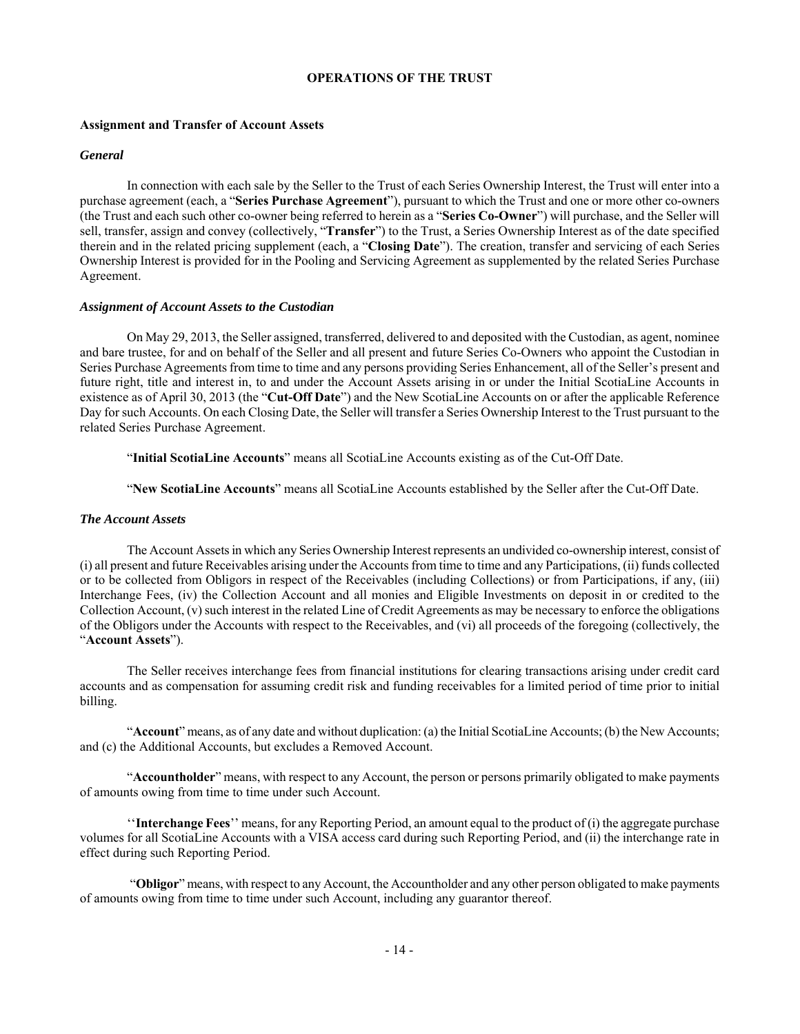## OPERATIONS OF THE TRUST

### Assignment and Transfer of Account Assets

#### *General*

In connection with each sale by the Seller to the Trust of each Series Ownership Interest, the Trust will enter into a purchase agreement (each, a "**Series Purchase Agreement**"), pursuant to which the Trust and one or more other co-owners (the Trust and each such other co-owner being referred to herein as a "**Series Co-Owner**") will purchase, and the Seller will sell, transfer, assign and convey (collectively, "**Transfer**") to the Trust, a Series Ownership Interest as of the date specified therein and in the related pricing supplement (each, a "**Closing Date**"). The creation, transfer and servicing of each Series Ownership Interest is provided for in the Pooling and Servicing Agreement as supplemented by the related Series Purchase Agreement.

#### *Assignment of Account Assets to the Custodian*

On May 29, 2013, the Seller assigned, transferred, delivered to and deposited with the Custodian, as agent, nominee and bare trustee, for and on behalf of the Seller and all present and future Series Co-Owners who appoint the Custodian in Series Purchase Agreements from time to time and any persons providing Series Enhancement, all of the Seller's present and future right, title and interest in, to and under the Account Assets arising in or under the Initial ScotiaLine Accounts in existence as of April 30, 2013 (the "**Cut-Off Date**") and the New ScotiaLine Accounts on or after the applicable Reference Day for such Accounts. On each Closing Date, the Seller will transfer a Series Ownership Interest to the Trust pursuant to the related Series Purchase Agreement.

"**Initial ScotiaLine Accounts**" means all ScotiaLine Accounts existing as of the Cut-Off Date.

"**New ScotiaLine Accounts**" means all ScotiaLine Accounts established by the Seller after the Cut-Off Date.

#### *The Account Assets*

The Account Assets in which any Series Ownership Interest represents an undivided co-ownership interest, consist of (i) all present and future Receivables arising under the Accounts from time to time and any Participations, (ii) funds collected or to be collected from Obligors in respect of the Receivables (including Collections) or from Participations, if any, (iii) Interchange Fees, (iv) the Collection Account and all monies and Eligible Investments on deposit in or credited to the Collection Account, (v) such interest in the related Line of Credit Agreements as may be necessary to enforce the obligations of the Obligors under the Accounts with respect to the Receivables, and (vi) all proceeds of the foregoing (collectively, the "**Account Assets**").

The Seller receives interchange fees from financial institutions for clearing transactions arising under credit card accounts and as compensation for assuming credit risk and funding receivables for a limited period of time prior to initial billing.

"**Account**" means, as of any date and without duplication: (a) the Initial ScotiaLine Accounts; (b) the New Accounts; and (c) the Additional Accounts, but excludes a Removed Account.

"**Accountholder**" means, with respect to any Account, the person or persons primarily obligated to make payments of amounts owing from time to time under such Account.

''**Interchange Fees**'' means, for any Reporting Period, an amount equal to the product of (i) the aggregate purchase volumes for all ScotiaLine Accounts with a VISA access card during such Reporting Period, and (ii) the interchange rate in effect during such Reporting Period.

"**Obligor**" means, with respect to any Account, the Accountholder and any other person obligated to make payments of amounts owing from time to time under such Account, including any guarantor thereof.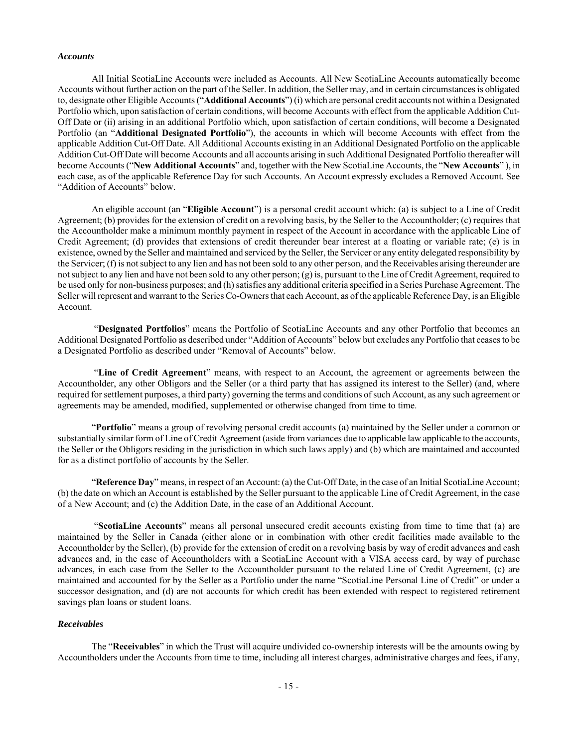### *Accounts*

All Initial ScotiaLine Accounts were included as Accounts. All New ScotiaLine Accounts automatically become Accounts without further action on the part of the Seller. In addition, the Seller may, and in certain circumstances is obligated to, designate other Eligible Accounts ("**Additional Accounts**") (i) which are personal credit accounts not within a Designated Portfolio which, upon satisfaction of certain conditions, will become Accounts with effect from the applicable Addition Cut-Off Date or (ii) arising in an additional Portfolio which, upon satisfaction of certain conditions, will become a Designated Portfolio (an "**Additional Designated Portfolio**"), the accounts in which will become Accounts with effect from the applicable Addition Cut-Off Date. All Additional Accounts existing in an Additional Designated Portfolio on the applicable Addition Cut-Off Date will become Accounts and all accounts arising in such Additional Designated Portfolio thereafter will become Accounts ("**New Additional Accounts**" and, together with the New ScotiaLine Accounts, the "**New Accounts**" ), in each case, as of the applicable Reference Day for such Accounts. An Account expressly excludes a Removed Account. See "Addition of Accounts" below.

An eligible account (an "**Eligible Account**") is a personal credit account which: (a) is subject to a Line of Credit Agreement; (b) provides for the extension of credit on a revolving basis, by the Seller to the Accountholder; (c) requires that the Accountholder make a minimum monthly payment in respect of the Account in accordance with the applicable Line of Credit Agreement; (d) provides that extensions of credit thereunder bear interest at a floating or variable rate; (e) is in existence, owned by the Seller and maintained and serviced by the Seller, the Servicer or any entity delegated responsibility by the Servicer; (f) is not subject to any lien and has not been sold to any other person, and the Receivables arising thereunder are not subject to any lien and have not been sold to any other person; (g) is, pursuant to the Line of Credit Agreement, required to be used only for non-business purposes; and (h) satisfies any additional criteria specified in a Series Purchase Agreement. The Seller will represent and warrant to the Series Co-Owners that each Account, as of the applicable Reference Day, is an Eligible Account.

"**Designated Portfolios**" means the Portfolio of ScotiaLine Accounts and any other Portfolio that becomes an Additional Designated Portfolio as described under "Addition of Accounts" below but excludes any Portfolio that ceases to be a Designated Portfolio as described under "Removal of Accounts" below.

"**Line of Credit Agreement**" means, with respect to an Account, the agreement or agreements between the Accountholder, any other Obligors and the Seller (or a third party that has assigned its interest to the Seller) (and, where required for settlement purposes, a third party) governing the terms and conditions of such Account, as any such agreement or agreements may be amended, modified, supplemented or otherwise changed from time to time.

"**Portfolio**" means a group of revolving personal credit accounts (a) maintained by the Seller under a common or substantially similar form of Line of Credit Agreement (aside from variances due to applicable law applicable to the accounts, the Seller or the Obligors residing in the jurisdiction in which such laws apply) and (b) which are maintained and accounted for as a distinct portfolio of accounts by the Seller.

"**Reference Day**" means, in respect of an Account: (a) the Cut-Off Date, in the case of an Initial ScotiaLine Account; (b) the date on which an Account is established by the Seller pursuant to the applicable Line of Credit Agreement, in the case of a New Account; and (c) the Addition Date, in the case of an Additional Account.

"**ScotiaLine Accounts**" means all personal unsecured credit accounts existing from time to time that (a) are maintained by the Seller in Canada (either alone or in combination with other credit facilities made available to the Accountholder by the Seller), (b) provide for the extension of credit on a revolving basis by way of credit advances and cash advances and, in the case of Accountholders with a ScotiaLine Account with a VISA access card, by way of purchase advances, in each case from the Seller to the Accountholder pursuant to the related Line of Credit Agreement, (c) are maintained and accounted for by the Seller as a Portfolio under the name "ScotiaLine Personal Line of Credit" or under a successor designation, and (d) are not accounts for which credit has been extended with respect to registered retirement savings plan loans or student loans.

### *Receivables*

The "**Receivables**" in which the Trust will acquire undivided co-ownership interests will be the amounts owing by Accountholders under the Accounts from time to time, including all interest charges, administrative charges and fees, if any,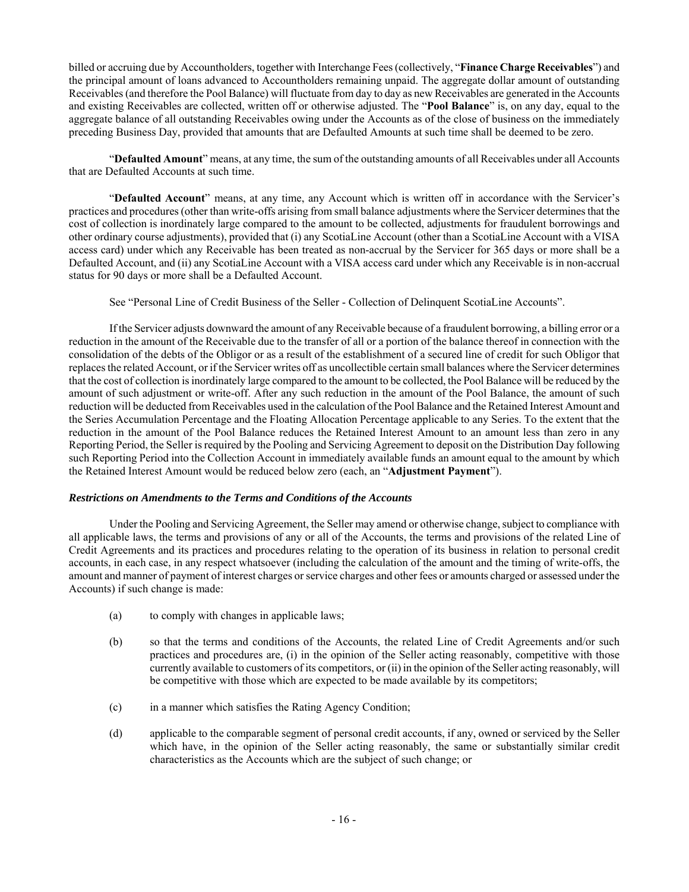billed or accruing due by Accountholders, together with Interchange Fees (collectively, "**Finance Charge Receivables**") and the principal amount of loans advanced to Accountholders remaining unpaid. The aggregate dollar amount of outstanding Receivables (and therefore the Pool Balance) will fluctuate from day to day as new Receivables are generated in the Accounts and existing Receivables are collected, written off or otherwise adjusted. The "**Pool Balance**" is, on any day, equal to the aggregate balance of all outstanding Receivables owing under the Accounts as of the close of business on the immediately preceding Business Day, provided that amounts that are Defaulted Amounts at such time shall be deemed to be zero.

"**Defaulted Amount**" means, at any time, the sum of the outstanding amounts of all Receivables under all Accounts that are Defaulted Accounts at such time.

"**Defaulted Account**" means, at any time, any Account which is written off in accordance with the Servicer's practices and procedures (other than write-offs arising from small balance adjustments where the Servicer determines that the cost of collection is inordinately large compared to the amount to be collected, adjustments for fraudulent borrowings and other ordinary course adjustments), provided that (i) any ScotiaLine Account (other than a ScotiaLine Account with a VISA access card) under which any Receivable has been treated as non-accrual by the Servicer for 365 days or more shall be a Defaulted Account, and (ii) any ScotiaLine Account with a VISA access card under which any Receivable is in non-accrual status for 90 days or more shall be a Defaulted Account.

See "Personal Line of Credit Business of the Seller - Collection of Delinquent ScotiaLine Accounts".

If the Servicer adjusts downward the amount of any Receivable because of a fraudulent borrowing, a billing error or a reduction in the amount of the Receivable due to the transfer of all or a portion of the balance thereof in connection with the consolidation of the debts of the Obligor or as a result of the establishment of a secured line of credit for such Obligor that replaces the related Account, or if the Servicer writes off as uncollectible certain small balances where the Servicer determines that the cost of collection is inordinately large compared to the amount to be collected, the Pool Balance will be reduced by the amount of such adjustment or write-off. After any such reduction in the amount of the Pool Balance, the amount of such reduction will be deducted from Receivables used in the calculation of the Pool Balance and the Retained Interest Amount and the Series Accumulation Percentage and the Floating Allocation Percentage applicable to any Series. To the extent that the reduction in the amount of the Pool Balance reduces the Retained Interest Amount to an amount less than zero in any Reporting Period, the Seller is required by the Pooling and Servicing Agreement to deposit on the Distribution Day following such Reporting Period into the Collection Account in immediately available funds an amount equal to the amount by which the Retained Interest Amount would be reduced below zero (each, an "**Adjustment Payment**").

***Restrictions on Amendments to the Terms and Conditions of the Accounts***

Under the Pooling and Servicing Agreement, the Seller may amend or otherwise change, subject to compliance with all applicable laws, the terms and provisions of any or all of the Accounts, the terms and provisions of the related Line of Credit Agreements and its practices and procedures relating to the operation of its business in relation to personal credit accounts, in each case, in any respect whatsoever (including the calculation of the amount and the timing of write-offs, the amount and manner of payment of interest charges or service charges and other fees or amounts charged or assessed under the Accounts) if such change is made:

(a) to comply with changes in applicable laws;

(b) so that the terms and conditions of the Accounts, the related Line of Credit Agreements and/or such practices and procedures are, (i) in the opinion of the Seller acting reasonably, competitive with those currently available to customers of its competitors, or (ii) in the opinion of the Seller acting reasonably, will be competitive with those which are expected to be made available by its competitors;

(c) in a manner which satisfies the Rating Agency Condition;

(d) applicable to the comparable segment of personal credit accounts, if any, owned or serviced by the Seller which have, in the opinion of the Seller acting reasonably, the same or substantially similar credit characteristics as the Accounts which are the subject of such change; or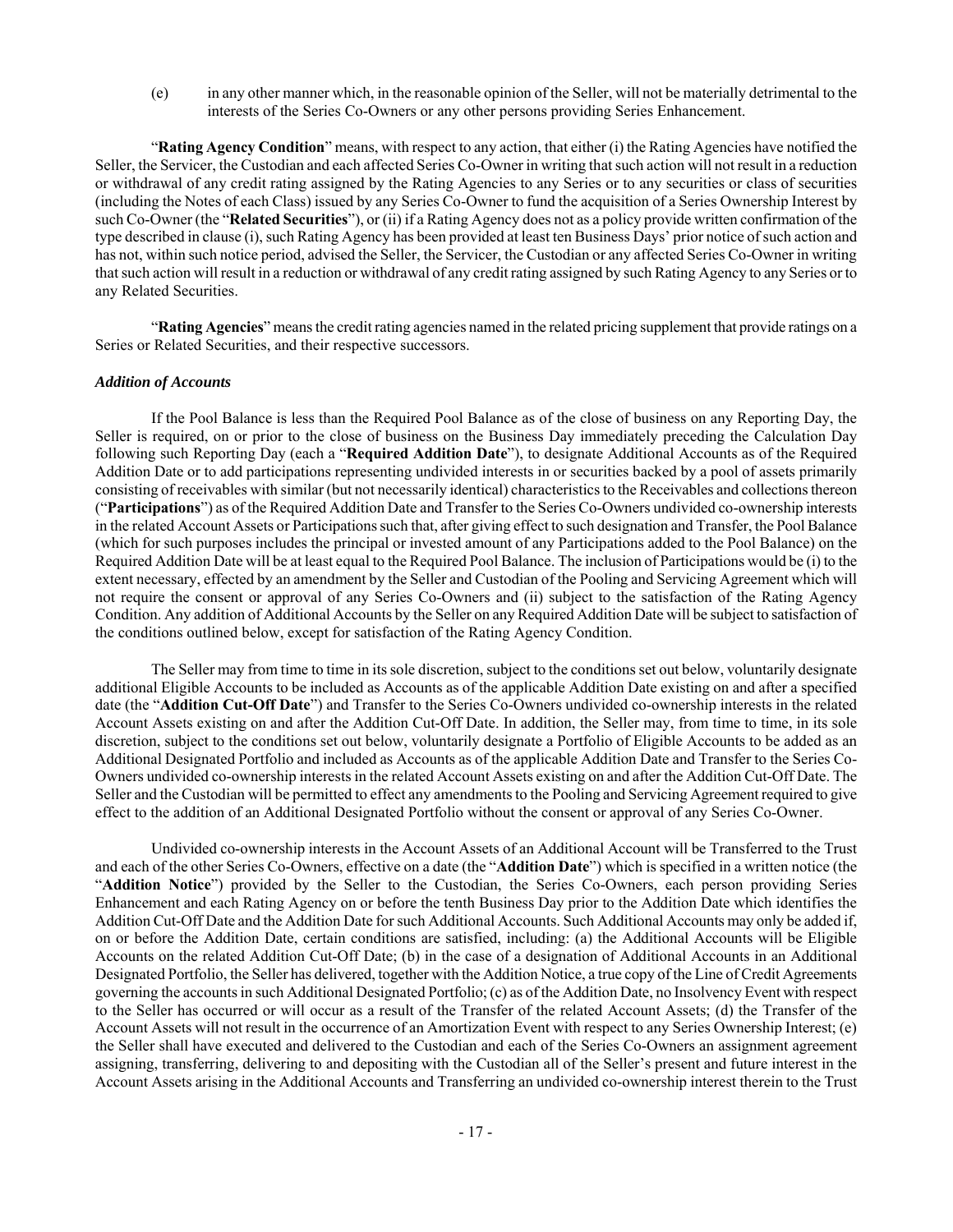(e) in any other manner which, in the reasonable opinion of the Seller, will not be materially detrimental to the interests of the Series Co-Owners or any other persons providing Series Enhancement.

"**Rating Agency Condition**" means, with respect to any action, that either (i) the Rating Agencies have notified the Seller, the Servicer, the Custodian and each affected Series Co-Owner in writing that such action will not result in a reduction or withdrawal of any credit rating assigned by the Rating Agencies to any Series or to any securities or class of securities (including the Notes of each Class) issued by any Series Co-Owner to fund the acquisition of a Series Ownership Interest by such Co-Owner (the "**Related Securities**"), or (ii) if a Rating Agency does not as a policy provide written confirmation of the type described in clause (i), such Rating Agency has been provided at least ten Business Days' prior notice of such action and has not, within such notice period, advised the Seller, the Servicer, the Custodian or any affected Series Co-Owner in writing that such action will result in a reduction or withdrawal of any credit rating assigned by such Rating Agency to any Series or to any Related Securities.

"**Rating Agencies**" means the credit rating agencies named in the related pricing supplement that provide ratings on a Series or Related Securities, and their respective successors.

***Addition of Accounts***

If the Pool Balance is less than the Required Pool Balance as of the close of business on any Reporting Day, the Seller is required, on or prior to the close of business on the Business Day immediately preceding the Calculation Day following such Reporting Day (each a "**Required Addition Date**"), to designate Additional Accounts as of the Required Addition Date or to add participations representing undivided interests in or securities backed by a pool of assets primarily consisting of receivables with similar (but not necessarily identical) characteristics to the Receivables and collections thereon ("**Participations**") as of the Required Addition Date and Transfer to the Series Co-Owners undivided co-ownership interests in the related Account Assets or Participations such that, after giving effect to such designation and Transfer, the Pool Balance (which for such purposes includes the principal or invested amount of any Participations added to the Pool Balance) on the Required Addition Date will be at least equal to the Required Pool Balance. The inclusion of Participations would be (i) to the extent necessary, effected by an amendment by the Seller and Custodian of the Pooling and Servicing Agreement which will not require the consent or approval of any Series Co-Owners and (ii) subject to the satisfaction of the Rating Agency Condition. Any addition of Additional Accounts by the Seller on any Required Addition Date will be subject to satisfaction of the conditions outlined below, except for satisfaction of the Rating Agency Condition.

The Seller may from time to time in its sole discretion, subject to the conditions set out below, voluntarily designate additional Eligible Accounts to be included as Accounts as of the applicable Addition Date existing on and after a specified date (the "**Addition Cut-Off Date**") and Transfer to the Series Co-Owners undivided co-ownership interests in the related Account Assets existing on and after the Addition Cut-Off Date. In addition, the Seller may, from time to time, in its sole discretion, subject to the conditions set out below, voluntarily designate a Portfolio of Eligible Accounts to be added as an Additional Designated Portfolio and included as Accounts as of the applicable Addition Date and Transfer to the Series Co-Owners undivided co-ownership interests in the related Account Assets existing on and after the Addition Cut-Off Date. The Seller and the Custodian will be permitted to effect any amendments to the Pooling and Servicing Agreement required to give effect to the addition of an Additional Designated Portfolio without the consent or approval of any Series Co-Owner.

Undivided co-ownership interests in the Account Assets of an Additional Account will be Transferred to the Trust and each of the other Series Co-Owners, effective on a date (the "**Addition Date**") which is specified in a written notice (the "**Addition Notice**") provided by the Seller to the Custodian, the Series Co-Owners, each person providing Series Enhancement and each Rating Agency on or before the tenth Business Day prior to the Addition Date which identifies the Addition Cut-Off Date and the Addition Date for such Additional Accounts. Such Additional Accounts may only be added if, on or before the Addition Date, certain conditions are satisfied, including: (a) the Additional Accounts will be Eligible Accounts on the related Addition Cut-Off Date; (b) in the case of a designation of Additional Accounts in an Additional Designated Portfolio, the Seller has delivered, together with the Addition Notice, a true copy of the Line of Credit Agreements governing the accounts in such Additional Designated Portfolio; (c) as of the Addition Date, no Insolvency Event with respect to the Seller has occurred or will occur as a result of the Transfer of the related Account Assets; (d) the Transfer of the Account Assets will not result in the occurrence of an Amortization Event with respect to any Series Ownership Interest; (e) the Seller shall have executed and delivered to the Custodian and each of the Series Co-Owners an assignment agreement assigning, transferring, delivering to and depositing with the Custodian all of the Seller's present and future interest in the Account Assets arising in the Additional Accounts and Transferring an undivided co-ownership interest therein to the Trust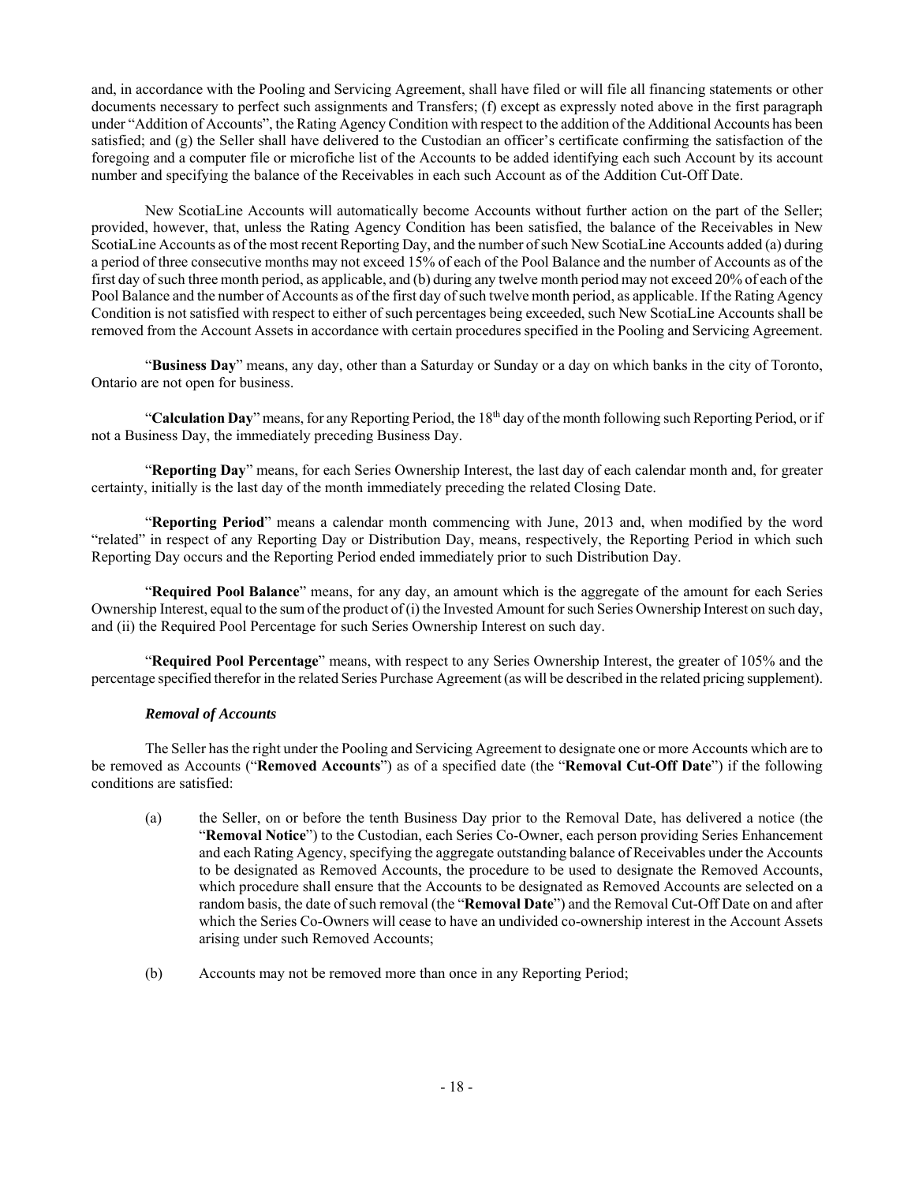and, in accordance with the Pooling and Servicing Agreement, shall have filed or will file all financing statements or other documents necessary to perfect such assignments and Transfers; (f) except as expressly noted above in the first paragraph under "Addition of Accounts", the Rating Agency Condition with respect to the addition of the Additional Accounts has been satisfied; and (g) the Seller shall have delivered to the Custodian an officer's certificate confirming the satisfaction of the foregoing and a computer file or microfiche list of the Accounts to be added identifying each such Account by its account number and specifying the balance of the Receivables in each such Account as of the Addition Cut-Off Date.

New ScotiaLine Accounts will automatically become Accounts without further action on the part of the Seller; provided, however, that, unless the Rating Agency Condition has been satisfied, the balance of the Receivables in New ScotiaLine Accounts as of the most recent Reporting Day, and the number of such New ScotiaLine Accounts added (a) during a period of three consecutive months may not exceed 15% of each of the Pool Balance and the number of Accounts as of the first day of such three month period, as applicable, and (b) during any twelve month period may not exceed 20% of each of the Pool Balance and the number of Accounts as of the first day of such twelve month period, as applicable. If the Rating Agency Condition is not satisfied with respect to either of such percentages being exceeded, such New ScotiaLine Accounts shall be removed from the Account Assets in accordance with certain procedures specified in the Pooling and Servicing Agreement.

"**Business Day**" means, any day, other than a Saturday or Sunday or a day on which banks in the city of Toronto, Ontario are not open for business.

"**Calculation Day**" means, for any Reporting Period, the 18th day of the month following such Reporting Period, or if not a Business Day, the immediately preceding Business Day.

"**Reporting Day**" means, for each Series Ownership Interest, the last day of each calendar month and, for greater certainty, initially is the last day of the month immediately preceding the related Closing Date.

"**Reporting Period**" means a calendar month commencing with June, 2013 and, when modified by the word "related" in respect of any Reporting Day or Distribution Day, means, respectively, the Reporting Period in which such Reporting Day occurs and the Reporting Period ended immediately prior to such Distribution Day.

"**Required Pool Balance**" means, for any day, an amount which is the aggregate of the amount for each Series Ownership Interest, equal to the sum of the product of (i) the Invested Amount for such Series Ownership Interest on such day, and (ii) the Required Pool Percentage for such Series Ownership Interest on such day.

"**Required Pool Percentage**" means, with respect to any Series Ownership Interest, the greater of 105% and the percentage specified therefor in the related Series Purchase Agreement (as will be described in the related pricing supplement).

### *Removal of Accounts*

The Seller has the right under the Pooling and Servicing Agreement to designate one or more Accounts which are to be removed as Accounts ("**Removed Accounts**") as of a specified date (the "**Removal Cut-Off Date**") if the following conditions are satisfied:

(a) the Seller, on or before the tenth Business Day prior to the Removal Date, has delivered a notice (the "**Removal Notice**") to the Custodian, each Series Co-Owner, each person providing Series Enhancement and each Rating Agency, specifying the aggregate outstanding balance of Receivables under the Accounts to be designated as Removed Accounts, the procedure to be used to designate the Removed Accounts, which procedure shall ensure that the Accounts to be designated as Removed Accounts are selected on a random basis, the date of such removal (the "**Removal Date**") and the Removal Cut-Off Date on and after which the Series Co-Owners will cease to have an undivided co-ownership interest in the Account Assets arising under such Removed Accounts;

(b) Accounts may not be removed more than once in any Reporting Period;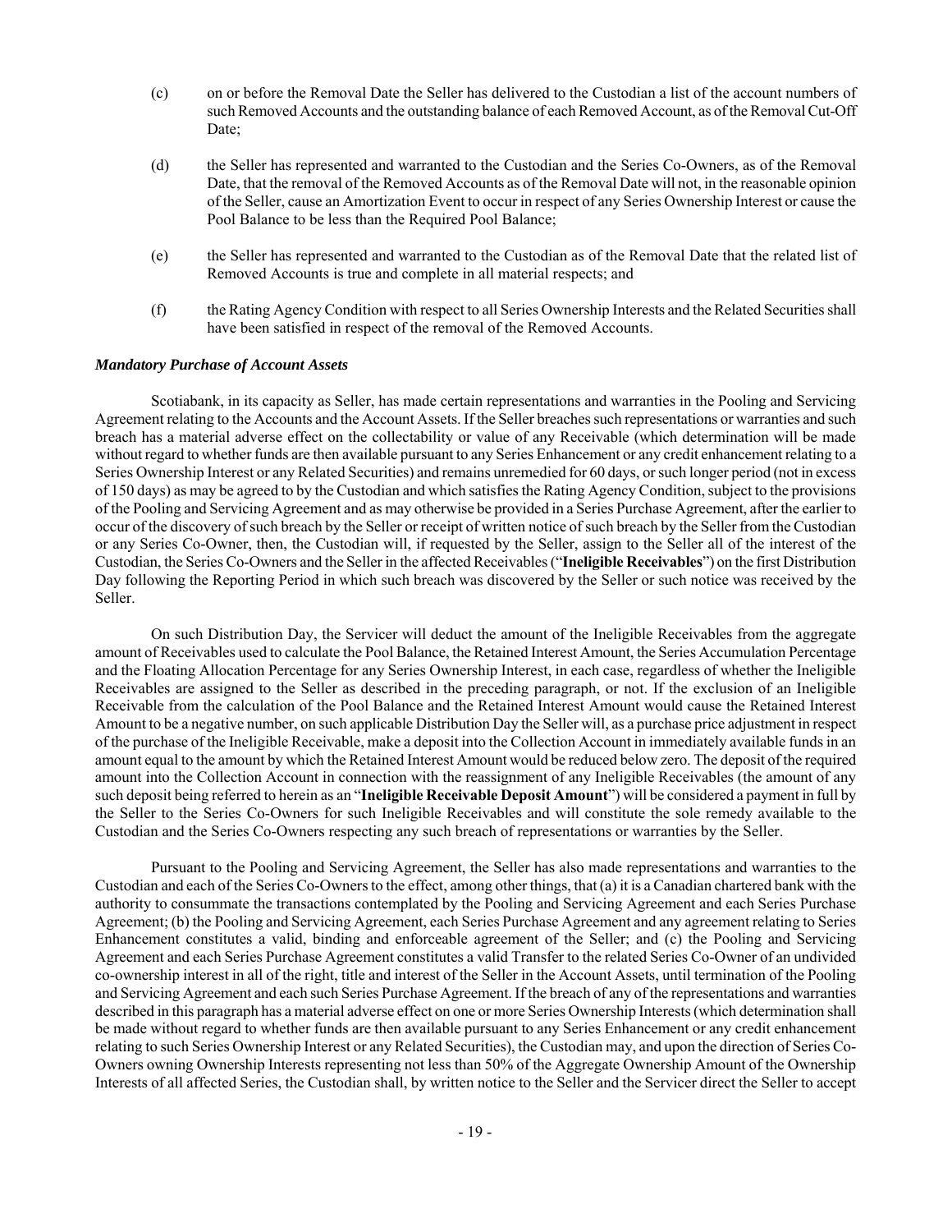(c) on or before the Removal Date the Seller has delivered to the Custodian a list of the account numbers of such Removed Accounts and the outstanding balance of each Removed Account, as of the Removal Cut-Off Date;

(d) the Seller has represented and warranted to the Custodian and the Series Co-Owners, as of the Removal Date, that the removal of the Removed Accounts as of the Removal Date will not, in the reasonable opinion of the Seller, cause an Amortization Event to occur in respect of any Series Ownership Interest or cause the Pool Balance to be less than the Required Pool Balance;

(e) the Seller has represented and warranted to the Custodian as of the Removal Date that the related list of Removed Accounts is true and complete in all material respects; and

(f) the Rating Agency Condition with respect to all Series Ownership Interests and the Related Securities shall have been satisfied in respect of the removal of the Removed Accounts.

***Mandatory Purchase of Account Assets***

Scotiabank, in its capacity as Seller, has made certain representations and warranties in the Pooling and Servicing Agreement relating to the Accounts and the Account Assets. If the Seller breaches such representations or warranties and such breach has a material adverse effect on the collectability or value of any Receivable (which determination will be made without regard to whether funds are then available pursuant to any Series Enhancement or any credit enhancement relating to a Series Ownership Interest or any Related Securities) and remains unremedied for 60 days, or such longer period (not in excess of 150 days) as may be agreed to by the Custodian and which satisfies the Rating Agency Condition, subject to the provisions of the Pooling and Servicing Agreement and as may otherwise be provided in a Series Purchase Agreement, after the earlier to occur of the discovery of such breach by the Seller or receipt of written notice of such breach by the Seller from the Custodian or any Series Co-Owner, then, the Custodian will, if requested by the Seller, assign to the Seller all of the interest of the Custodian, the Series Co-Owners and the Seller in the affected Receivables ("**Ineligible Receivables**") on the first Distribution Day following the Reporting Period in which such breach was discovered by the Seller or such notice was received by the Seller.

On such Distribution Day, the Servicer will deduct the amount of the Ineligible Receivables from the aggregate amount of Receivables used to calculate the Pool Balance, the Retained Interest Amount, the Series Accumulation Percentage and the Floating Allocation Percentage for any Series Ownership Interest, in each case, regardless of whether the Ineligible Receivables are assigned to the Seller as described in the preceding paragraph, or not. If the exclusion of an Ineligible Receivable from the calculation of the Pool Balance and the Retained Interest Amount would cause the Retained Interest Amount to be a negative number, on such applicable Distribution Day the Seller will, as a purchase price adjustment in respect of the purchase of the Ineligible Receivable, make a deposit into the Collection Account in immediately available funds in an amount equal to the amount by which the Retained Interest Amount would be reduced below zero. The deposit of the required amount into the Collection Account in connection with the reassignment of any Ineligible Receivables (the amount of any such deposit being referred to herein as an "**Ineligible Receivable Deposit Amount**") will be considered a payment in full by the Seller to the Series Co-Owners for such Ineligible Receivables and will constitute the sole remedy available to the Custodian and the Series Co-Owners respecting any such breach of representations or warranties by the Seller.

Pursuant to the Pooling and Servicing Agreement, the Seller has also made representations and warranties to the Custodian and each of the Series Co-Owners to the effect, among other things, that (a) it is a Canadian chartered bank with the authority to consummate the transactions contemplated by the Pooling and Servicing Agreement and each Series Purchase Agreement; (b) the Pooling and Servicing Agreement, each Series Purchase Agreement and any agreement relating to Series Enhancement constitutes a valid, binding and enforceable agreement of the Seller; and (c) the Pooling and Servicing Agreement and each Series Purchase Agreement constitutes a valid Transfer to the related Series Co-Owner of an undivided co-ownership interest in all of the right, title and interest of the Seller in the Account Assets, until termination of the Pooling and Servicing Agreement and each such Series Purchase Agreement. If the breach of any of the representations and warranties described in this paragraph has a material adverse effect on one or more Series Ownership Interests (which determination shall be made without regard to whether funds are then available pursuant to any Series Enhancement or any credit enhancement relating to such Series Ownership Interest or any Related Securities), the Custodian may, and upon the direction of Series Co-Owners owning Ownership Interests representing not less than 50% of the Aggregate Ownership Amount of the Ownership Interests of all affected Series, the Custodian shall, by written notice to the Seller and the Servicer direct the Seller to accept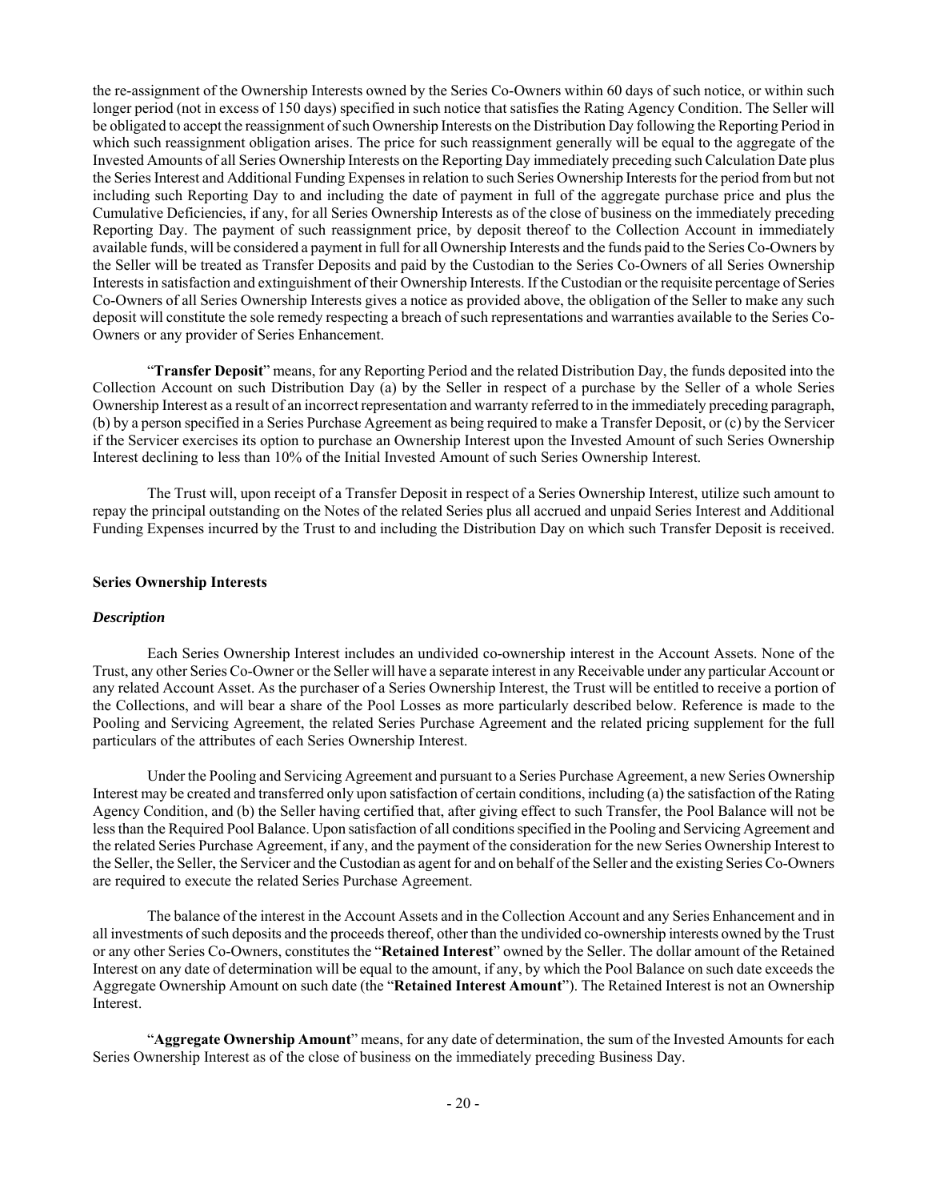the re-assignment of the Ownership Interests owned by the Series Co-Owners within 60 days of such notice, or within such longer period (not in excess of 150 days) specified in such notice that satisfies the Rating Agency Condition. The Seller will be obligated to accept the reassignment of such Ownership Interests on the Distribution Day following the Reporting Period in which such reassignment obligation arises. The price for such reassignment generally will be equal to the aggregate of the Invested Amounts of all Series Ownership Interests on the Reporting Day immediately preceding such Calculation Date plus the Series Interest and Additional Funding Expenses in relation to such Series Ownership Interests for the period from but not including such Reporting Day to and including the date of payment in full of the aggregate purchase price and plus the Cumulative Deficiencies, if any, for all Series Ownership Interests as of the close of business on the immediately preceding Reporting Day. The payment of such reassignment price, by deposit thereof to the Collection Account in immediately available funds, will be considered a payment in full for all Ownership Interests and the funds paid to the Series Co-Owners by the Seller will be treated as Transfer Deposits and paid by the Custodian to the Series Co-Owners of all Series Ownership Interests in satisfaction and extinguishment of their Ownership Interests. If the Custodian or the requisite percentage of Series Co-Owners of all Series Ownership Interests gives a notice as provided above, the obligation of the Seller to make any such deposit will constitute the sole remedy respecting a breach of such representations and warranties available to the Series Co-Owners or any provider of Series Enhancement.

"**Transfer Deposit**" means, for any Reporting Period and the related Distribution Day, the funds deposited into the Collection Account on such Distribution Day (a) by the Seller in respect of a purchase by the Seller of a whole Series Ownership Interest as a result of an incorrect representation and warranty referred to in the immediately preceding paragraph, (b) by a person specified in a Series Purchase Agreement as being required to make a Transfer Deposit, or (c) by the Servicer if the Servicer exercises its option to purchase an Ownership Interest upon the Invested Amount of such Series Ownership Interest declining to less than 10% of the Initial Invested Amount of such Series Ownership Interest.

The Trust will, upon receipt of a Transfer Deposit in respect of a Series Ownership Interest, utilize such amount to repay the principal outstanding on the Notes of the related Series plus all accrued and unpaid Series Interest and Additional Funding Expenses incurred by the Trust to and including the Distribution Day on which such Transfer Deposit is received.

**Series Ownership Interests**

***Description***

Each Series Ownership Interest includes an undivided co-ownership interest in the Account Assets. None of the Trust, any other Series Co-Owner or the Seller will have a separate interest in any Receivable under any particular Account or any related Account Asset. As the purchaser of a Series Ownership Interest, the Trust will be entitled to receive a portion of the Collections, and will bear a share of the Pool Losses as more particularly described below. Reference is made to the Pooling and Servicing Agreement, the related Series Purchase Agreement and the related pricing supplement for the full particulars of the attributes of each Series Ownership Interest.

Under the Pooling and Servicing Agreement and pursuant to a Series Purchase Agreement, a new Series Ownership Interest may be created and transferred only upon satisfaction of certain conditions, including (a) the satisfaction of the Rating Agency Condition, and (b) the Seller having certified that, after giving effect to such Transfer, the Pool Balance will not be less than the Required Pool Balance. Upon satisfaction of all conditions specified in the Pooling and Servicing Agreement and the related Series Purchase Agreement, if any, and the payment of the consideration for the new Series Ownership Interest to the Seller, the Seller, the Servicer and the Custodian as agent for and on behalf of the Seller and the existing Series Co-Owners are required to execute the related Series Purchase Agreement.

The balance of the interest in the Account Assets and in the Collection Account and any Series Enhancement and in all investments of such deposits and the proceeds thereof, other than the undivided co-ownership interests owned by the Trust or any other Series Co-Owners, constitutes the "**Retained Interest**" owned by the Seller. The dollar amount of the Retained Interest on any date of determination will be equal to the amount, if any, by which the Pool Balance on such date exceeds the Aggregate Ownership Amount on such date (the "**Retained Interest Amount**"). The Retained Interest is not an Ownership Interest.

"**Aggregate Ownership Amount**" means, for any date of determination, the sum of the Invested Amounts for each Series Ownership Interest as of the close of business on the immediately preceding Business Day.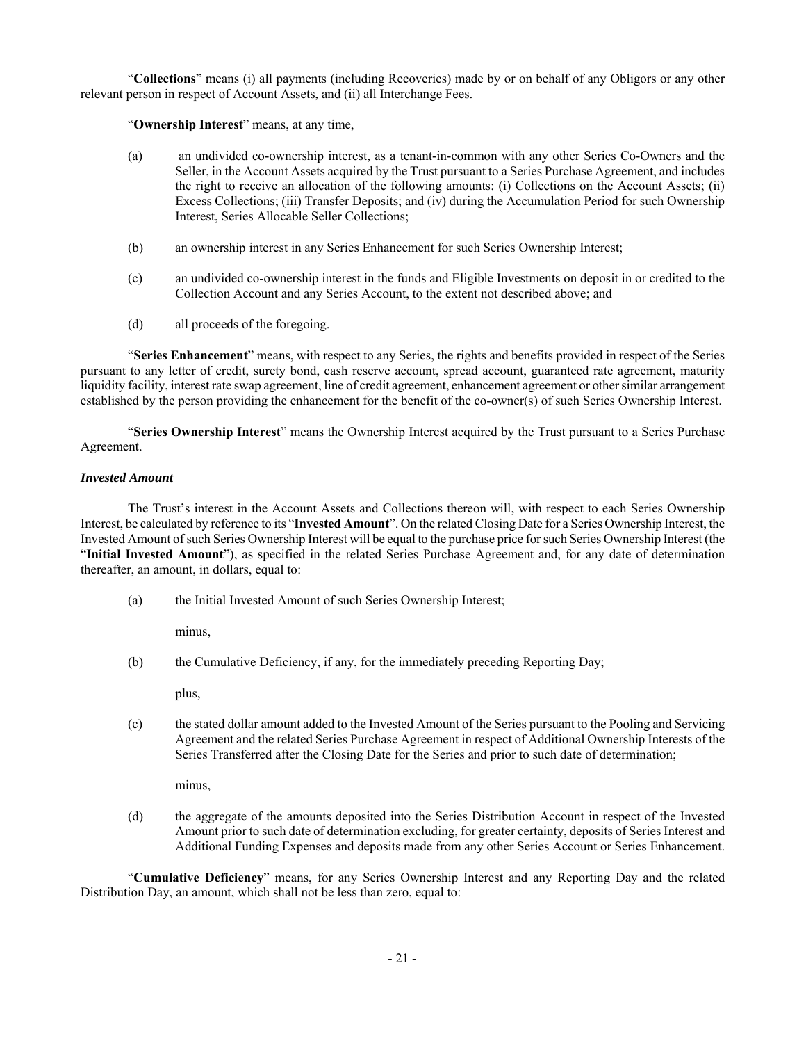"**Collections**" means (i) all payments (including Recoveries) made by or on behalf of any Obligors or any other relevant person in respect of Account Assets, and (ii) all Interchange Fees.

"**Ownership Interest**" means, at any time,

(a) an undivided co-ownership interest, as a tenant-in-common with any other Series Co-Owners and the Seller, in the Account Assets acquired by the Trust pursuant to a Series Purchase Agreement, and includes the right to receive an allocation of the following amounts: (i) Collections on the Account Assets; (ii) Excess Collections; (iii) Transfer Deposits; and (iv) during the Accumulation Period for such Ownership Interest, Series Allocable Seller Collections;

(b) an ownership interest in any Series Enhancement for such Series Ownership Interest;

(c) an undivided co-ownership interest in the funds and Eligible Investments on deposit in or credited to the Collection Account and any Series Account, to the extent not described above; and

(d) all proceeds of the foregoing.

"**Series Enhancement**" means, with respect to any Series, the rights and benefits provided in respect of the Series pursuant to any letter of credit, surety bond, cash reserve account, spread account, guaranteed rate agreement, maturity liquidity facility, interest rate swap agreement, line of credit agreement, enhancement agreement or other similar arrangement established by the person providing the enhancement for the benefit of the co-owner(s) of such Series Ownership Interest.

"**Series Ownership Interest**" means the Ownership Interest acquired by the Trust pursuant to a Series Purchase Agreement.

***Invested Amount***

The Trust's interest in the Account Assets and Collections thereon will, with respect to each Series Ownership Interest, be calculated by reference to its "**Invested Amount**". On the related Closing Date for a Series Ownership Interest, the Invested Amount of such Series Ownership Interest will be equal to the purchase price for such Series Ownership Interest (the "**Initial Invested Amount**"), as specified in the related Series Purchase Agreement and, for any date of determination thereafter, an amount, in dollars, equal to:

(a) the Initial Invested Amount of such Series Ownership Interest;

minus,

(b) the Cumulative Deficiency, if any, for the immediately preceding Reporting Day;

plus,

(c) the stated dollar amount added to the Invested Amount of the Series pursuant to the Pooling and Servicing Agreement and the related Series Purchase Agreement in respect of Additional Ownership Interests of the Series Transferred after the Closing Date for the Series and prior to such date of determination;

minus,

(d) the aggregate of the amounts deposited into the Series Distribution Account in respect of the Invested Amount prior to such date of determination excluding, for greater certainty, deposits of Series Interest and Additional Funding Expenses and deposits made from any other Series Account or Series Enhancement.

"**Cumulative Deficiency**" means, for any Series Ownership Interest and any Reporting Day and the related Distribution Day, an amount, which shall not be less than zero, equal to: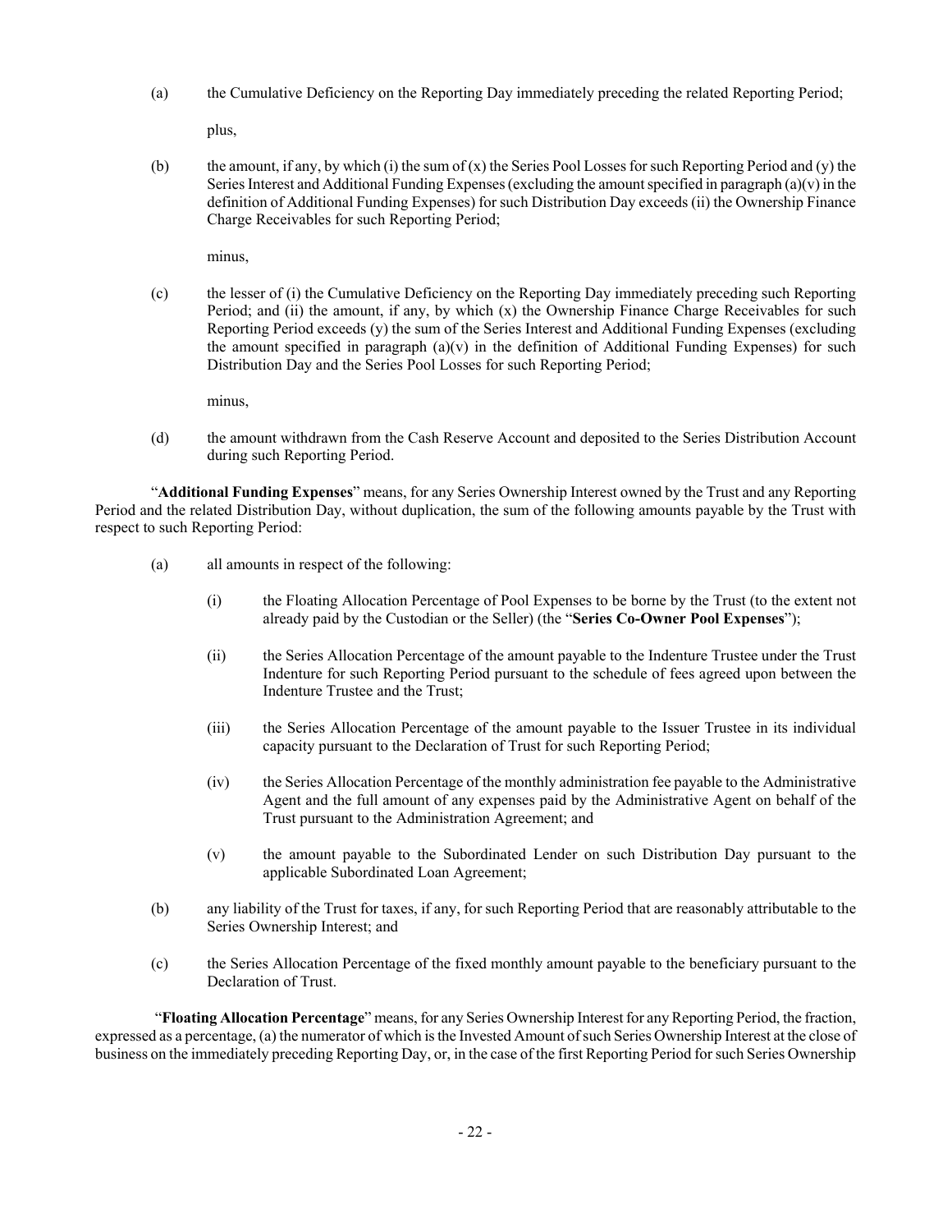(a) the Cumulative Deficiency on the Reporting Day immediately preceding the related Reporting Period;

plus,

(b) the amount, if any, by which (i) the sum of (x) the Series Pool Losses for such Reporting Period and (y) the Series Interest and Additional Funding Expenses (excluding the amount specified in paragraph (a)(v) in the definition of Additional Funding Expenses) for such Distribution Day exceeds (ii) the Ownership Finance Charge Receivables for such Reporting Period;

minus,

(c) the lesser of (i) the Cumulative Deficiency on the Reporting Day immediately preceding such Reporting Period; and (ii) the amount, if any, by which (x) the Ownership Finance Charge Receivables for such Reporting Period exceeds (y) the sum of the Series Interest and Additional Funding Expenses (excluding the amount specified in paragraph (a)(v) in the definition of Additional Funding Expenses) for such Distribution Day and the Series Pool Losses for such Reporting Period;

minus,

(d) the amount withdrawn from the Cash Reserve Account and deposited to the Series Distribution Account during such Reporting Period.

"**Additional Funding Expenses**" means, for any Series Ownership Interest owned by the Trust and any Reporting Period and the related Distribution Day, without duplication, the sum of the following amounts payable by the Trust with respect to such Reporting Period:

(a) all amounts in respect of the following:

(i) the Floating Allocation Percentage of Pool Expenses to be borne by the Trust (to the extent not already paid by the Custodian or the Seller) (the "**Series Co-Owner Pool Expenses**");

(ii) the Series Allocation Percentage of the amount payable to the Indenture Trustee under the Trust Indenture for such Reporting Period pursuant to the schedule of fees agreed upon between the Indenture Trustee and the Trust;

(iii) the Series Allocation Percentage of the amount payable to the Issuer Trustee in its individual capacity pursuant to the Declaration of Trust for such Reporting Period;

(iv) the Series Allocation Percentage of the monthly administration fee payable to the Administrative Agent and the full amount of any expenses paid by the Administrative Agent on behalf of the Trust pursuant to the Administration Agreement; and

(v) the amount payable to the Subordinated Lender on such Distribution Day pursuant to the applicable Subordinated Loan Agreement;

(b) any liability of the Trust for taxes, if any, for such Reporting Period that are reasonably attributable to the Series Ownership Interest; and

(c) the Series Allocation Percentage of the fixed monthly amount payable to the beneficiary pursuant to the Declaration of Trust.

"**Floating Allocation Percentage**" means, for any Series Ownership Interest for any Reporting Period, the fraction, expressed as a percentage, (a) the numerator of which is the Invested Amount of such Series Ownership Interest at the close of business on the immediately preceding Reporting Day, or, in the case of the first Reporting Period for such Series Ownership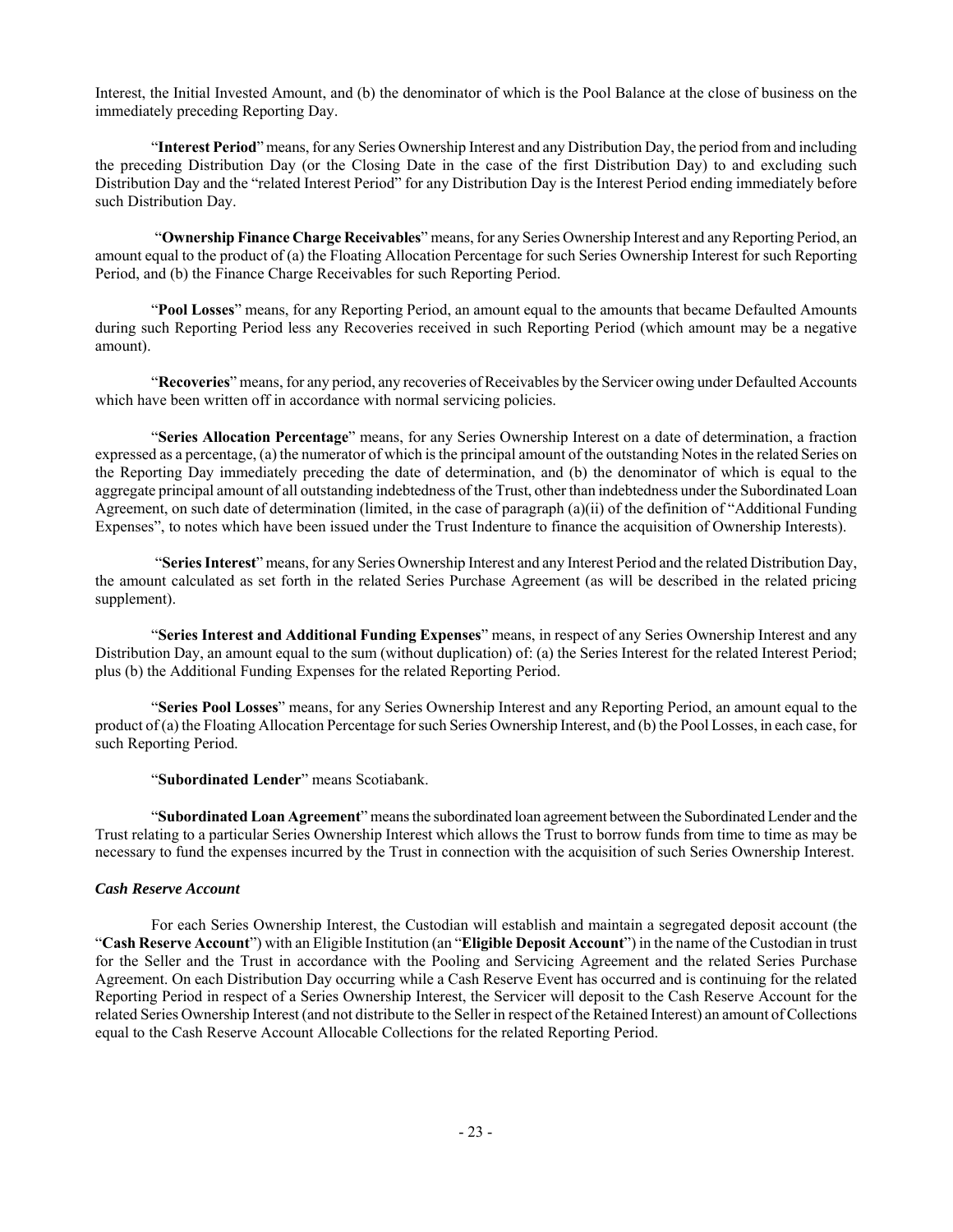Interest, the Initial Invested Amount, and (b) the denominator of which is the Pool Balance at the close of business on the immediately preceding Reporting Day.

"**Interest Period**" means, for any Series Ownership Interest and any Distribution Day, the period from and including the preceding Distribution Day (or the Closing Date in the case of the first Distribution Day) to and excluding such Distribution Day and the "related Interest Period" for any Distribution Day is the Interest Period ending immediately before such Distribution Day.

"**Ownership Finance Charge Receivables**" means, for any Series Ownership Interest and any Reporting Period, an amount equal to the product of (a) the Floating Allocation Percentage for such Series Ownership Interest for such Reporting Period, and (b) the Finance Charge Receivables for such Reporting Period.

"**Pool Losses**" means, for any Reporting Period, an amount equal to the amounts that became Defaulted Amounts during such Reporting Period less any Recoveries received in such Reporting Period (which amount may be a negative amount).

"**Recoveries**" means, for any period, any recoveries of Receivables by the Servicer owing under Defaulted Accounts which have been written off in accordance with normal servicing policies.

"**Series Allocation Percentage**" means, for any Series Ownership Interest on a date of determination, a fraction expressed as a percentage, (a) the numerator of which is the principal amount of the outstanding Notes in the related Series on the Reporting Day immediately preceding the date of determination, and (b) the denominator of which is equal to the aggregate principal amount of all outstanding indebtedness of the Trust, other than indebtedness under the Subordinated Loan Agreement, on such date of determination (limited, in the case of paragraph (a)(ii) of the definition of "Additional Funding Expenses", to notes which have been issued under the Trust Indenture to finance the acquisition of Ownership Interests).

"**Series Interest**" means, for any Series Ownership Interest and any Interest Period and the related Distribution Day, the amount calculated as set forth in the related Series Purchase Agreement (as will be described in the related pricing supplement).

"**Series Interest and Additional Funding Expenses**" means, in respect of any Series Ownership Interest and any Distribution Day, an amount equal to the sum (without duplication) of: (a) the Series Interest for the related Interest Period; plus (b) the Additional Funding Expenses for the related Reporting Period.

"**Series Pool Losses**" means, for any Series Ownership Interest and any Reporting Period, an amount equal to the product of (a) the Floating Allocation Percentage for such Series Ownership Interest, and (b) the Pool Losses, in each case, for such Reporting Period.

"**Subordinated Lender**" means Scotiabank.

"**Subordinated Loan Agreement**" means the subordinated loan agreement between the Subordinated Lender and the Trust relating to a particular Series Ownership Interest which allows the Trust to borrow funds from time to time as may be necessary to fund the expenses incurred by the Trust in connection with the acquisition of such Series Ownership Interest.

### *Cash Reserve Account*

For each Series Ownership Interest, the Custodian will establish and maintain a segregated deposit account (the "**Cash Reserve Account**") with an Eligible Institution (an "**Eligible Deposit Account**") in the name of the Custodian in trust for the Seller and the Trust in accordance with the Pooling and Servicing Agreement and the related Series Purchase Agreement. On each Distribution Day occurring while a Cash Reserve Event has occurred and is continuing for the related Reporting Period in respect of a Series Ownership Interest, the Servicer will deposit to the Cash Reserve Account for the related Series Ownership Interest (and not distribute to the Seller in respect of the Retained Interest) an amount of Collections equal to the Cash Reserve Account Allocable Collections for the related Reporting Period.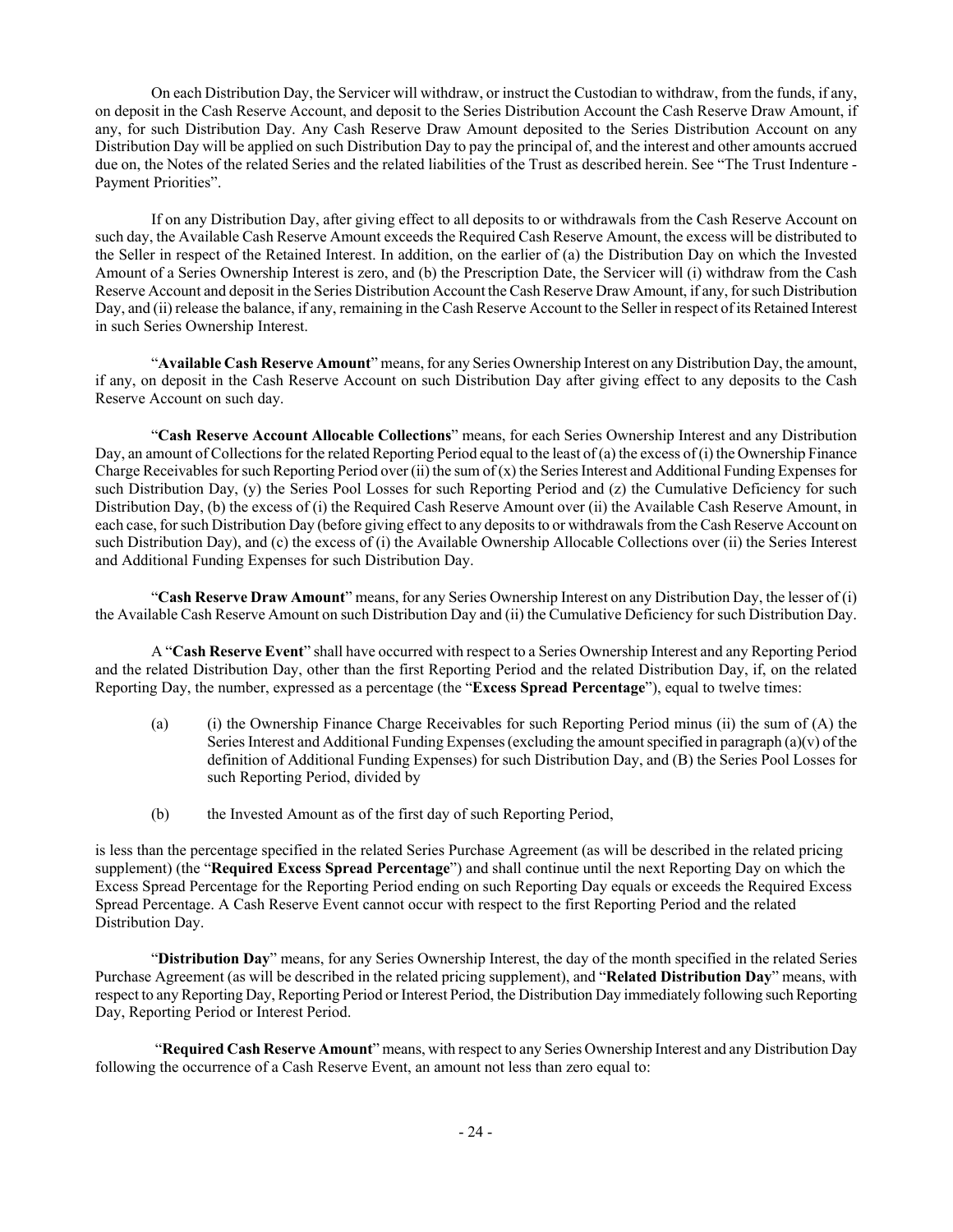On each Distribution Day, the Servicer will withdraw, or instruct the Custodian to withdraw, from the funds, if any, on deposit in the Cash Reserve Account, and deposit to the Series Distribution Account the Cash Reserve Draw Amount, if any, for such Distribution Day. Any Cash Reserve Draw Amount deposited to the Series Distribution Account on any Distribution Day will be applied on such Distribution Day to pay the principal of, and the interest and other amounts accrued due on, the Notes of the related Series and the related liabilities of the Trust as described herein. See "The Trust Indenture - Payment Priorities".

If on any Distribution Day, after giving effect to all deposits to or withdrawals from the Cash Reserve Account on such day, the Available Cash Reserve Amount exceeds the Required Cash Reserve Amount, the excess will be distributed to the Seller in respect of the Retained Interest. In addition, on the earlier of (a) the Distribution Day on which the Invested Amount of a Series Ownership Interest is zero, and (b) the Prescription Date, the Servicer will (i) withdraw from the Cash Reserve Account and deposit in the Series Distribution Account the Cash Reserve Draw Amount, if any, for such Distribution Day, and (ii) release the balance, if any, remaining in the Cash Reserve Account to the Seller in respect of its Retained Interest in such Series Ownership Interest.

"**Available Cash Reserve Amount**" means, for any Series Ownership Interest on any Distribution Day, the amount, if any, on deposit in the Cash Reserve Account on such Distribution Day after giving effect to any deposits to the Cash Reserve Account on such day.

"**Cash Reserve Account Allocable Collections**" means, for each Series Ownership Interest and any Distribution Day, an amount of Collections for the related Reporting Period equal to the least of (a) the excess of (i) the Ownership Finance Charge Receivables for such Reporting Period over (ii) the sum of (x) the Series Interest and Additional Funding Expenses for such Distribution Day, (y) the Series Pool Losses for such Reporting Period and (z) the Cumulative Deficiency for such Distribution Day, (b) the excess of (i) the Required Cash Reserve Amount over (ii) the Available Cash Reserve Amount, in each case, for such Distribution Day (before giving effect to any deposits to or withdrawals from the Cash Reserve Account on such Distribution Day), and (c) the excess of (i) the Available Ownership Allocable Collections over (ii) the Series Interest and Additional Funding Expenses for such Distribution Day.

"**Cash Reserve Draw Amount**" means, for any Series Ownership Interest on any Distribution Day, the lesser of (i) the Available Cash Reserve Amount on such Distribution Day and (ii) the Cumulative Deficiency for such Distribution Day.

A "**Cash Reserve Event**" shall have occurred with respect to a Series Ownership Interest and any Reporting Period and the related Distribution Day, other than the first Reporting Period and the related Distribution Day, if, on the related Reporting Day, the number, expressed as a percentage (the "**Excess Spread Percentage**"), equal to twelve times:

(a) (i) the Ownership Finance Charge Receivables for such Reporting Period minus (ii) the sum of (A) the Series Interest and Additional Funding Expenses (excluding the amount specified in paragraph (a)(v) of the definition of Additional Funding Expenses) for such Distribution Day, and (B) the Series Pool Losses for such Reporting Period, divided by

(b) the Invested Amount as of the first day of such Reporting Period,

is less than the percentage specified in the related Series Purchase Agreement (as will be described in the related pricing supplement) (the "**Required Excess Spread Percentage**") and shall continue until the next Reporting Day on which the Excess Spread Percentage for the Reporting Period ending on such Reporting Day equals or exceeds the Required Excess Spread Percentage. A Cash Reserve Event cannot occur with respect to the first Reporting Period and the related Distribution Day.

"**Distribution Day**" means, for any Series Ownership Interest, the day of the month specified in the related Series Purchase Agreement (as will be described in the related pricing supplement), and "**Related Distribution Day**" means, with respect to any Reporting Day, Reporting Period or Interest Period, the Distribution Day immediately following such Reporting Day, Reporting Period or Interest Period.

"**Required Cash Reserve Amount**" means, with respect to any Series Ownership Interest and any Distribution Day following the occurrence of a Cash Reserve Event, an amount not less than zero equal to: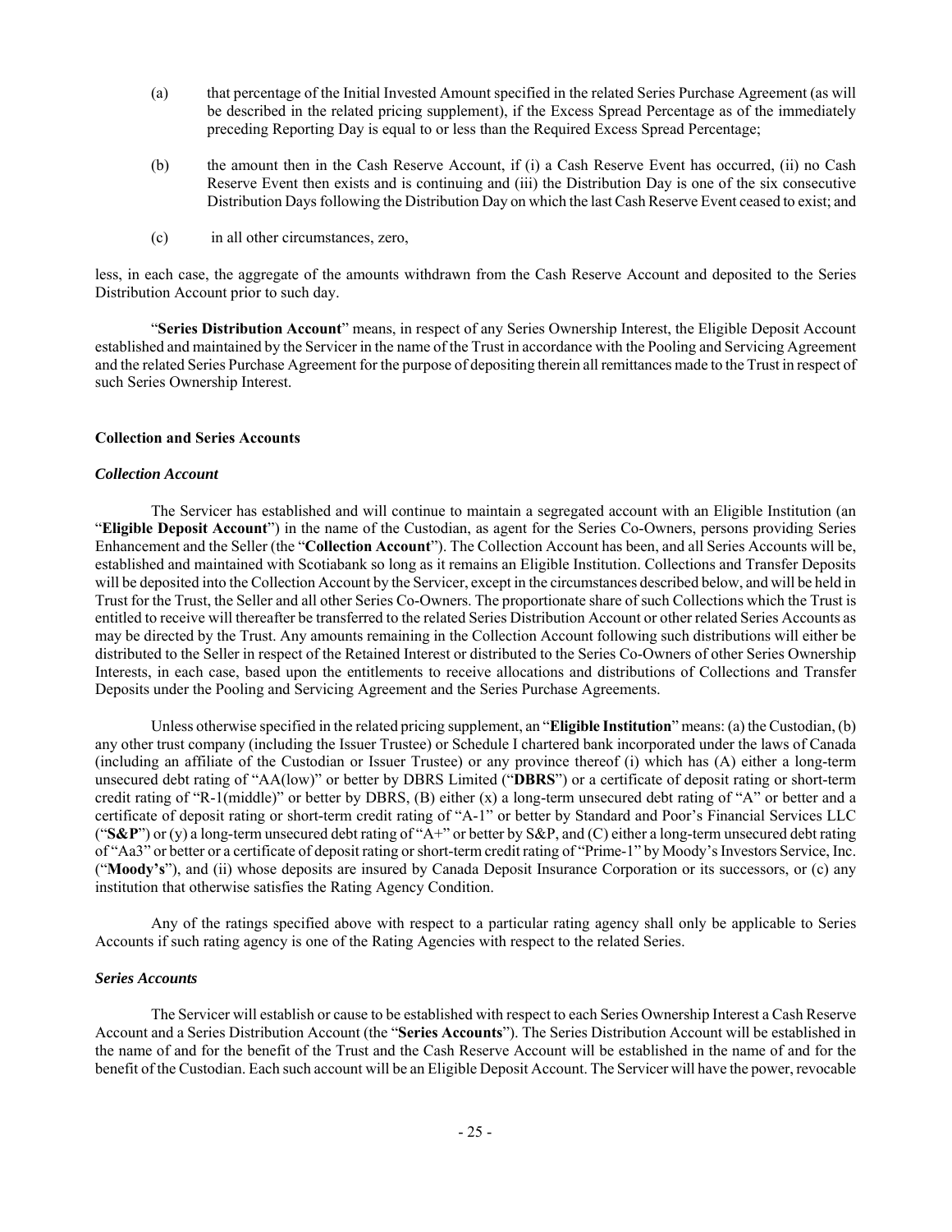(a) that percentage of the Initial Invested Amount specified in the related Series Purchase Agreement (as will be described in the related pricing supplement), if the Excess Spread Percentage as of the immediately preceding Reporting Day is equal to or less than the Required Excess Spread Percentage;

(b) the amount then in the Cash Reserve Account, if (i) a Cash Reserve Event has occurred, (ii) no Cash Reserve Event then exists and is continuing and (iii) the Distribution Day is one of the six consecutive Distribution Days following the Distribution Day on which the last Cash Reserve Event ceased to exist; and

(c) in all other circumstances, zero,

less, in each case, the aggregate of the amounts withdrawn from the Cash Reserve Account and deposited to the Series Distribution Account prior to such day.

"**Series Distribution Account**" means, in respect of any Series Ownership Interest, the Eligible Deposit Account established and maintained by the Servicer in the name of the Trust in accordance with the Pooling and Servicing Agreement and the related Series Purchase Agreement for the purpose of depositing therein all remittances made to the Trust in respect of such Series Ownership Interest.

**Collection and Series Accounts**

***Collection Account***

The Servicer has established and will continue to maintain a segregated account with an Eligible Institution (an "**Eligible Deposit Account**") in the name of the Custodian, as agent for the Series Co-Owners, persons providing Series Enhancement and the Seller (the "**Collection Account**"). The Collection Account has been, and all Series Accounts will be, established and maintained with Scotiabank so long as it remains an Eligible Institution. Collections and Transfer Deposits will be deposited into the Collection Account by the Servicer, except in the circumstances described below, and will be held in Trust for the Trust, the Seller and all other Series Co-Owners. The proportionate share of such Collections which the Trust is entitled to receive will thereafter be transferred to the related Series Distribution Account or other related Series Accounts as may be directed by the Trust. Any amounts remaining in the Collection Account following such distributions will either be distributed to the Seller in respect of the Retained Interest or distributed to the Series Co-Owners of other Series Ownership Interests, in each case, based upon the entitlements to receive allocations and distributions of Collections and Transfer Deposits under the Pooling and Servicing Agreement and the Series Purchase Agreements.

Unless otherwise specified in the related pricing supplement, an "**Eligible Institution**" means: (a) the Custodian, (b) any other trust company (including the Issuer Trustee) or Schedule I chartered bank incorporated under the laws of Canada (including an affiliate of the Custodian or Issuer Trustee) or any province thereof (i) which has (A) either a long-term unsecured debt rating of "AA(low)" or better by DBRS Limited ("**DBRS**") or a certificate of deposit rating or short-term credit rating of "R-1(middle)" or better by DBRS, (B) either (x) a long-term unsecured debt rating of "A" or better and a certificate of deposit rating or short-term credit rating of "A-1" or better by Standard and Poor's Financial Services LLC ("**S&P**") or (y) a long-term unsecured debt rating of "A+" or better by S&P, and (C) either a long-term unsecured debt rating of "Aa3" or better or a certificate of deposit rating or short-term credit rating of "Prime-1" by Moody's Investors Service, Inc. ("**Moody's**"), and (ii) whose deposits are insured by Canada Deposit Insurance Corporation or its successors, or (c) any institution that otherwise satisfies the Rating Agency Condition.

Any of the ratings specified above with respect to a particular rating agency shall only be applicable to Series Accounts if such rating agency is one of the Rating Agencies with respect to the related Series.

***Series Accounts***

The Servicer will establish or cause to be established with respect to each Series Ownership Interest a Cash Reserve Account and a Series Distribution Account (the "**Series Accounts**"). The Series Distribution Account will be established in the name of and for the benefit of the Trust and the Cash Reserve Account will be established in the name of and for the benefit of the Custodian. Each such account will be an Eligible Deposit Account. The Servicer will have the power, revocable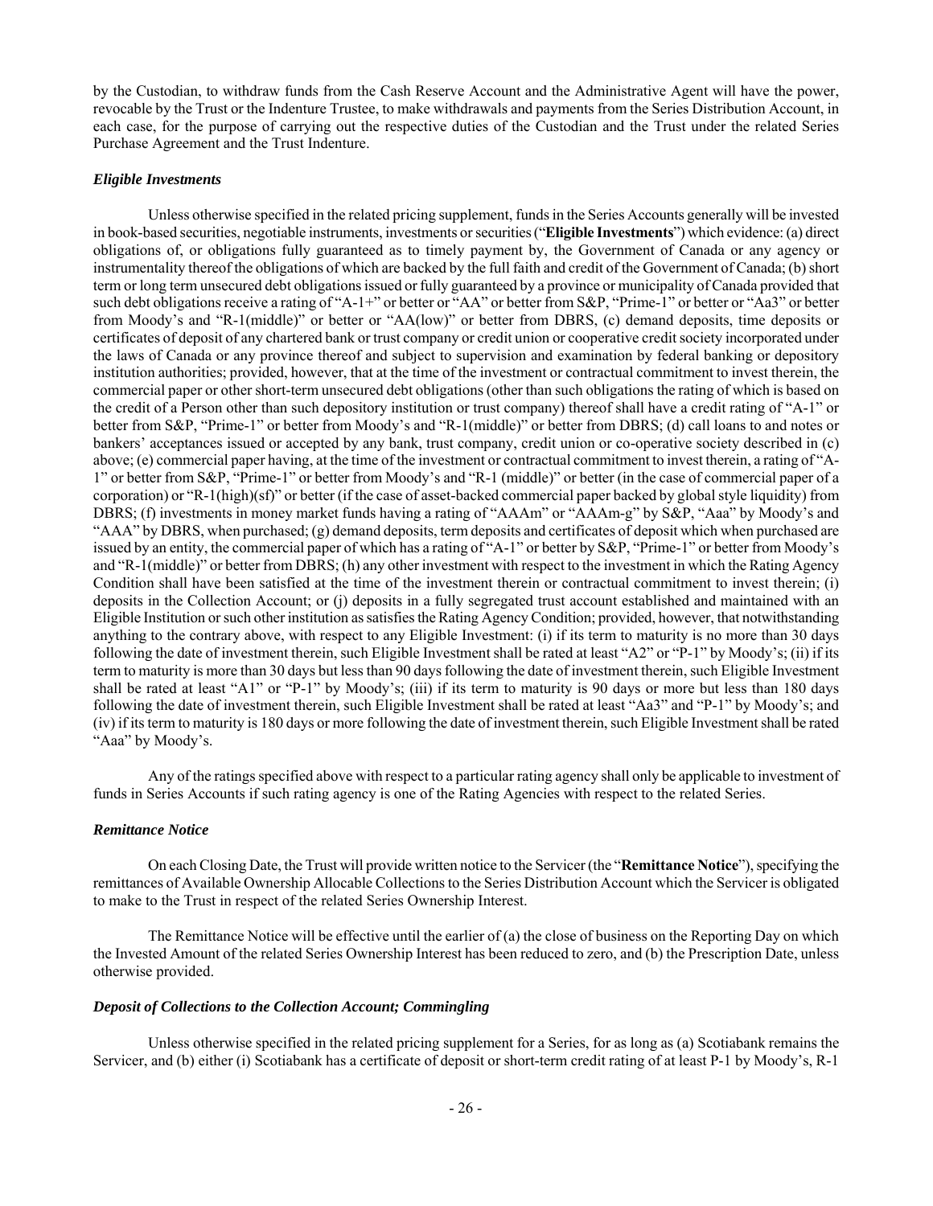by the Custodian, to withdraw funds from the Cash Reserve Account and the Administrative Agent will have the power, revocable by the Trust or the Indenture Trustee, to make withdrawals and payments from the Series Distribution Account, in each case, for the purpose of carrying out the respective duties of the Custodian and the Trust under the related Series Purchase Agreement and the Trust Indenture.

### *Eligible Investments*

Unless otherwise specified in the related pricing supplement, funds in the Series Accounts generally will be invested in book-based securities, negotiable instruments, investments or securities ("**Eligible Investments**") which evidence: (a) direct obligations of, or obligations fully guaranteed as to timely payment by, the Government of Canada or any agency or instrumentality thereof the obligations of which are backed by the full faith and credit of the Government of Canada; (b) short term or long term unsecured debt obligations issued or fully guaranteed by a province or municipality of Canada provided that such debt obligations receive a rating of "A-1+" or better or "AA" or better from S&P, "Prime-1" or better or "Aa3" or better from Moody's and "R-1(middle)" or better or "AA(low)" or better from DBRS, (c) demand deposits, time deposits or certificates of deposit of any chartered bank or trust company or credit union or cooperative credit society incorporated under the laws of Canada or any province thereof and subject to supervision and examination by federal banking or depository institution authorities; provided, however, that at the time of the investment or contractual commitment to invest therein, the commercial paper or other short-term unsecured debt obligations (other than such obligations the rating of which is based on the credit of a Person other than such depository institution or trust company) thereof shall have a credit rating of "A-1" or better from S&P, "Prime-1" or better from Moody's and "R-1(middle)" or better from DBRS; (d) call loans to and notes or bankers' acceptances issued or accepted by any bank, trust company, credit union or co-operative society described in (c) above; (e) commercial paper having, at the time of the investment or contractual commitment to invest therein, a rating of "A-1" or better from S&P, "Prime-1" or better from Moody's and "R-1 (middle)" or better (in the case of commercial paper of a corporation) or "R-1(high)(sf)" or better (if the case of asset-backed commercial paper backed by global style liquidity) from DBRS; (f) investments in money market funds having a rating of "AAAm" or "AAAm-g" by S&P, "Aaa" by Moody's and "AAA" by DBRS, when purchased; (g) demand deposits, term deposits and certificates of deposit which when purchased are issued by an entity, the commercial paper of which has a rating of "A-1" or better by S&P, "Prime-1" or better from Moody's and "R-1(middle)" or better from DBRS; (h) any other investment with respect to the investment in which the Rating Agency Condition shall have been satisfied at the time of the investment therein or contractual commitment to invest therein; (i) deposits in the Collection Account; or (j) deposits in a fully segregated trust account established and maintained with an Eligible Institution or such other institution as satisfies the Rating Agency Condition; provided, however, that notwithstanding anything to the contrary above, with respect to any Eligible Investment: (i) if its term to maturity is no more than 30 days following the date of investment therein, such Eligible Investment shall be rated at least "A2" or "P-1" by Moody's; (ii) if its term to maturity is more than 30 days but less than 90 days following the date of investment therein, such Eligible Investment shall be rated at least "A1" or "P-1" by Moody's; (iii) if its term to maturity is 90 days or more but less than 180 days following the date of investment therein, such Eligible Investment shall be rated at least "Aa3" and "P-1" by Moody's; and (iv) if its term to maturity is 180 days or more following the date of investment therein, such Eligible Investment shall be rated "Aaa" by Moody's.

Any of the ratings specified above with respect to a particular rating agency shall only be applicable to investment of funds in Series Accounts if such rating agency is one of the Rating Agencies with respect to the related Series.

### *Remittance Notice*

On each Closing Date, the Trust will provide written notice to the Servicer (the "**Remittance Notice**"), specifying the remittances of Available Ownership Allocable Collections to the Series Distribution Account which the Servicer is obligated to make to the Trust in respect of the related Series Ownership Interest.

The Remittance Notice will be effective until the earlier of (a) the close of business on the Reporting Day on which the Invested Amount of the related Series Ownership Interest has been reduced to zero, and (b) the Prescription Date, unless otherwise provided.

### *Deposit of Collections to the Collection Account; Commingling*

Unless otherwise specified in the related pricing supplement for a Series, for as long as (a) Scotiabank remains the Servicer, and (b) either (i) Scotiabank has a certificate of deposit or short-term credit rating of at least P-1 by Moody's, R-1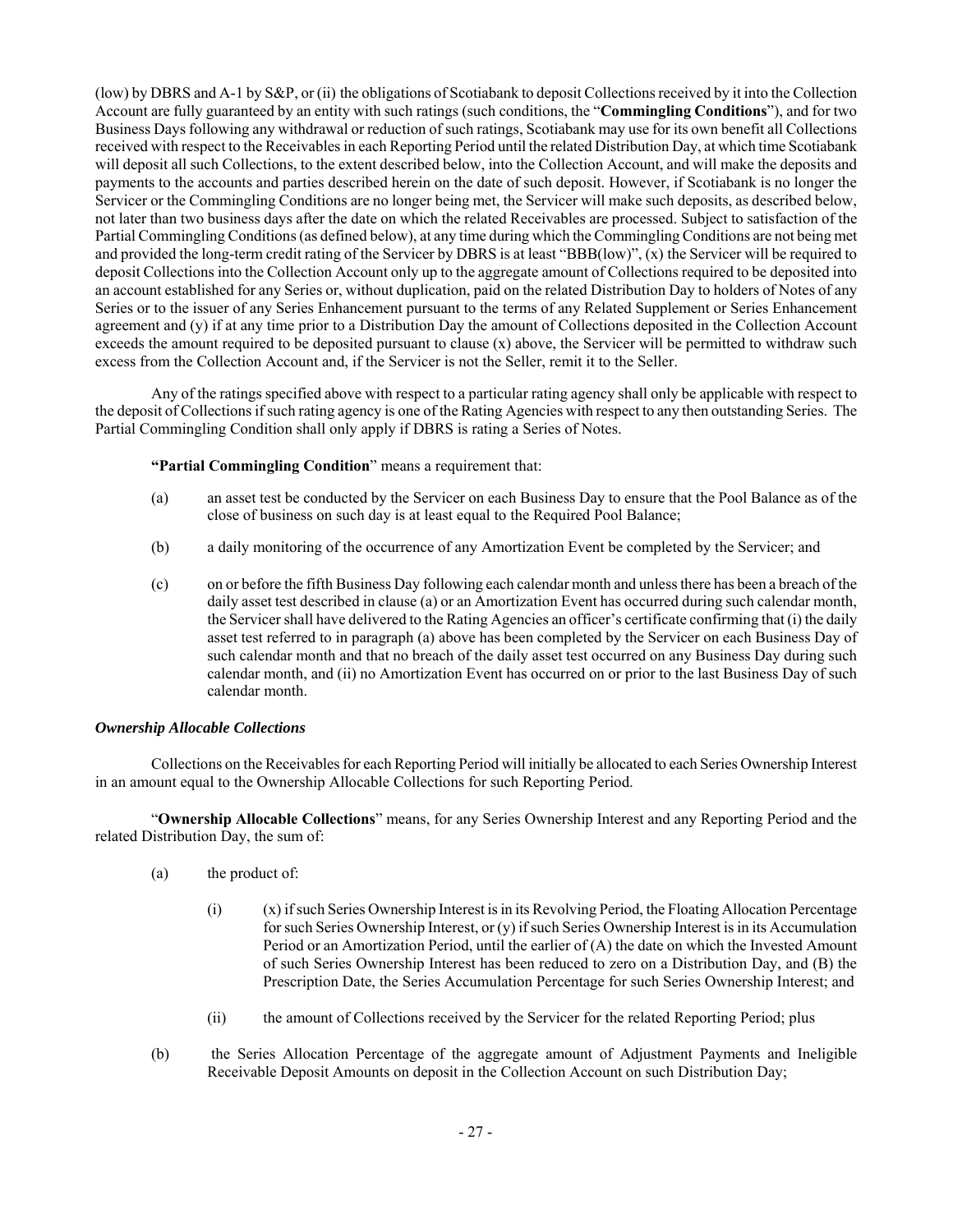(low) by DBRS and A-1 by S&P, or (ii) the obligations of Scotiabank to deposit Collections received by it into the Collection Account are fully guaranteed by an entity with such ratings (such conditions, the "**Commingling Conditions**"), and for two Business Days following any withdrawal or reduction of such ratings, Scotiabank may use for its own benefit all Collections received with respect to the Receivables in each Reporting Period until the related Distribution Day, at which time Scotiabank will deposit all such Collections, to the extent described below, into the Collection Account, and will make the deposits and payments to the accounts and parties described herein on the date of such deposit. However, if Scotiabank is no longer the Servicer or the Commingling Conditions are no longer being met, the Servicer will make such deposits, as described below, not later than two business days after the date on which the related Receivables are processed. Subject to satisfaction of the Partial Commingling Conditions (as defined below), at any time during which the Commingling Conditions are not being met and provided the long-term credit rating of the Servicer by DBRS is at least "BBB(low)", (x) the Servicer will be required to deposit Collections into the Collection Account only up to the aggregate amount of Collections required to be deposited into an account established for any Series or, without duplication, paid on the related Distribution Day to holders of Notes of any Series or to the issuer of any Series Enhancement pursuant to the terms of any Related Supplement or Series Enhancement agreement and (y) if at any time prior to a Distribution Day the amount of Collections deposited in the Collection Account exceeds the amount required to be deposited pursuant to clause (x) above, the Servicer will be permitted to withdraw such excess from the Collection Account and, if the Servicer is not the Seller, remit it to the Seller.

Any of the ratings specified above with respect to a particular rating agency shall only be applicable with respect to the deposit of Collections if such rating agency is one of the Rating Agencies with respect to any then outstanding Series. The Partial Commingling Condition shall only apply if DBRS is rating a Series of Notes.

"**Partial Commingling Condition**" means a requirement that:

(a) an asset test be conducted by the Servicer on each Business Day to ensure that the Pool Balance as of the close of business on such day is at least equal to the Required Pool Balance;

(b) a daily monitoring of the occurrence of any Amortization Event be completed by the Servicer; and

(c) on or before the fifth Business Day following each calendar month and unless there has been a breach of the daily asset test described in clause (a) or an Amortization Event has occurred during such calendar month, the Servicer shall have delivered to the Rating Agencies an officer's certificate confirming that (i) the daily asset test referred to in paragraph (a) above has been completed by the Servicer on each Business Day of such calendar month and that no breach of the daily asset test occurred on any Business Day during such calendar month, and (ii) no Amortization Event has occurred on or prior to the last Business Day of such calendar month.

### *Ownership Allocable Collections*

Collections on the Receivables for each Reporting Period will initially be allocated to each Series Ownership Interest in an amount equal to the Ownership Allocable Collections for such Reporting Period.

"**Ownership Allocable Collections**" means, for any Series Ownership Interest and any Reporting Period and the related Distribution Day, the sum of:

(a) the product of:

(i) (x) if such Series Ownership Interest is in its Revolving Period, the Floating Allocation Percentage for such Series Ownership Interest, or (y) if such Series Ownership Interest is in its Accumulation Period or an Amortization Period, until the earlier of (A) the date on which the Invested Amount of such Series Ownership Interest has been reduced to zero on a Distribution Day, and (B) the Prescription Date, the Series Accumulation Percentage for such Series Ownership Interest; and

(ii) the amount of Collections received by the Servicer for the related Reporting Period; plus

(b) the Series Allocation Percentage of the aggregate amount of Adjustment Payments and Ineligible Receivable Deposit Amounts on deposit in the Collection Account on such Distribution Day;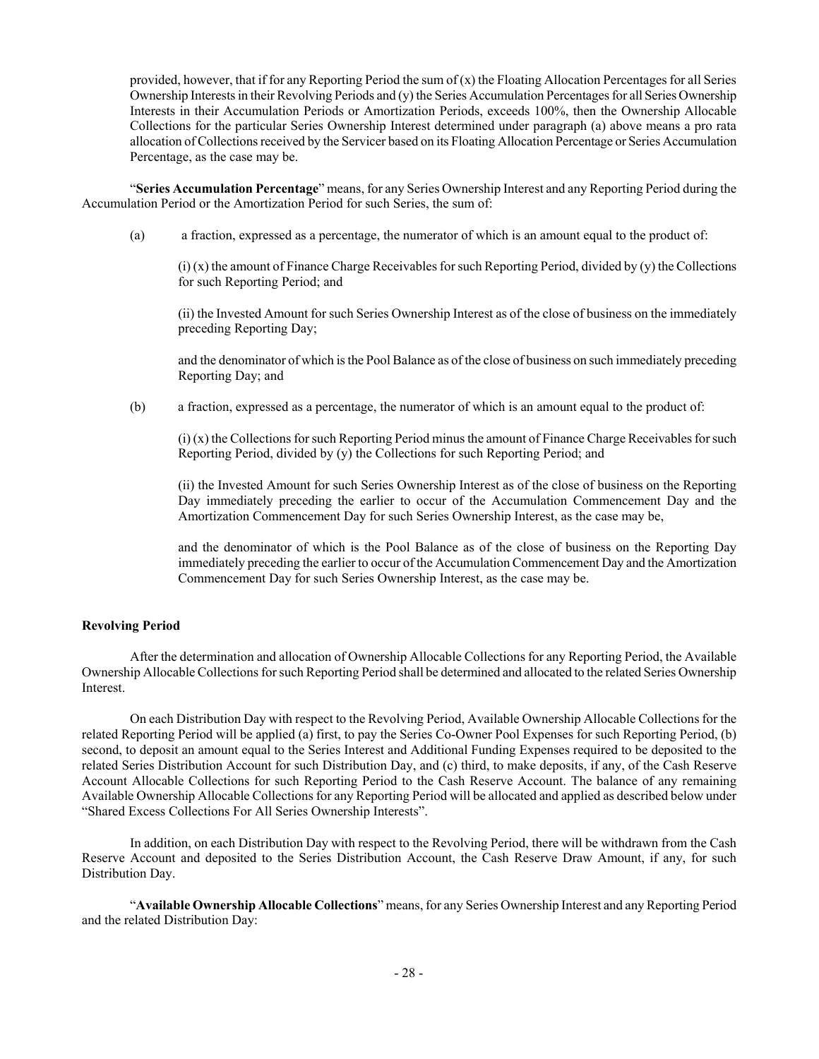provided, however, that if for any Reporting Period the sum of (x) the Floating Allocation Percentages for all Series Ownership Interests in their Revolving Periods and (y) the Series Accumulation Percentages for all Series Ownership Interests in their Accumulation Periods or Amortization Periods, exceeds 100%, then the Ownership Allocable Collections for the particular Series Ownership Interest determined under paragraph (a) above means a pro rata allocation of Collections received by the Servicer based on its Floating Allocation Percentage or Series Accumulation Percentage, as the case may be.

"**Series Accumulation Percentage**" means, for any Series Ownership Interest and any Reporting Period during the Accumulation Period or the Amortization Period for such Series, the sum of:

(a) a fraction, expressed as a percentage, the numerator of which is an amount equal to the product of:

(i) (x) the amount of Finance Charge Receivables for such Reporting Period, divided by (y) the Collections for such Reporting Period; and

(ii) the Invested Amount for such Series Ownership Interest as of the close of business on the immediately preceding Reporting Day;

and the denominator of which is the Pool Balance as of the close of business on such immediately preceding Reporting Day; and

(b) a fraction, expressed as a percentage, the numerator of which is an amount equal to the product of:

(i) (x) the Collections for such Reporting Period minus the amount of Finance Charge Receivables for such Reporting Period, divided by (y) the Collections for such Reporting Period; and

(ii) the Invested Amount for such Series Ownership Interest as of the close of business on the Reporting Day immediately preceding the earlier to occur of the Accumulation Commencement Day and the Amortization Commencement Day for such Series Ownership Interest, as the case may be,

and the denominator of which is the Pool Balance as of the close of business on the Reporting Day immediately preceding the earlier to occur of the Accumulation Commencement Day and the Amortization Commencement Day for such Series Ownership Interest, as the case may be.

**Revolving Period**

After the determination and allocation of Ownership Allocable Collections for any Reporting Period, the Available Ownership Allocable Collections for such Reporting Period shall be determined and allocated to the related Series Ownership Interest.

On each Distribution Day with respect to the Revolving Period, Available Ownership Allocable Collections for the related Reporting Period will be applied (a) first, to pay the Series Co-Owner Pool Expenses for such Reporting Period, (b) second, to deposit an amount equal to the Series Interest and Additional Funding Expenses required to be deposited to the related Series Distribution Account for such Distribution Day, and (c) third, to make deposits, if any, of the Cash Reserve Account Allocable Collections for such Reporting Period to the Cash Reserve Account. The balance of any remaining Available Ownership Allocable Collections for any Reporting Period will be allocated and applied as described below under "Shared Excess Collections For All Series Ownership Interests".

In addition, on each Distribution Day with respect to the Revolving Period, there will be withdrawn from the Cash Reserve Account and deposited to the Series Distribution Account, the Cash Reserve Draw Amount, if any, for such Distribution Day.

"**Available Ownership Allocable Collections**" means, for any Series Ownership Interest and any Reporting Period and the related Distribution Day: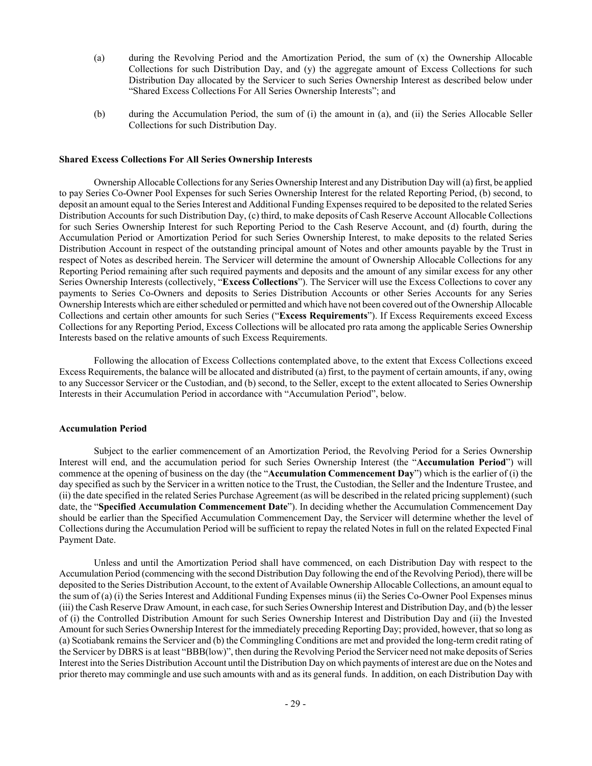(a) during the Revolving Period and the Amortization Period, the sum of (x) the Ownership Allocable Collections for such Distribution Day, and (y) the aggregate amount of Excess Collections for such Distribution Day allocated by the Servicer to such Series Ownership Interest as described below under "Shared Excess Collections For All Series Ownership Interests"; and

(b) during the Accumulation Period, the sum of (i) the amount in (a), and (ii) the Series Allocable Seller Collections for such Distribution Day.

### Shared Excess Collections For All Series Ownership Interests

Ownership Allocable Collections for any Series Ownership Interest and any Distribution Day will (a) first, be applied to pay Series Co-Owner Pool Expenses for such Series Ownership Interest for the related Reporting Period, (b) second, to deposit an amount equal to the Series Interest and Additional Funding Expenses required to be deposited to the related Series Distribution Accounts for such Distribution Day, (c) third, to make deposits of Cash Reserve Account Allocable Collections for such Series Ownership Interest for such Reporting Period to the Cash Reserve Account, and (d) fourth, during the Accumulation Period or Amortization Period for such Series Ownership Interest, to make deposits to the related Series Distribution Account in respect of the outstanding principal amount of Notes and other amounts payable by the Trust in respect of Notes as described herein. The Servicer will determine the amount of Ownership Allocable Collections for any Reporting Period remaining after such required payments and deposits and the amount of any similar excess for any other Series Ownership Interests (collectively, "**Excess Collections**"). The Servicer will use the Excess Collections to cover any payments to Series Co-Owners and deposits to Series Distribution Accounts or other Series Accounts for any Series Ownership Interests which are either scheduled or permitted and which have not been covered out of the Ownership Allocable Collections and certain other amounts for such Series ("**Excess Requirements**"). If Excess Requirements exceed Excess Collections for any Reporting Period, Excess Collections will be allocated pro rata among the applicable Series Ownership Interests based on the relative amounts of such Excess Requirements.

Following the allocation of Excess Collections contemplated above, to the extent that Excess Collections exceed Excess Requirements, the balance will be allocated and distributed (a) first, to the payment of certain amounts, if any, owing to any Successor Servicer or the Custodian, and (b) second, to the Seller, except to the extent allocated to Series Ownership Interests in their Accumulation Period in accordance with "Accumulation Period", below.

### Accumulation Period

Subject to the earlier commencement of an Amortization Period, the Revolving Period for a Series Ownership Interest will end, and the accumulation period for such Series Ownership Interest (the "**Accumulation Period**") will commence at the opening of business on the day (the "**Accumulation Commencement Day**") which is the earlier of (i) the day specified as such by the Servicer in a written notice to the Trust, the Custodian, the Seller and the Indenture Trustee, and (ii) the date specified in the related Series Purchase Agreement (as will be described in the related pricing supplement) (such date, the "**Specified Accumulation Commencement Date**"). In deciding whether the Accumulation Commencement Day should be earlier than the Specified Accumulation Commencement Day, the Servicer will determine whether the level of Collections during the Accumulation Period will be sufficient to repay the related Notes in full on the related Expected Final Payment Date.

Unless and until the Amortization Period shall have commenced, on each Distribution Day with respect to the Accumulation Period (commencing with the second Distribution Day following the end of the Revolving Period), there will be deposited to the Series Distribution Account, to the extent of Available Ownership Allocable Collections, an amount equal to the sum of (a) (i) the Series Interest and Additional Funding Expenses minus (ii) the Series Co-Owner Pool Expenses minus (iii) the Cash Reserve Draw Amount, in each case, for such Series Ownership Interest and Distribution Day, and (b) the lesser of (i) the Controlled Distribution Amount for such Series Ownership Interest and Distribution Day and (ii) the Invested Amount for such Series Ownership Interest for the immediately preceding Reporting Day; provided, however, that so long as (a) Scotiabank remains the Servicer and (b) the Commingling Conditions are met and provided the long-term credit rating of the Servicer by DBRS is at least "BBB(low)", then during the Revolving Period the Servicer need not make deposits of Series Interest into the Series Distribution Account until the Distribution Day on which payments of interest are due on the Notes and prior thereto may commingle and use such amounts with and as its general funds. In addition, on each Distribution Day with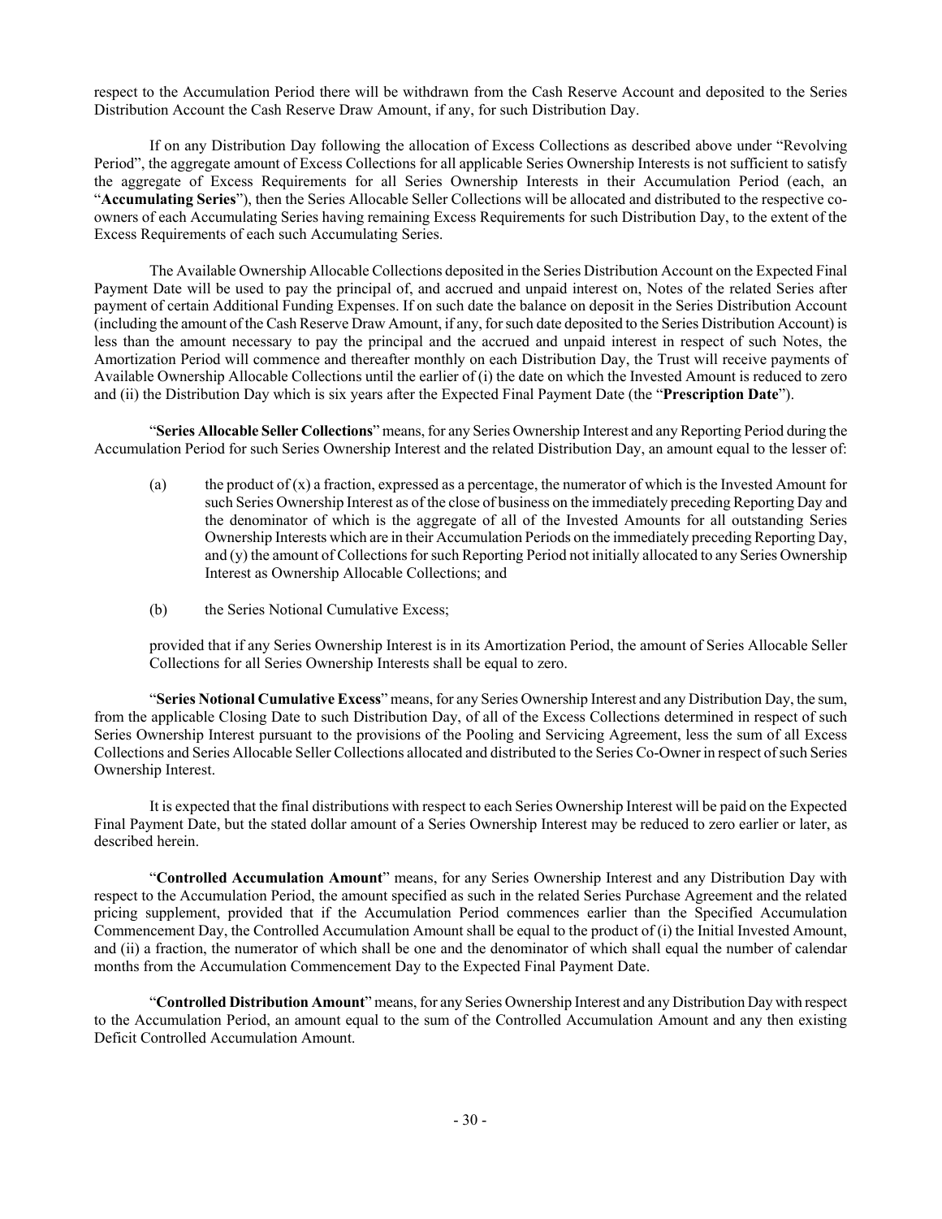respect to the Accumulation Period there will be withdrawn from the Cash Reserve Account and deposited to the Series Distribution Account the Cash Reserve Draw Amount, if any, for such Distribution Day.

If on any Distribution Day following the allocation of Excess Collections as described above under "Revolving Period", the aggregate amount of Excess Collections for all applicable Series Ownership Interests is not sufficient to satisfy the aggregate of Excess Requirements for all Series Ownership Interests in their Accumulation Period (each, an "**Accumulating Series**"), then the Series Allocable Seller Collections will be allocated and distributed to the respective co-owners of each Accumulating Series having remaining Excess Requirements for such Distribution Day, to the extent of the Excess Requirements of each such Accumulating Series.

The Available Ownership Allocable Collections deposited in the Series Distribution Account on the Expected Final Payment Date will be used to pay the principal of, and accrued and unpaid interest on, Notes of the related Series after payment of certain Additional Funding Expenses. If on such date the balance on deposit in the Series Distribution Account (including the amount of the Cash Reserve Draw Amount, if any, for such date deposited to the Series Distribution Account) is less than the amount necessary to pay the principal and the accrued and unpaid interest in respect of such Notes, the Amortization Period will commence and thereafter monthly on each Distribution Day, the Trust will receive payments of Available Ownership Allocable Collections until the earlier of (i) the date on which the Invested Amount is reduced to zero and (ii) the Distribution Day which is six years after the Expected Final Payment Date (the "**Prescription Date**").

"**Series Allocable Seller Collections**" means, for any Series Ownership Interest and any Reporting Period during the Accumulation Period for such Series Ownership Interest and the related Distribution Day, an amount equal to the lesser of:

(a) the product of (x) a fraction, expressed as a percentage, the numerator of which is the Invested Amount for such Series Ownership Interest as of the close of business on the immediately preceding Reporting Day and the denominator of which is the aggregate of all of the Invested Amounts for all outstanding Series Ownership Interests which are in their Accumulation Periods on the immediately preceding Reporting Day, and (y) the amount of Collections for such Reporting Period not initially allocated to any Series Ownership Interest as Ownership Allocable Collections; and

(b) the Series Notional Cumulative Excess;

provided that if any Series Ownership Interest is in its Amortization Period, the amount of Series Allocable Seller Collections for all Series Ownership Interests shall be equal to zero.

"**Series Notional Cumulative Excess**" means, for any Series Ownership Interest and any Distribution Day, the sum, from the applicable Closing Date to such Distribution Day, of all of the Excess Collections determined in respect of such Series Ownership Interest pursuant to the provisions of the Pooling and Servicing Agreement, less the sum of all Excess Collections and Series Allocable Seller Collections allocated and distributed to the Series Co-Owner in respect of such Series Ownership Interest.

It is expected that the final distributions with respect to each Series Ownership Interest will be paid on the Expected Final Payment Date, but the stated dollar amount of a Series Ownership Interest may be reduced to zero earlier or later, as described herein.

"**Controlled Accumulation Amount**" means, for any Series Ownership Interest and any Distribution Day with respect to the Accumulation Period, the amount specified as such in the related Series Purchase Agreement and the related pricing supplement, provided that if the Accumulation Period commences earlier than the Specified Accumulation Commencement Day, the Controlled Accumulation Amount shall be equal to the product of (i) the Initial Invested Amount, and (ii) a fraction, the numerator of which shall be one and the denominator of which shall equal the number of calendar months from the Accumulation Commencement Day to the Expected Final Payment Date.

"**Controlled Distribution Amount**" means, for any Series Ownership Interest and any Distribution Day with respect to the Accumulation Period, an amount equal to the sum of the Controlled Accumulation Amount and any then existing Deficit Controlled Accumulation Amount.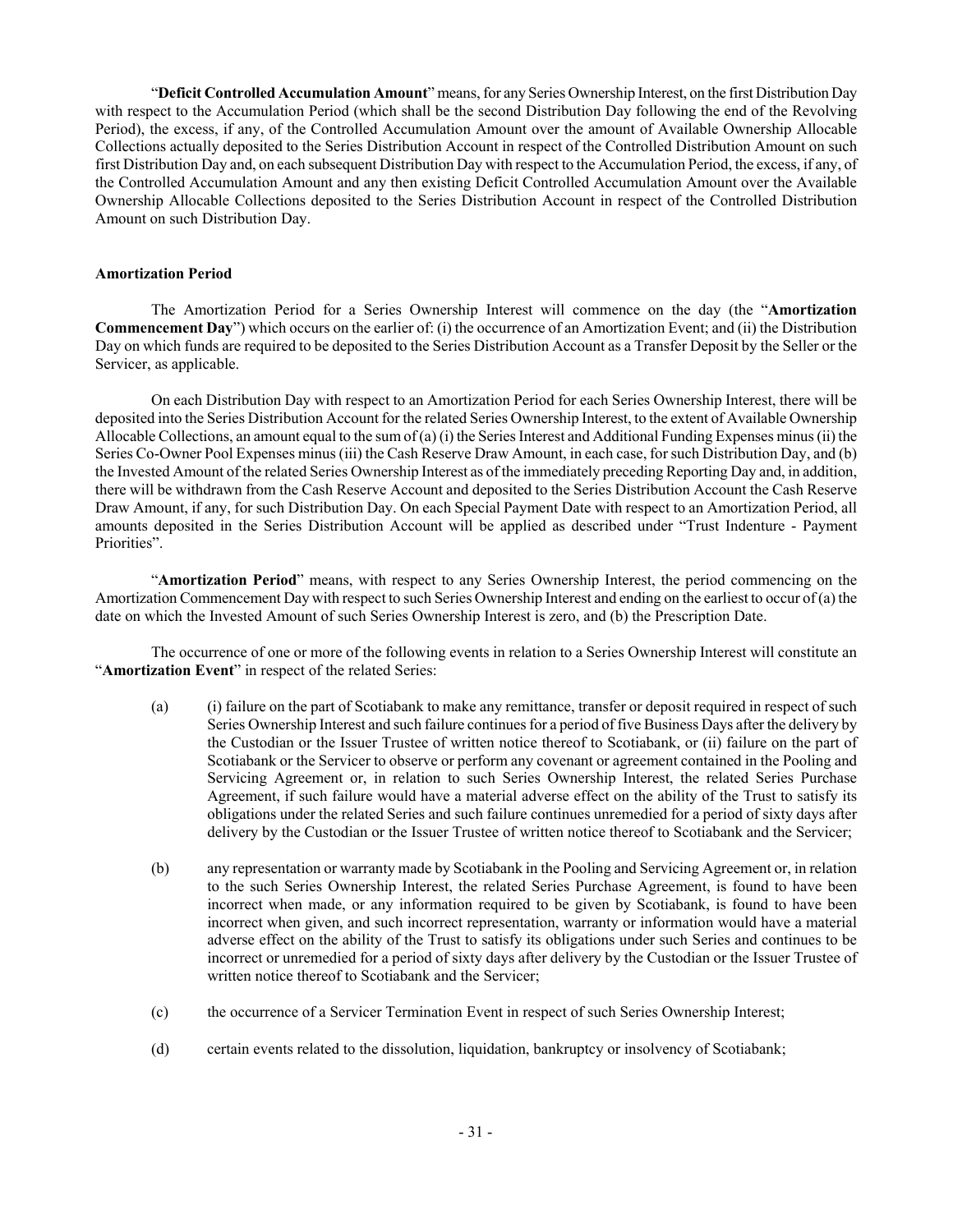"**Deficit Controlled Accumulation Amount**" means, for any Series Ownership Interest, on the first Distribution Day with respect to the Accumulation Period (which shall be the second Distribution Day following the end of the Revolving Period), the excess, if any, of the Controlled Accumulation Amount over the amount of Available Ownership Allocable Collections actually deposited to the Series Distribution Account in respect of the Controlled Distribution Amount on such first Distribution Day and, on each subsequent Distribution Day with respect to the Accumulation Period, the excess, if any, of the Controlled Accumulation Amount and any then existing Deficit Controlled Accumulation Amount over the Available Ownership Allocable Collections deposited to the Series Distribution Account in respect of the Controlled Distribution Amount on such Distribution Day.

**Amortization Period**

The Amortization Period for a Series Ownership Interest will commence on the day (the "**Amortization Commencement Day**") which occurs on the earlier of: (i) the occurrence of an Amortization Event; and (ii) the Distribution Day on which funds are required to be deposited to the Series Distribution Account as a Transfer Deposit by the Seller or the Servicer, as applicable.

On each Distribution Day with respect to an Amortization Period for each Series Ownership Interest, there will be deposited into the Series Distribution Account for the related Series Ownership Interest, to the extent of Available Ownership Allocable Collections, an amount equal to the sum of (a) (i) the Series Interest and Additional Funding Expenses minus (ii) the Series Co-Owner Pool Expenses minus (iii) the Cash Reserve Draw Amount, in each case, for such Distribution Day, and (b) the Invested Amount of the related Series Ownership Interest as of the immediately preceding Reporting Day and, in addition, there will be withdrawn from the Cash Reserve Account and deposited to the Series Distribution Account the Cash Reserve Draw Amount, if any, for such Distribution Day. On each Special Payment Date with respect to an Amortization Period, all amounts deposited in the Series Distribution Account will be applied as described under "Trust Indenture - Payment Priorities".

"**Amortization Period**" means, with respect to any Series Ownership Interest, the period commencing on the Amortization Commencement Day with respect to such Series Ownership Interest and ending on the earliest to occur of (a) the date on which the Invested Amount of such Series Ownership Interest is zero, and (b) the Prescription Date.

The occurrence of one or more of the following events in relation to a Series Ownership Interest will constitute an "**Amortization Event**" in respect of the related Series:

(a) (i) failure on the part of Scotiabank to make any remittance, transfer or deposit required in respect of such Series Ownership Interest and such failure continues for a period of five Business Days after the delivery by the Custodian or the Issuer Trustee of written notice thereof to Scotiabank, or (ii) failure on the part of Scotiabank or the Servicer to observe or perform any covenant or agreement contained in the Pooling and Servicing Agreement or, in relation to such Series Ownership Interest, the related Series Purchase Agreement, if such failure would have a material adverse effect on the ability of the Trust to satisfy its obligations under the related Series and such failure continues unremedied for a period of sixty days after delivery by the Custodian or the Issuer Trustee of written notice thereof to Scotiabank and the Servicer;

(b) any representation or warranty made by Scotiabank in the Pooling and Servicing Agreement or, in relation to the such Series Ownership Interest, the related Series Purchase Agreement, is found to have been incorrect when made, or any information required to be given by Scotiabank, is found to have been incorrect when given, and such incorrect representation, warranty or information would have a material adverse effect on the ability of the Trust to satisfy its obligations under such Series and continues to be incorrect or unremedied for a period of sixty days after delivery by the Custodian or the Issuer Trustee of written notice thereof to Scotiabank and the Servicer;

(c) the occurrence of a Servicer Termination Event in respect of such Series Ownership Interest;

(d) certain events related to the dissolution, liquidation, bankruptcy or insolvency of Scotiabank;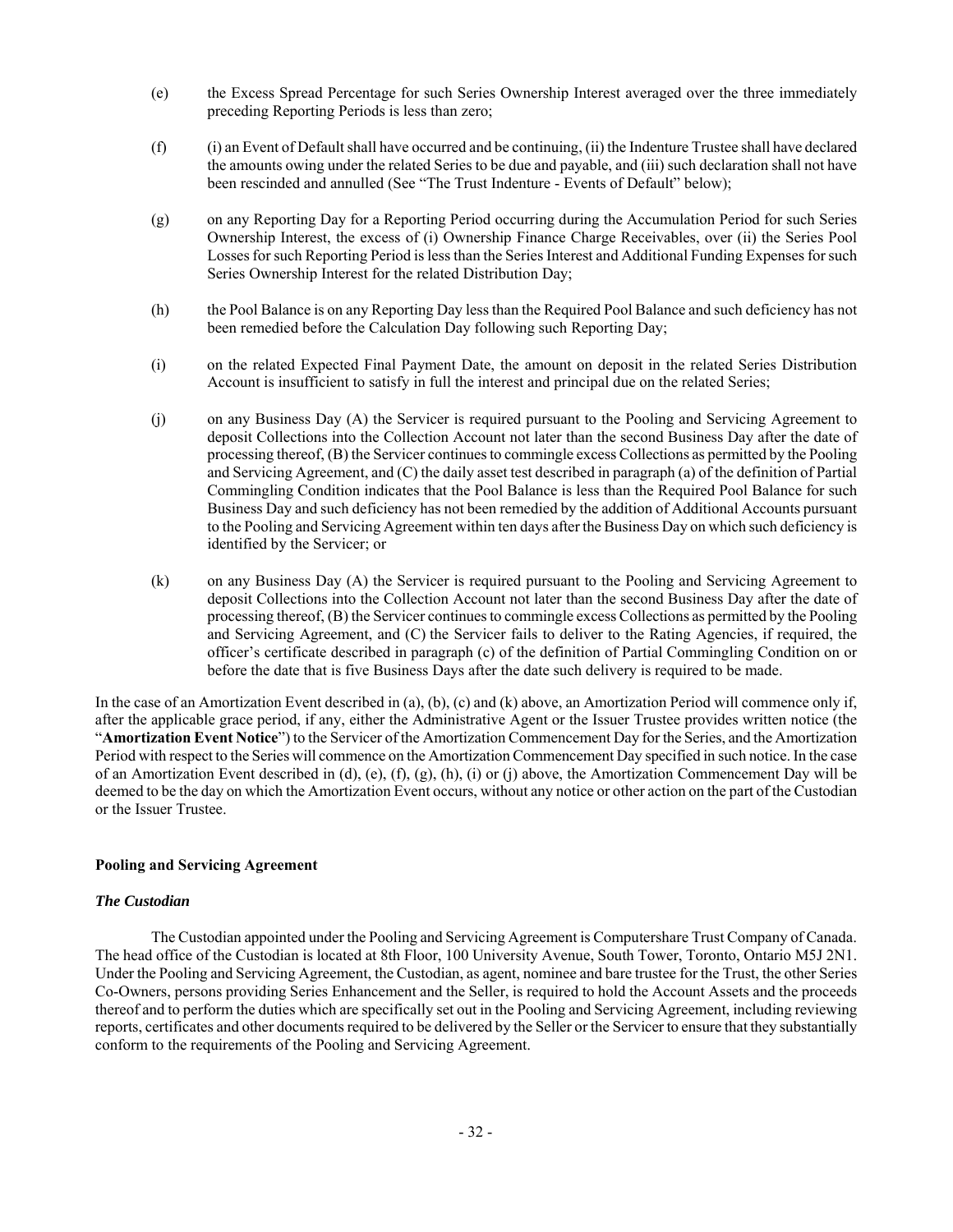(e) the Excess Spread Percentage for such Series Ownership Interest averaged over the three immediately preceding Reporting Periods is less than zero;

(f) (i) an Event of Default shall have occurred and be continuing, (ii) the Indenture Trustee shall have declared the amounts owing under the related Series to be due and payable, and (iii) such declaration shall not have been rescinded and annulled (See "The Trust Indenture - Events of Default" below);

(g) on any Reporting Day for a Reporting Period occurring during the Accumulation Period for such Series Ownership Interest, the excess of (i) Ownership Finance Charge Receivables, over (ii) the Series Pool Losses for such Reporting Period is less than the Series Interest and Additional Funding Expenses for such Series Ownership Interest for the related Distribution Day;

(h) the Pool Balance is on any Reporting Day less than the Required Pool Balance and such deficiency has not been remedied before the Calculation Day following such Reporting Day;

(i) on the related Expected Final Payment Date, the amount on deposit in the related Series Distribution Account is insufficient to satisfy in full the interest and principal due on the related Series;

(j) on any Business Day (A) the Servicer is required pursuant to the Pooling and Servicing Agreement to deposit Collections into the Collection Account not later than the second Business Day after the date of processing thereof, (B) the Servicer continues to commingle excess Collections as permitted by the Pooling and Servicing Agreement, and (C) the daily asset test described in paragraph (a) of the definition of Partial Commingling Condition indicates that the Pool Balance is less than the Required Pool Balance for such Business Day and such deficiency has not been remedied by the addition of Additional Accounts pursuant to the Pooling and Servicing Agreement within ten days after the Business Day on which such deficiency is identified by the Servicer; or

(k) on any Business Day (A) the Servicer is required pursuant to the Pooling and Servicing Agreement to deposit Collections into the Collection Account not later than the second Business Day after the date of processing thereof, (B) the Servicer continues to commingle excess Collections as permitted by the Pooling and Servicing Agreement, and (C) the Servicer fails to deliver to the Rating Agencies, if required, the officer's certificate described in paragraph (c) of the definition of Partial Commingling Condition on or before the date that is five Business Days after the date such delivery is required to be made.

In the case of an Amortization Event described in (a), (b), (c) and (k) above, an Amortization Period will commence only if, after the applicable grace period, if any, either the Administrative Agent or the Issuer Trustee provides written notice (the "**Amortization Event Notice**") to the Servicer of the Amortization Commencement Day for the Series, and the Amortization Period with respect to the Series will commence on the Amortization Commencement Day specified in such notice. In the case of an Amortization Event described in (d), (e), (f), (g), (h), (i) or (j) above, the Amortization Commencement Day will be deemed to be the day on which the Amortization Event occurs, without any notice or other action on the part of the Custodian or the Issuer Trustee.

**Pooling and Servicing Agreement**

***The Custodian***

The Custodian appointed under the Pooling and Servicing Agreement is Computershare Trust Company of Canada. The head office of the Custodian is located at 8th Floor, 100 University Avenue, South Tower, Toronto, Ontario M5J 2N1. Under the Pooling and Servicing Agreement, the Custodian, as agent, nominee and bare trustee for the Trust, the other Series Co-Owners, persons providing Series Enhancement and the Seller, is required to hold the Account Assets and the proceeds thereof and to perform the duties which are specifically set out in the Pooling and Servicing Agreement, including reviewing reports, certificates and other documents required to be delivered by the Seller or the Servicer to ensure that they substantially conform to the requirements of the Pooling and Servicing Agreement.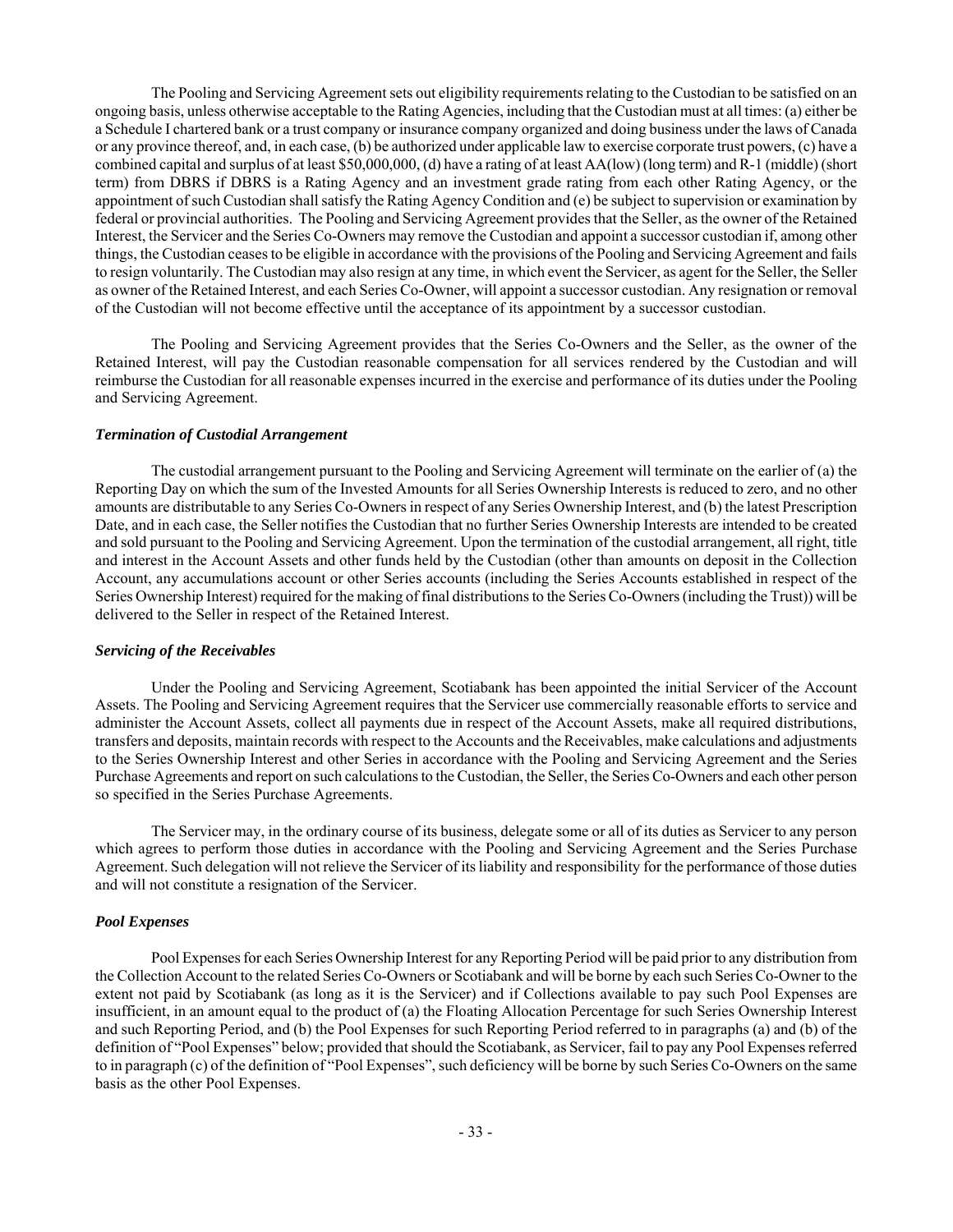The Pooling and Servicing Agreement sets out eligibility requirements relating to the Custodian to be satisfied on an ongoing basis, unless otherwise acceptable to the Rating Agencies, including that the Custodian must at all times: (a) either be a Schedule I chartered bank or a trust company or insurance company organized and doing business under the laws of Canada or any province thereof, and, in each case, (b) be authorized under applicable law to exercise corporate trust powers, (c) have a combined capital and surplus of at least $50,000,000, (d) have a rating of at least AA(low) (long term) and R-1 (middle) (short term) from DBRS if DBRS is a Rating Agency and an investment grade rating from each other Rating Agency, or the appointment of such Custodian shall satisfy the Rating Agency Condition and (e) be subject to supervision or examination by federal or provincial authorities. The Pooling and Servicing Agreement provides that the Seller, as the owner of the Retained Interest, the Servicer and the Series Co-Owners may remove the Custodian and appoint a successor custodian if, among other things, the Custodian ceases to be eligible in accordance with the provisions of the Pooling and Servicing Agreement and fails to resign voluntarily. The Custodian may also resign at any time, in which event the Servicer, as agent for the Seller, the Seller as owner of the Retained Interest, and each Series Co-Owner, will appoint a successor custodian. Any resignation or removal of the Custodian will not become effective until the acceptance of its appointment by a successor custodian.

The Pooling and Servicing Agreement provides that the Series Co-Owners and the Seller, as the owner of the Retained Interest, will pay the Custodian reasonable compensation for all services rendered by the Custodian and will reimburse the Custodian for all reasonable expenses incurred in the exercise and performance of its duties under the Pooling and Servicing Agreement.

***Termination of Custodial Arrangement***

The custodial arrangement pursuant to the Pooling and Servicing Agreement will terminate on the earlier of (a) the Reporting Day on which the sum of the Invested Amounts for all Series Ownership Interests is reduced to zero, and no other amounts are distributable to any Series Co-Owners in respect of any Series Ownership Interest, and (b) the latest Prescription Date, and in each case, the Seller notifies the Custodian that no further Series Ownership Interests are intended to be created and sold pursuant to the Pooling and Servicing Agreement. Upon the termination of the custodial arrangement, all right, title and interest in the Account Assets and other funds held by the Custodian (other than amounts on deposit in the Collection Account, any accumulations account or other Series accounts (including the Series Accounts established in respect of the Series Ownership Interest) required for the making of final distributions to the Series Co-Owners (including the Trust)) will be delivered to the Seller in respect of the Retained Interest.

***Servicing of the Receivables***

Under the Pooling and Servicing Agreement, Scotiabank has been appointed the initial Servicer of the Account Assets. The Pooling and Servicing Agreement requires that the Servicer use commercially reasonable efforts to service and administer the Account Assets, collect all payments due in respect of the Account Assets, make all required distributions, transfers and deposits, maintain records with respect to the Accounts and the Receivables, make calculations and adjustments to the Series Ownership Interest and other Series in accordance with the Pooling and Servicing Agreement and the Series Purchase Agreements and report on such calculations to the Custodian, the Seller, the Series Co-Owners and each other person so specified in the Series Purchase Agreements.

The Servicer may, in the ordinary course of its business, delegate some or all of its duties as Servicer to any person which agrees to perform those duties in accordance with the Pooling and Servicing Agreement and the Series Purchase Agreement. Such delegation will not relieve the Servicer of its liability and responsibility for the performance of those duties and will not constitute a resignation of the Servicer.

***Pool Expenses***

Pool Expenses for each Series Ownership Interest for any Reporting Period will be paid prior to any distribution from the Collection Account to the related Series Co-Owners or Scotiabank and will be borne by each such Series Co-Owner to the extent not paid by Scotiabank (as long as it is the Servicer) and if Collections available to pay such Pool Expenses are insufficient, in an amount equal to the product of (a) the Floating Allocation Percentage for such Series Ownership Interest and such Reporting Period, and (b) the Pool Expenses for such Reporting Period referred to in paragraphs (a) and (b) of the definition of "Pool Expenses" below; provided that should the Scotiabank, as Servicer, fail to pay any Pool Expenses referred to in paragraph (c) of the definition of "Pool Expenses", such deficiency will be borne by such Series Co-Owners on the same basis as the other Pool Expenses.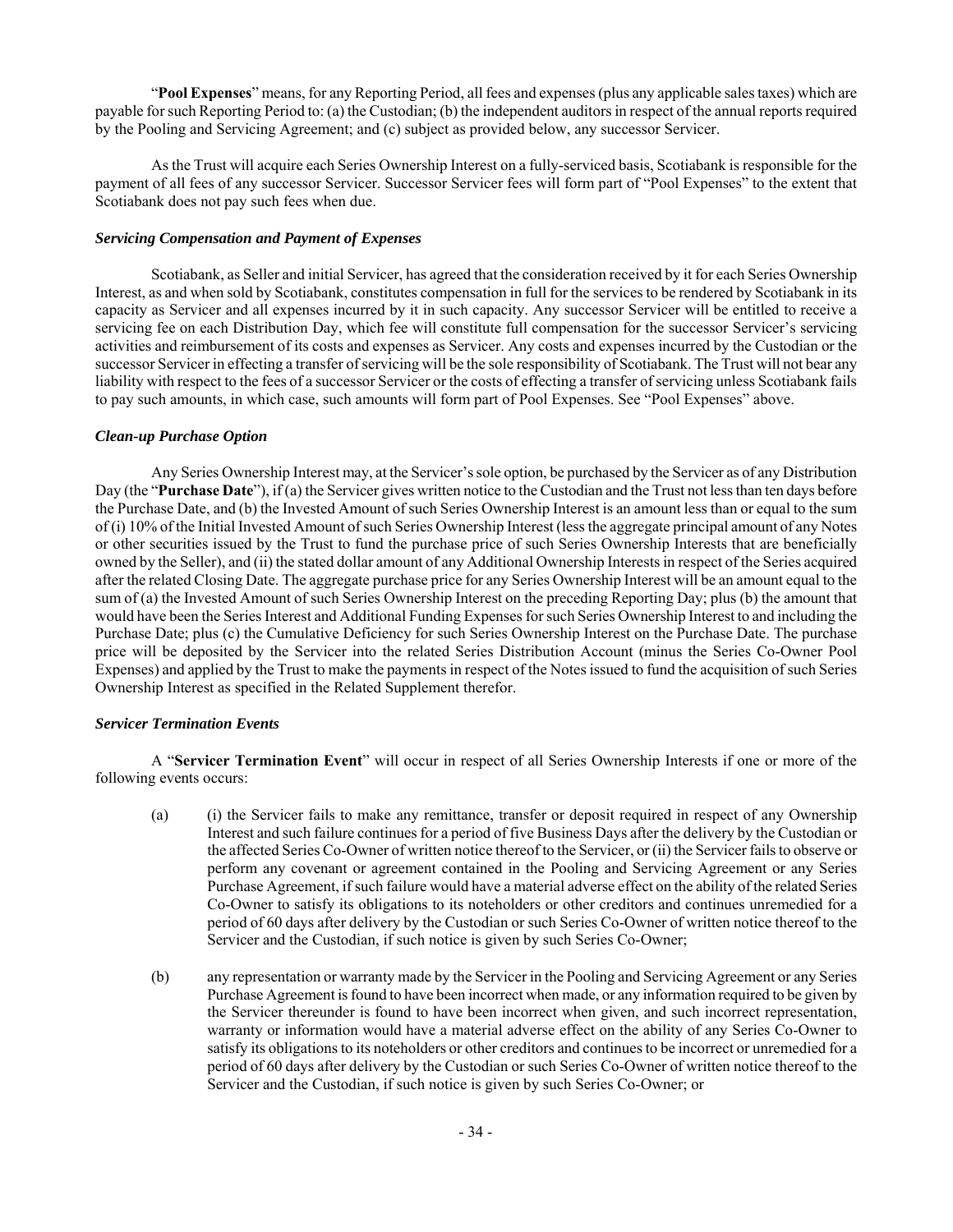"**Pool Expenses**" means, for any Reporting Period, all fees and expenses (plus any applicable sales taxes) which are payable for such Reporting Period to: (a) the Custodian; (b) the independent auditors in respect of the annual reports required by the Pooling and Servicing Agreement; and (c) subject as provided below, any successor Servicer.

As the Trust will acquire each Series Ownership Interest on a fully-serviced basis, Scotiabank is responsible for the payment of all fees of any successor Servicer. Successor Servicer fees will form part of "Pool Expenses" to the extent that Scotiabank does not pay such fees when due.

***Servicing Compensation and Payment of Expenses***

Scotiabank, as Seller and initial Servicer, has agreed that the consideration received by it for each Series Ownership Interest, as and when sold by Scotiabank, constitutes compensation in full for the services to be rendered by Scotiabank in its capacity as Servicer and all expenses incurred by it in such capacity. Any successor Servicer will be entitled to receive a servicing fee on each Distribution Day, which fee will constitute full compensation for the successor Servicer's servicing activities and reimbursement of its costs and expenses as Servicer. Any costs and expenses incurred by the Custodian or the successor Servicer in effecting a transfer of servicing will be the sole responsibility of Scotiabank. The Trust will not bear any liability with respect to the fees of a successor Servicer or the costs of effecting a transfer of servicing unless Scotiabank fails to pay such amounts, in which case, such amounts will form part of Pool Expenses. See "Pool Expenses" above.

***Clean-up Purchase Option***

Any Series Ownership Interest may, at the Servicer's sole option, be purchased by the Servicer as of any Distribution Day (the "**Purchase Date**"), if (a) the Servicer gives written notice to the Custodian and the Trust not less than ten days before the Purchase Date, and (b) the Invested Amount of such Series Ownership Interest is an amount less than or equal to the sum of (i) 10% of the Initial Invested Amount of such Series Ownership Interest (less the aggregate principal amount of any Notes or other securities issued by the Trust to fund the purchase price of such Series Ownership Interests that are beneficially owned by the Seller), and (ii) the stated dollar amount of any Additional Ownership Interests in respect of the Series acquired after the related Closing Date. The aggregate purchase price for any Series Ownership Interest will be an amount equal to the sum of (a) the Invested Amount of such Series Ownership Interest on the preceding Reporting Day; plus (b) the amount that would have been the Series Interest and Additional Funding Expenses for such Series Ownership Interest to and including the Purchase Date; plus (c) the Cumulative Deficiency for such Series Ownership Interest on the Purchase Date. The purchase price will be deposited by the Servicer into the related Series Distribution Account (minus the Series Co-Owner Pool Expenses) and applied by the Trust to make the payments in respect of the Notes issued to fund the acquisition of such Series Ownership Interest as specified in the Related Supplement therefor.

***Servicer Termination Events***

A "**Servicer Termination Event**" will occur in respect of all Series Ownership Interests if one or more of the following events occurs:

(a) (i) the Servicer fails to make any remittance, transfer or deposit required in respect of any Ownership Interest and such failure continues for a period of five Business Days after the delivery by the Custodian or the affected Series Co-Owner of written notice thereof to the Servicer, or (ii) the Servicer fails to observe or perform any covenant or agreement contained in the Pooling and Servicing Agreement or any Series Purchase Agreement, if such failure would have a material adverse effect on the ability of the related Series Co-Owner to satisfy its obligations to its noteholders or other creditors and continues unremedied for a period of 60 days after delivery by the Custodian or such Series Co-Owner of written notice thereof to the Servicer and the Custodian, if such notice is given by such Series Co-Owner;

(b) any representation or warranty made by the Servicer in the Pooling and Servicing Agreement or any Series Purchase Agreement is found to have been incorrect when made, or any information required to be given by the Servicer thereunder is found to have been incorrect when given, and such incorrect representation, warranty or information would have a material adverse effect on the ability of any Series Co-Owner to satisfy its obligations to its noteholders or other creditors and continues to be incorrect or unremedied for a period of 60 days after delivery by the Custodian or such Series Co-Owner of written notice thereof to the Servicer and the Custodian, if such notice is given by such Series Co-Owner; or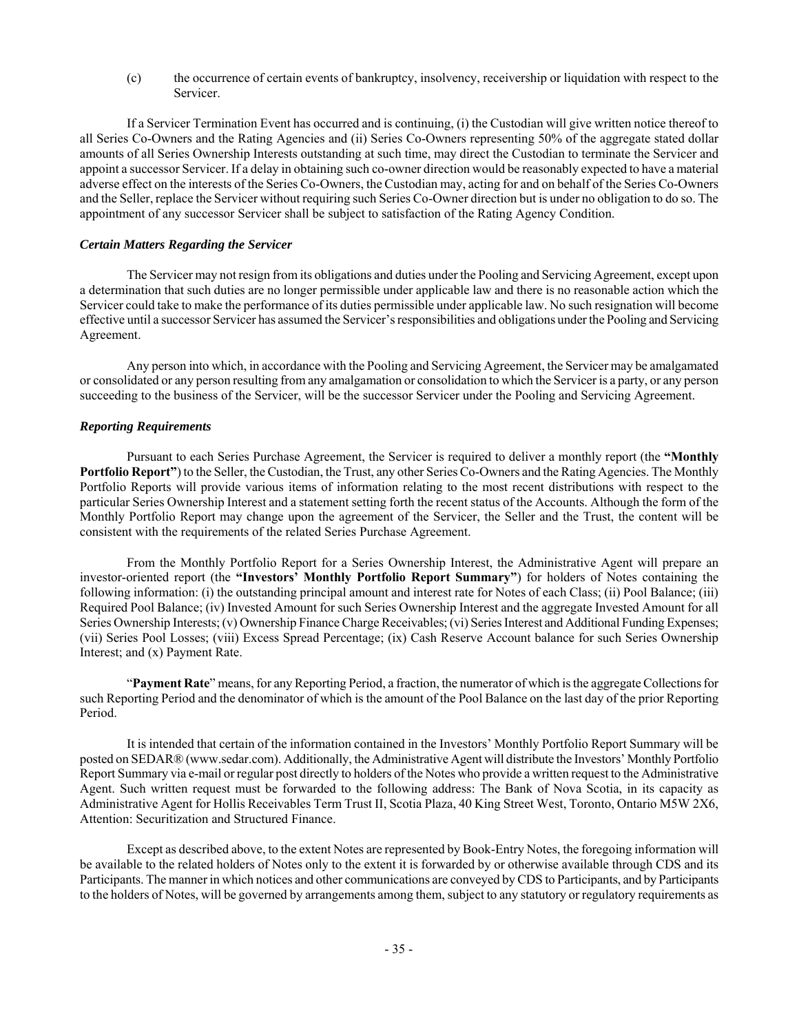(c) the occurrence of certain events of bankruptcy, insolvency, receivership or liquidation with respect to the Servicer.

If a Servicer Termination Event has occurred and is continuing, (i) the Custodian will give written notice thereof to all Series Co-Owners and the Rating Agencies and (ii) Series Co-Owners representing 50% of the aggregate stated dollar amounts of all Series Ownership Interests outstanding at such time, may direct the Custodian to terminate the Servicer and appoint a successor Servicer. If a delay in obtaining such co-owner direction would be reasonably expected to have a material adverse effect on the interests of the Series Co-Owners, the Custodian may, acting for and on behalf of the Series Co-Owners and the Seller, replace the Servicer without requiring such Series Co-Owner direction but is under no obligation to do so. The appointment of any successor Servicer shall be subject to satisfaction of the Rating Agency Condition.

***Certain Matters Regarding the Servicer***

The Servicer may not resign from its obligations and duties under the Pooling and Servicing Agreement, except upon a determination that such duties are no longer permissible under applicable law and there is no reasonable action which the Servicer could take to make the performance of its duties permissible under applicable law. No such resignation will become effective until a successor Servicer has assumed the Servicer's responsibilities and obligations under the Pooling and Servicing Agreement.

Any person into which, in accordance with the Pooling and Servicing Agreement, the Servicer may be amalgamated or consolidated or any person resulting from any amalgamation or consolidation to which the Servicer is a party, or any person succeeding to the business of the Servicer, will be the successor Servicer under the Pooling and Servicing Agreement.

***Reporting Requirements***

Pursuant to each Series Purchase Agreement, the Servicer is required to deliver a monthly report (the **"Monthly Portfolio Report"**) to the Seller, the Custodian, the Trust, any other Series Co-Owners and the Rating Agencies. The Monthly Portfolio Reports will provide various items of information relating to the most recent distributions with respect to the particular Series Ownership Interest and a statement setting forth the recent status of the Accounts. Although the form of the Monthly Portfolio Report may change upon the agreement of the Servicer, the Seller and the Trust, the content will be consistent with the requirements of the related Series Purchase Agreement.

From the Monthly Portfolio Report for a Series Ownership Interest, the Administrative Agent will prepare an investor-oriented report (the **"Investors' Monthly Portfolio Report Summary"**) for holders of Notes containing the following information: (i) the outstanding principal amount and interest rate for Notes of each Class; (ii) Pool Balance; (iii) Required Pool Balance; (iv) Invested Amount for such Series Ownership Interest and the aggregate Invested Amount for all Series Ownership Interests; (v) Ownership Finance Charge Receivables; (vi) Series Interest and Additional Funding Expenses; (vii) Series Pool Losses; (viii) Excess Spread Percentage; (ix) Cash Reserve Account balance for such Series Ownership Interest; and (x) Payment Rate.

"**Payment Rate**" means, for any Reporting Period, a fraction, the numerator of which is the aggregate Collections for such Reporting Period and the denominator of which is the amount of the Pool Balance on the last day of the prior Reporting Period.

It is intended that certain of the information contained in the Investors' Monthly Portfolio Report Summary will be posted on SEDAR® (www.sedar.com). Additionally, the Administrative Agent will distribute the Investors' Monthly Portfolio Report Summary via e-mail or regular post directly to holders of the Notes who provide a written request to the Administrative Agent. Such written request must be forwarded to the following address: The Bank of Nova Scotia, in its capacity as Administrative Agent for Hollis Receivables Term Trust II, Scotia Plaza, 40 King Street West, Toronto, Ontario M5W 2X6, Attention: Securitization and Structured Finance.

Except as described above, to the extent Notes are represented by Book-Entry Notes, the foregoing information will be available to the related holders of Notes only to the extent it is forwarded by or otherwise available through CDS and its Participants. The manner in which notices and other communications are conveyed by CDS to Participants, and by Participants to the holders of Notes, will be governed by arrangements among them, subject to any statutory or regulatory requirements as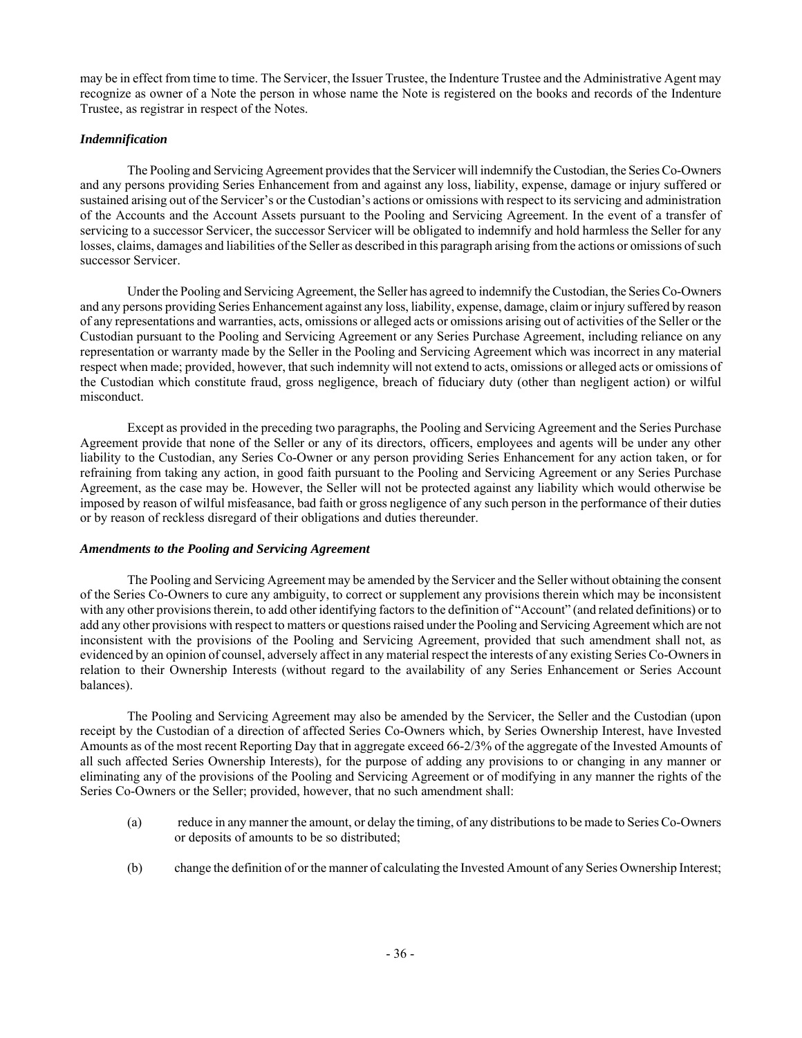may be in effect from time to time. The Servicer, the Issuer Trustee, the Indenture Trustee and the Administrative Agent may recognize as owner of a Note the person in whose name the Note is registered on the books and records of the Indenture Trustee, as registrar in respect of the Notes.

### *Indemnification*

The Pooling and Servicing Agreement provides that the Servicer will indemnify the Custodian, the Series Co-Owners and any persons providing Series Enhancement from and against any loss, liability, expense, damage or injury suffered or sustained arising out of the Servicer's or the Custodian's actions or omissions with respect to its servicing and administration of the Accounts and the Account Assets pursuant to the Pooling and Servicing Agreement. In the event of a transfer of servicing to a successor Servicer, the successor Servicer will be obligated to indemnify and hold harmless the Seller for any losses, claims, damages and liabilities of the Seller as described in this paragraph arising from the actions or omissions of such successor Servicer.

Under the Pooling and Servicing Agreement, the Seller has agreed to indemnify the Custodian, the Series Co-Owners and any persons providing Series Enhancement against any loss, liability, expense, damage, claim or injury suffered by reason of any representations and warranties, acts, omissions or alleged acts or omissions arising out of activities of the Seller or the Custodian pursuant to the Pooling and Servicing Agreement or any Series Purchase Agreement, including reliance on any representation or warranty made by the Seller in the Pooling and Servicing Agreement which was incorrect in any material respect when made; provided, however, that such indemnity will not extend to acts, omissions or alleged acts or omissions of the Custodian which constitute fraud, gross negligence, breach of fiduciary duty (other than negligent action) or wilful misconduct.

Except as provided in the preceding two paragraphs, the Pooling and Servicing Agreement and the Series Purchase Agreement provide that none of the Seller or any of its directors, officers, employees and agents will be under any other liability to the Custodian, any Series Co-Owner or any person providing Series Enhancement for any action taken, or for refraining from taking any action, in good faith pursuant to the Pooling and Servicing Agreement or any Series Purchase Agreement, as the case may be. However, the Seller will not be protected against any liability which would otherwise be imposed by reason of wilful misfeasance, bad faith or gross negligence of any such person in the performance of their duties or by reason of reckless disregard of their obligations and duties thereunder.

### *Amendments to the Pooling and Servicing Agreement*

The Pooling and Servicing Agreement may be amended by the Servicer and the Seller without obtaining the consent of the Series Co-Owners to cure any ambiguity, to correct or supplement any provisions therein which may be inconsistent with any other provisions therein, to add other identifying factors to the definition of "Account" (and related definitions) or to add any other provisions with respect to matters or questions raised under the Pooling and Servicing Agreement which are not inconsistent with the provisions of the Pooling and Servicing Agreement, provided that such amendment shall not, as evidenced by an opinion of counsel, adversely affect in any material respect the interests of any existing Series Co-Owners in relation to their Ownership Interests (without regard to the availability of any Series Enhancement or Series Account balances).

The Pooling and Servicing Agreement may also be amended by the Servicer, the Seller and the Custodian (upon receipt by the Custodian of a direction of affected Series Co-Owners which, by Series Ownership Interest, have Invested Amounts as of the most recent Reporting Day that in aggregate exceed 66-2/3% of the aggregate of the Invested Amounts of all such affected Series Ownership Interests), for the purpose of adding any provisions to or changing in any manner or eliminating any of the provisions of the Pooling and Servicing Agreement or of modifying in any manner the rights of the Series Co-Owners or the Seller; provided, however, that no such amendment shall:

(a) reduce in any manner the amount, or delay the timing, of any distributions to be made to Series Co-Owners or deposits of amounts to be so distributed;

(b) change the definition of or the manner of calculating the Invested Amount of any Series Ownership Interest;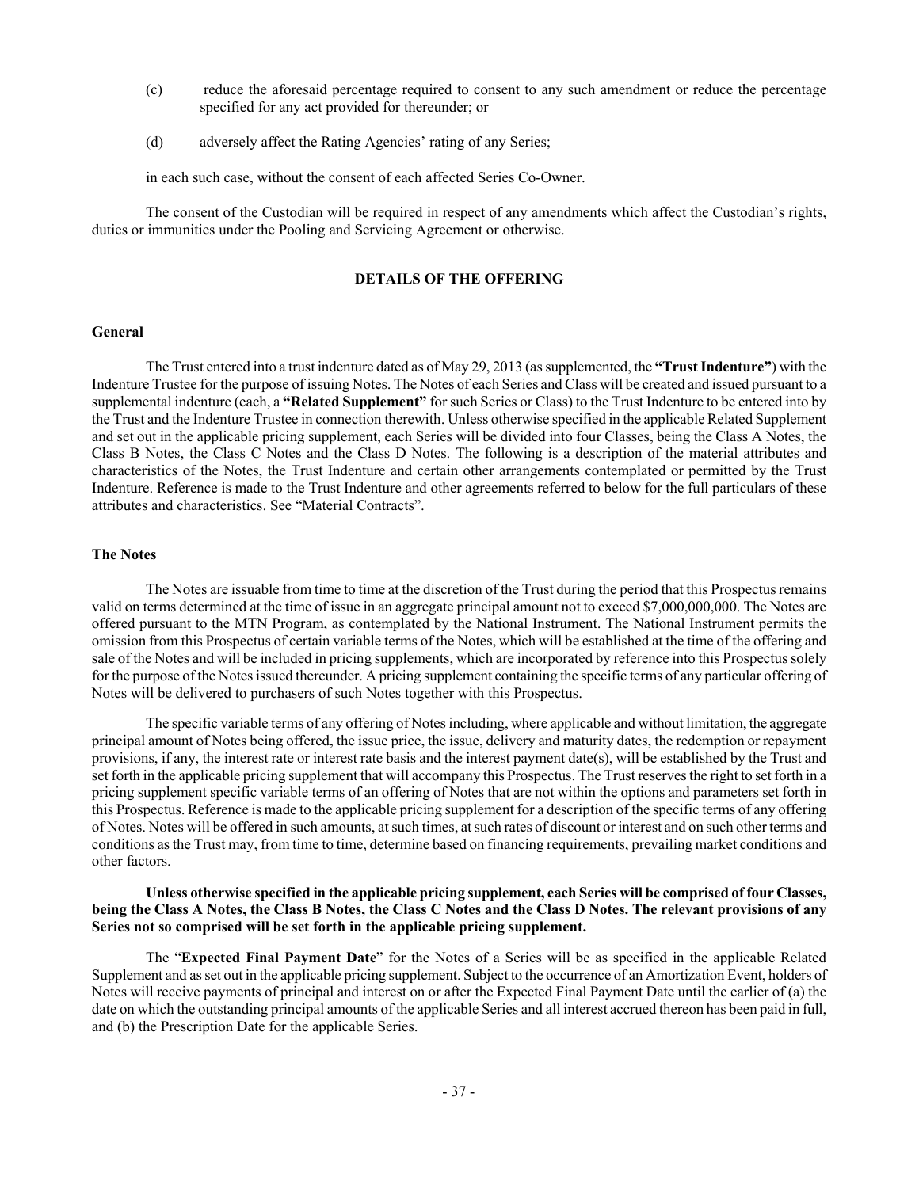(c) reduce the aforesaid percentage required to consent to any such amendment or reduce the percentage specified for any act provided for thereunder; or

(d) adversely affect the Rating Agencies' rating of any Series;

in each such case, without the consent of each affected Series Co-Owner.

The consent of the Custodian will be required in respect of any amendments which affect the Custodian's rights, duties or immunities under the Pooling and Servicing Agreement or otherwise.

## DETAILS OF THE OFFERING

### General

The Trust entered into a trust indenture dated as of May 29, 2013 (as supplemented, the **"Trust Indenture"**) with the Indenture Trustee for the purpose of issuing Notes. The Notes of each Series and Class will be created and issued pursuant to a supplemental indenture (each, a **"Related Supplement"** for such Series or Class) to the Trust Indenture to be entered into by the Trust and the Indenture Trustee in connection therewith. Unless otherwise specified in the applicable Related Supplement and set out in the applicable pricing supplement, each Series will be divided into four Classes, being the Class A Notes, the Class B Notes, the Class C Notes and the Class D Notes. The following is a description of the material attributes and characteristics of the Notes, the Trust Indenture and certain other arrangements contemplated or permitted by the Trust Indenture. Reference is made to the Trust Indenture and other agreements referred to below for the full particulars of these attributes and characteristics. See "Material Contracts".

### The Notes

The Notes are issuable from time to time at the discretion of the Trust during the period that this Prospectus remains valid on terms determined at the time of issue in an aggregate principal amount not to exceed $7,000,000,000. The Notes are offered pursuant to the MTN Program, as contemplated by the National Instrument. The National Instrument permits the omission from this Prospectus of certain variable terms of the Notes, which will be established at the time of the offering and sale of the Notes and will be included in pricing supplements, which are incorporated by reference into this Prospectus solely for the purpose of the Notes issued thereunder. A pricing supplement containing the specific terms of any particular offering of Notes will be delivered to purchasers of such Notes together with this Prospectus.

The specific variable terms of any offering of Notes including, where applicable and without limitation, the aggregate principal amount of Notes being offered, the issue price, the issue, delivery and maturity dates, the redemption or repayment provisions, if any, the interest rate or interest rate basis and the interest payment date(s), will be established by the Trust and set forth in the applicable pricing supplement that will accompany this Prospectus. The Trust reserves the right to set forth in a pricing supplement specific variable terms of an offering of Notes that are not within the options and parameters set forth in this Prospectus. Reference is made to the applicable pricing supplement for a description of the specific terms of any offering of Notes. Notes will be offered in such amounts, at such times, at such rates of discount or interest and on such other terms and conditions as the Trust may, from time to time, determine based on financing requirements, prevailing market conditions and other factors.

**Unless otherwise specified in the applicable pricing supplement, each Series will be comprised of four Classes, being the Class A Notes, the Class B Notes, the Class C Notes and the Class D Notes. The relevant provisions of any Series not so comprised will be set forth in the applicable pricing supplement.**

The "**Expected Final Payment Date**" for the Notes of a Series will be as specified in the applicable Related Supplement and as set out in the applicable pricing supplement. Subject to the occurrence of an Amortization Event, holders of Notes will receive payments of principal and interest on or after the Expected Final Payment Date until the earlier of (a) the date on which the outstanding principal amounts of the applicable Series and all interest accrued thereon has been paid in full, and (b) the Prescription Date for the applicable Series.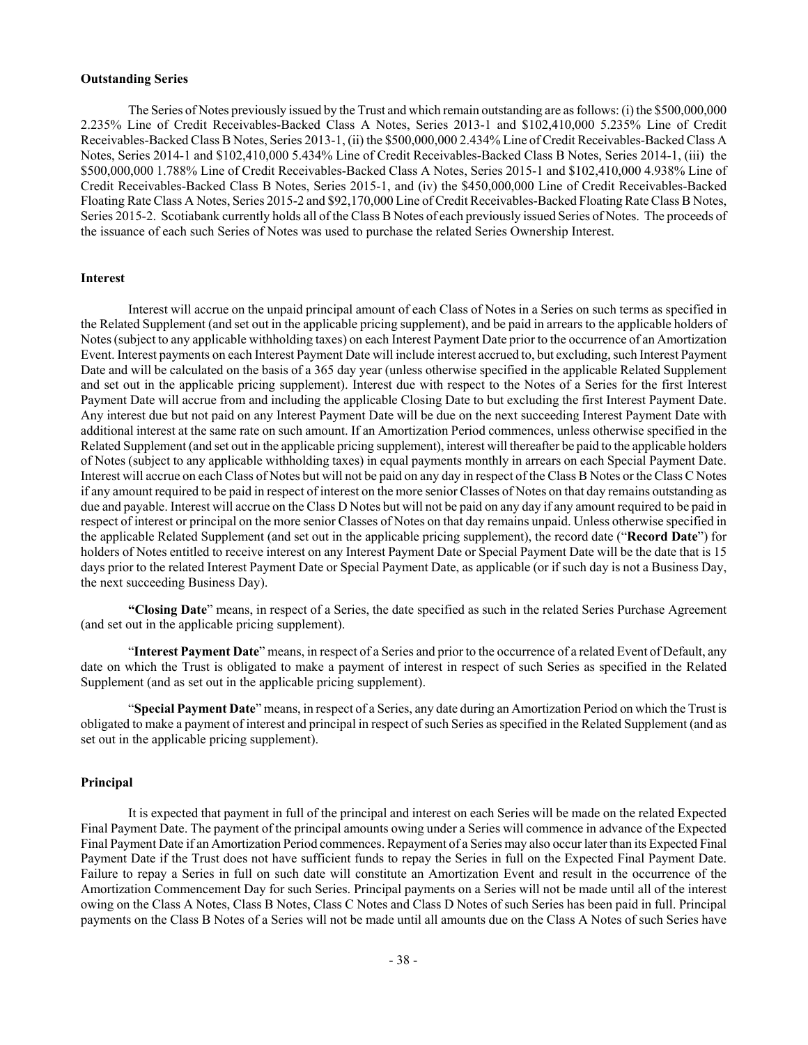**Outstanding Series**

The Series of Notes previously issued by the Trust and which remain outstanding are as follows: (i) the $500,000,000 2.235% Line of Credit Receivables-Backed Class A Notes, Series 2013-1 and $102,410,000 5.235% Line of Credit Receivables-Backed Class B Notes, Series 2013-1, (ii) the $500,000,000 2.434% Line of Credit Receivables-Backed Class A Notes, Series 2014-1 and $102,410,000 5.434% Line of Credit Receivables-Backed Class B Notes, Series 2014-1, (iii) the $500,000,000 1.788% Line of Credit Receivables-Backed Class A Notes, Series 2015-1 and $102,410,000 4.938% Line of Credit Receivables-Backed Class B Notes, Series 2015-1, and (iv) the $450,000,000 Line of Credit Receivables-Backed Floating Rate Class A Notes, Series 2015-2 and $92,170,000 Line of Credit Receivables-Backed Floating Rate Class B Notes, Series 2015-2. Scotiabank currently holds all of the Class B Notes of each previously issued Series of Notes. The proceeds of the issuance of each such Series of Notes was used to purchase the related Series Ownership Interest.

**Interest**

Interest will accrue on the unpaid principal amount of each Class of Notes in a Series on such terms as specified in the Related Supplement (and set out in the applicable pricing supplement), and be paid in arrears to the applicable holders of Notes (subject to any applicable withholding taxes) on each Interest Payment Date prior to the occurrence of an Amortization Event. Interest payments on each Interest Payment Date will include interest accrued to, but excluding, such Interest Payment Date and will be calculated on the basis of a 365 day year (unless otherwise specified in the applicable Related Supplement and set out in the applicable pricing supplement). Interest due with respect to the Notes of a Series for the first Interest Payment Date will accrue from and including the applicable Closing Date to but excluding the first Interest Payment Date. Any interest due but not paid on any Interest Payment Date will be due on the next succeeding Interest Payment Date with additional interest at the same rate on such amount. If an Amortization Period commences, unless otherwise specified in the Related Supplement (and set out in the applicable pricing supplement), interest will thereafter be paid to the applicable holders of Notes (subject to any applicable withholding taxes) in equal payments monthly in arrears on each Special Payment Date. Interest will accrue on each Class of Notes but will not be paid on any day in respect of the Class B Notes or the Class C Notes if any amount required to be paid in respect of interest on the more senior Classes of Notes on that day remains outstanding as due and payable. Interest will accrue on the Class D Notes but will not be paid on any day if any amount required to be paid in respect of interest or principal on the more senior Classes of Notes on that day remains unpaid. Unless otherwise specified in the applicable Related Supplement (and set out in the applicable pricing supplement), the record date ("**Record Date**") for holders of Notes entitled to receive interest on any Interest Payment Date or Special Payment Date will be the date that is 15 days prior to the related Interest Payment Date or Special Payment Date, as applicable (or if such day is not a Business Day, the next succeeding Business Day).

**"Closing Date**" means, in respect of a Series, the date specified as such in the related Series Purchase Agreement (and set out in the applicable pricing supplement).

"**Interest Payment Date**" means, in respect of a Series and prior to the occurrence of a related Event of Default, any date on which the Trust is obligated to make a payment of interest in respect of such Series as specified in the Related Supplement (and as set out in the applicable pricing supplement).

"**Special Payment Date**" means, in respect of a Series, any date during an Amortization Period on which the Trust is obligated to make a payment of interest and principal in respect of such Series as specified in the Related Supplement (and as set out in the applicable pricing supplement).

**Principal**

It is expected that payment in full of the principal and interest on each Series will be made on the related Expected Final Payment Date. The payment of the principal amounts owing under a Series will commence in advance of the Expected Final Payment Date if an Amortization Period commences. Repayment of a Series may also occur later than its Expected Final Payment Date if the Trust does not have sufficient funds to repay the Series in full on the Expected Final Payment Date. Failure to repay a Series in full on such date will constitute an Amortization Event and result in the occurrence of the Amortization Commencement Day for such Series. Principal payments on a Series will not be made until all of the interest owing on the Class A Notes, Class B Notes, Class C Notes and Class D Notes of such Series has been paid in full. Principal payments on the Class B Notes of a Series will not be made until all amounts due on the Class A Notes of such Series have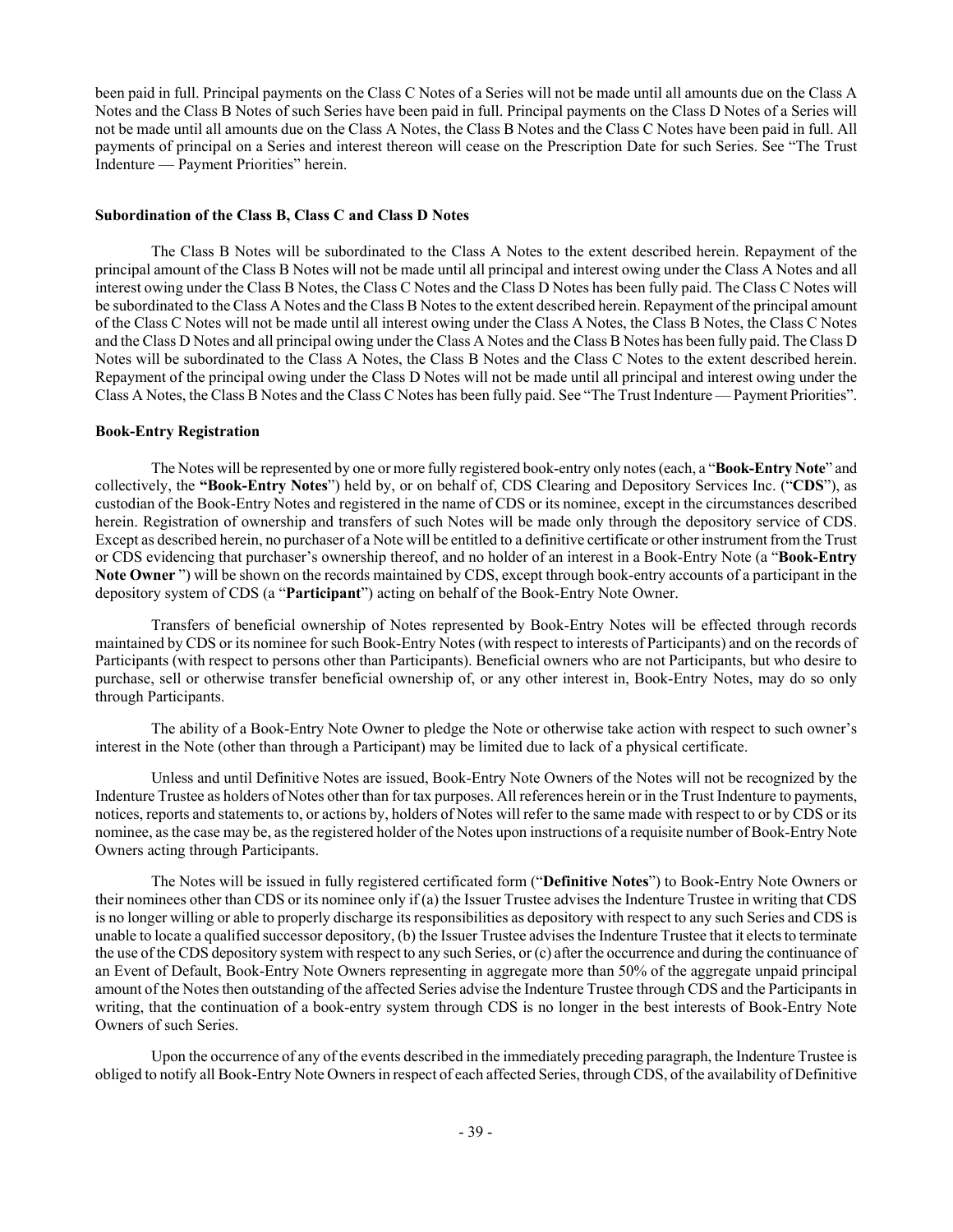been paid in full. Principal payments on the Class C Notes of a Series will not be made until all amounts due on the Class A Notes and the Class B Notes of such Series have been paid in full. Principal payments on the Class D Notes of a Series will not be made until all amounts due on the Class A Notes, the Class B Notes and the Class C Notes have been paid in full. All payments of principal on a Series and interest thereon will cease on the Prescription Date for such Series. See "The Trust Indenture — Payment Priorities" herein.

**Subordination of the Class B, Class C and Class D Notes**

The Class B Notes will be subordinated to the Class A Notes to the extent described herein. Repayment of the principal amount of the Class B Notes will not be made until all principal and interest owing under the Class A Notes and all interest owing under the Class B Notes, the Class C Notes and the Class D Notes has been fully paid. The Class C Notes will be subordinated to the Class A Notes and the Class B Notes to the extent described herein. Repayment of the principal amount of the Class C Notes will not be made until all interest owing under the Class A Notes, the Class B Notes, the Class C Notes and the Class D Notes and all principal owing under the Class A Notes and the Class B Notes has been fully paid. The Class D Notes will be subordinated to the Class A Notes, the Class B Notes and the Class C Notes to the extent described herein. Repayment of the principal owing under the Class D Notes will not be made until all principal and interest owing under the Class A Notes, the Class B Notes and the Class C Notes has been fully paid. See "The Trust Indenture — Payment Priorities".

**Book-Entry Registration**

The Notes will be represented by one or more fully registered book-entry only notes (each, a "**Book-Entry Note**" and collectively, the **"Book-Entry Notes**") held by, or on behalf of, CDS Clearing and Depository Services Inc. ("**CDS**"), as custodian of the Book-Entry Notes and registered in the name of CDS or its nominee, except in the circumstances described herein. Registration of ownership and transfers of such Notes will be made only through the depository service of CDS. Except as described herein, no purchaser of a Note will be entitled to a definitive certificate or other instrument from the Trust or CDS evidencing that purchaser's ownership thereof, and no holder of an interest in a Book-Entry Note (a "**Book-Entry Note Owner** ") will be shown on the records maintained by CDS, except through book-entry accounts of a participant in the depository system of CDS (a "**Participant**") acting on behalf of the Book-Entry Note Owner.

Transfers of beneficial ownership of Notes represented by Book-Entry Notes will be effected through records maintained by CDS or its nominee for such Book-Entry Notes (with respect to interests of Participants) and on the records of Participants (with respect to persons other than Participants). Beneficial owners who are not Participants, but who desire to purchase, sell or otherwise transfer beneficial ownership of, or any other interest in, Book-Entry Notes, may do so only through Participants.

The ability of a Book-Entry Note Owner to pledge the Note or otherwise take action with respect to such owner's interest in the Note (other than through a Participant) may be limited due to lack of a physical certificate.

Unless and until Definitive Notes are issued, Book-Entry Note Owners of the Notes will not be recognized by the Indenture Trustee as holders of Notes other than for tax purposes. All references herein or in the Trust Indenture to payments, notices, reports and statements to, or actions by, holders of Notes will refer to the same made with respect to or by CDS or its nominee, as the case may be, as the registered holder of the Notes upon instructions of a requisite number of Book-Entry Note Owners acting through Participants.

The Notes will be issued in fully registered certificated form ("**Definitive Notes**") to Book-Entry Note Owners or their nominees other than CDS or its nominee only if (a) the Issuer Trustee advises the Indenture Trustee in writing that CDS is no longer willing or able to properly discharge its responsibilities as depository with respect to any such Series and CDS is unable to locate a qualified successor depository, (b) the Issuer Trustee advises the Indenture Trustee that it elects to terminate the use of the CDS depository system with respect to any such Series, or (c) after the occurrence and during the continuance of an Event of Default, Book-Entry Note Owners representing in aggregate more than 50% of the aggregate unpaid principal amount of the Notes then outstanding of the affected Series advise the Indenture Trustee through CDS and the Participants in writing, that the continuation of a book-entry system through CDS is no longer in the best interests of Book-Entry Note Owners of such Series.

Upon the occurrence of any of the events described in the immediately preceding paragraph, the Indenture Trustee is obliged to notify all Book-Entry Note Owners in respect of each affected Series, through CDS, of the availability of Definitive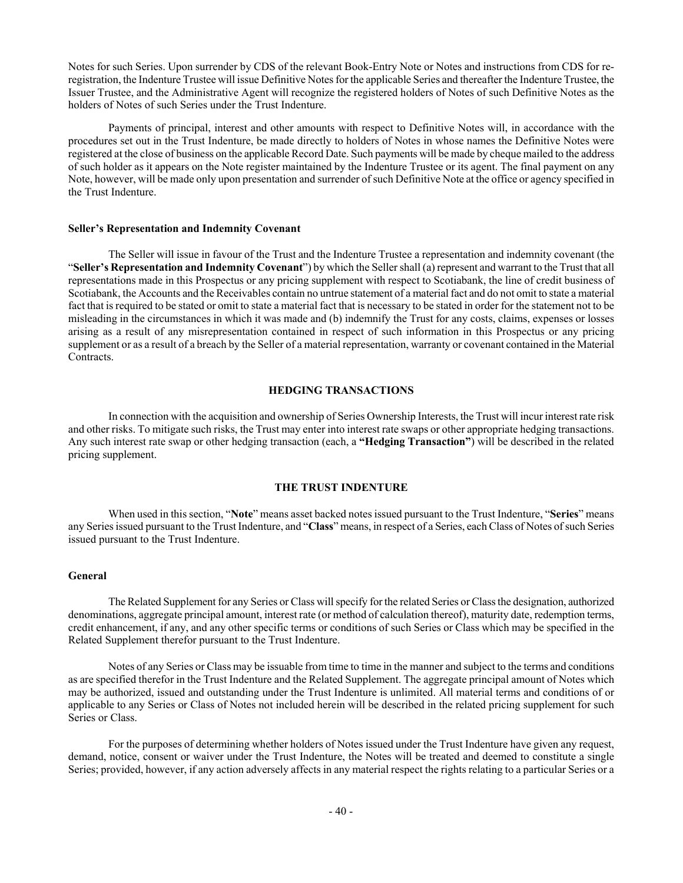Notes for such Series. Upon surrender by CDS of the relevant Book-Entry Note or Notes and instructions from CDS for re-registration, the Indenture Trustee will issue Definitive Notes for the applicable Series and thereafter the Indenture Trustee, the Issuer Trustee, and the Administrative Agent will recognize the registered holders of Notes of such Definitive Notes as the holders of Notes of such Series under the Trust Indenture.

Payments of principal, interest and other amounts with respect to Definitive Notes will, in accordance with the procedures set out in the Trust Indenture, be made directly to holders of Notes in whose names the Definitive Notes were registered at the close of business on the applicable Record Date. Such payments will be made by cheque mailed to the address of such holder as it appears on the Note register maintained by the Indenture Trustee or its agent. The final payment on any Note, however, will be made only upon presentation and surrender of such Definitive Note at the office or agency specified in the Trust Indenture.

#### Seller's Representation and Indemnity Covenant

The Seller will issue in favour of the Trust and the Indenture Trustee a representation and indemnity covenant (the "**Seller's Representation and Indemnity Covenant**") by which the Seller shall (a) represent and warrant to the Trust that all representations made in this Prospectus or any pricing supplement with respect to Scotiabank, the line of credit business of Scotiabank, the Accounts and the Receivables contain no untrue statement of a material fact and do not omit to state a material fact that is required to be stated or omit to state a material fact that is necessary to be stated in order for the statement not to be misleading in the circumstances in which it was made and (b) indemnify the Trust for any costs, claims, expenses or losses arising as a result of any misrepresentation contained in respect of such information in this Prospectus or any pricing supplement or as a result of a breach by the Seller of a material representation, warranty or covenant contained in the Material Contracts.

## HEDGING TRANSACTIONS

In connection with the acquisition and ownership of Series Ownership Interests, the Trust will incur interest rate risk and other risks. To mitigate such risks, the Trust may enter into interest rate swaps or other appropriate hedging transactions. Any such interest rate swap or other hedging transaction (each, a **"Hedging Transaction"**) will be described in the related pricing supplement.

## THE TRUST INDENTURE

When used in this section, "**Note**" means asset backed notes issued pursuant to the Trust Indenture, "**Series**" means any Series issued pursuant to the Trust Indenture, and "**Class**" means, in respect of a Series, each Class of Notes of such Series issued pursuant to the Trust Indenture.

#### General

The Related Supplement for any Series or Class will specify for the related Series or Class the designation, authorized denominations, aggregate principal amount, interest rate (or method of calculation thereof), maturity date, redemption terms, credit enhancement, if any, and any other specific terms or conditions of such Series or Class which may be specified in the Related Supplement therefor pursuant to the Trust Indenture.

Notes of any Series or Class may be issuable from time to time in the manner and subject to the terms and conditions as are specified therefor in the Trust Indenture and the Related Supplement. The aggregate principal amount of Notes which may be authorized, issued and outstanding under the Trust Indenture is unlimited. All material terms and conditions of or applicable to any Series or Class of Notes not included herein will be described in the related pricing supplement for such Series or Class.

For the purposes of determining whether holders of Notes issued under the Trust Indenture have given any request, demand, notice, consent or waiver under the Trust Indenture, the Notes will be treated and deemed to constitute a single Series; provided, however, if any action adversely affects in any material respect the rights relating to a particular Series or a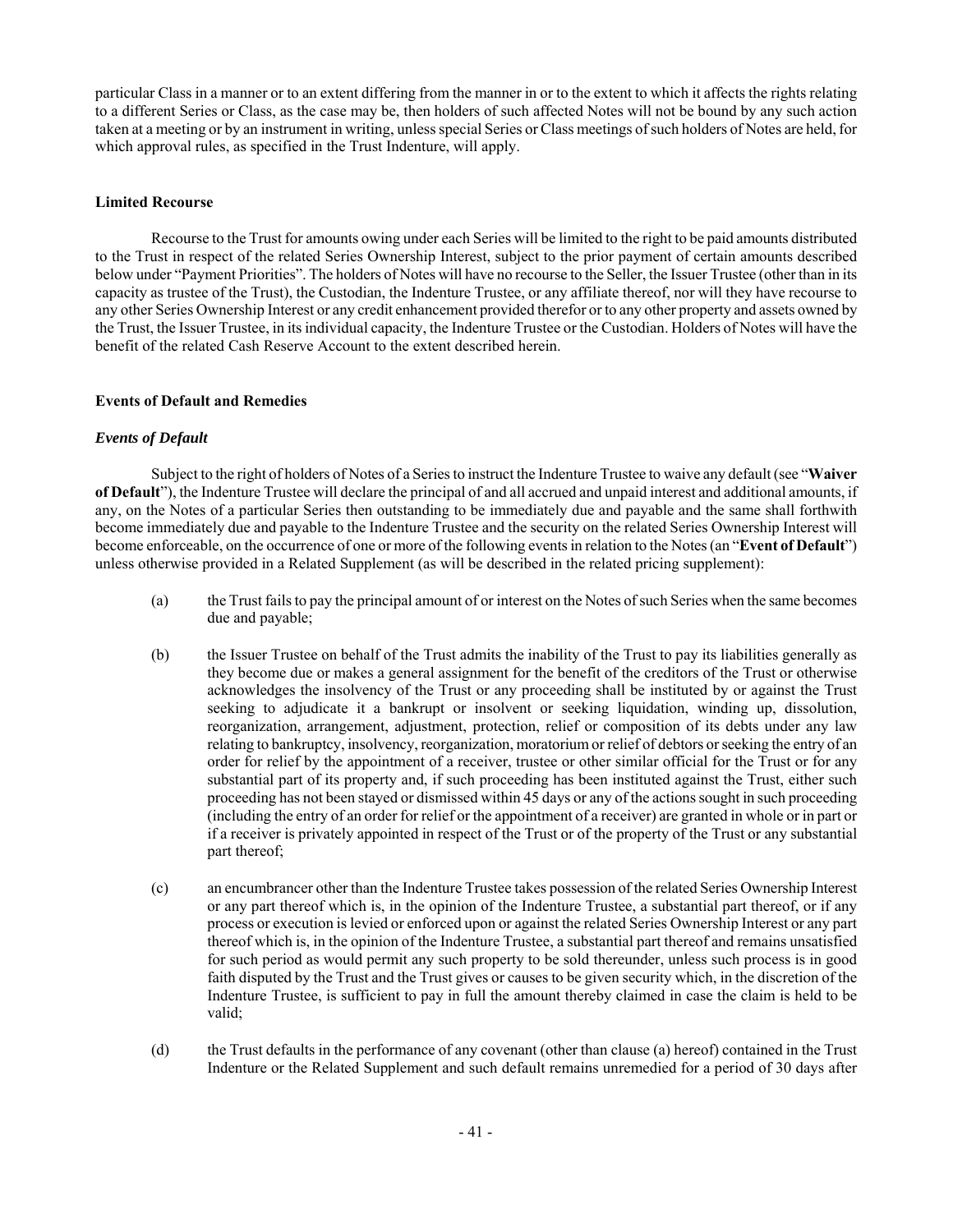particular Class in a manner or to an extent differing from the manner in or to the extent to which it affects the rights relating to a different Series or Class, as the case may be, then holders of such affected Notes will not be bound by any such action taken at a meeting or by an instrument in writing, unless special Series or Class meetings of such holders of Notes are held, for which approval rules, as specified in the Trust Indenture, will apply.

### Limited Recourse

Recourse to the Trust for amounts owing under each Series will be limited to the right to be paid amounts distributed to the Trust in respect of the related Series Ownership Interest, subject to the prior payment of certain amounts described below under "Payment Priorities". The holders of Notes will have no recourse to the Seller, the Issuer Trustee (other than in its capacity as trustee of the Trust), the Custodian, the Indenture Trustee, or any affiliate thereof, nor will they have recourse to any other Series Ownership Interest or any credit enhancement provided therefor or to any other property and assets owned by the Trust, the Issuer Trustee, in its individual capacity, the Indenture Trustee or the Custodian. Holders of Notes will have the benefit of the related Cash Reserve Account to the extent described herein.

### Events of Default and Remedies

#### *Events of Default*

Subject to the right of holders of Notes of a Series to instruct the Indenture Trustee to waive any default (see "**Waiver of Default**"), the Indenture Trustee will declare the principal of and all accrued and unpaid interest and additional amounts, if any, on the Notes of a particular Series then outstanding to be immediately due and payable and the same shall forthwith become immediately due and payable to the Indenture Trustee and the security on the related Series Ownership Interest will become enforceable, on the occurrence of one or more of the following events in relation to the Notes (an "**Event of Default**") unless otherwise provided in a Related Supplement (as will be described in the related pricing supplement):

(a) the Trust fails to pay the principal amount of or interest on the Notes of such Series when the same becomes due and payable;

(b) the Issuer Trustee on behalf of the Trust admits the inability of the Trust to pay its liabilities generally as they become due or makes a general assignment for the benefit of the creditors of the Trust or otherwise acknowledges the insolvency of the Trust or any proceeding shall be instituted by or against the Trust seeking to adjudicate it a bankrupt or insolvent or seeking liquidation, winding up, dissolution, reorganization, arrangement, adjustment, protection, relief or composition of its debts under any law relating to bankruptcy, insolvency, reorganization, moratorium or relief of debtors or seeking the entry of an order for relief by the appointment of a receiver, trustee or other similar official for the Trust or for any substantial part of its property and, if such proceeding has been instituted against the Trust, either such proceeding has not been stayed or dismissed within 45 days or any of the actions sought in such proceeding (including the entry of an order for relief or the appointment of a receiver) are granted in whole or in part or if a receiver is privately appointed in respect of the Trust or of the property of the Trust or any substantial part thereof;

(c) an encumbrancer other than the Indenture Trustee takes possession of the related Series Ownership Interest or any part thereof which is, in the opinion of the Indenture Trustee, a substantial part thereof, or if any process or execution is levied or enforced upon or against the related Series Ownership Interest or any part thereof which is, in the opinion of the Indenture Trustee, a substantial part thereof and remains unsatisfied for such period as would permit any such property to be sold thereunder, unless such process is in good faith disputed by the Trust and the Trust gives or causes to be given security which, in the discretion of the Indenture Trustee, is sufficient to pay in full the amount thereby claimed in case the claim is held to be valid;

(d) the Trust defaults in the performance of any covenant (other than clause (a) hereof) contained in the Trust Indenture or the Related Supplement and such default remains unremedied for a period of 30 days after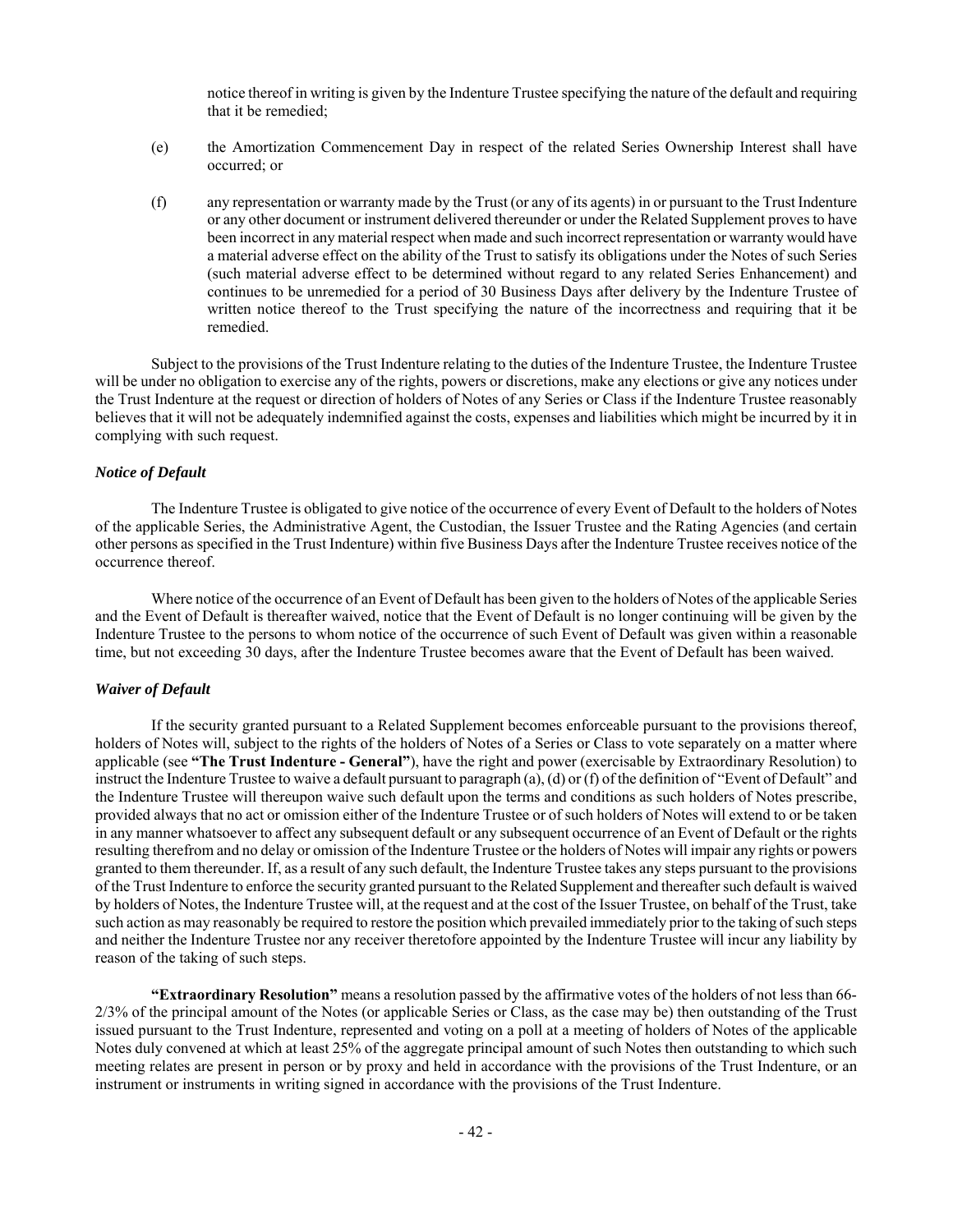notice thereof in writing is given by the Indenture Trustee specifying the nature of the default and requiring that it be remedied;

(e) the Amortization Commencement Day in respect of the related Series Ownership Interest shall have occurred; or

(f) any representation or warranty made by the Trust (or any of its agents) in or pursuant to the Trust Indenture or any other document or instrument delivered thereunder or under the Related Supplement proves to have been incorrect in any material respect when made and such incorrect representation or warranty would have a material adverse effect on the ability of the Trust to satisfy its obligations under the Notes of such Series (such material adverse effect to be determined without regard to any related Series Enhancement) and continues to be unremedied for a period of 30 Business Days after delivery by the Indenture Trustee of written notice thereof to the Trust specifying the nature of the incorrectness and requiring that it be remedied.

Subject to the provisions of the Trust Indenture relating to the duties of the Indenture Trustee, the Indenture Trustee will be under no obligation to exercise any of the rights, powers or discretions, make any elections or give any notices under the Trust Indenture at the request or direction of holders of Notes of any Series or Class if the Indenture Trustee reasonably believes that it will not be adequately indemnified against the costs, expenses and liabilities which might be incurred by it in complying with such request.

### *Notice of Default*

The Indenture Trustee is obligated to give notice of the occurrence of every Event of Default to the holders of Notes of the applicable Series, the Administrative Agent, the Custodian, the Issuer Trustee and the Rating Agencies (and certain other persons as specified in the Trust Indenture) within five Business Days after the Indenture Trustee receives notice of the occurrence thereof.

Where notice of the occurrence of an Event of Default has been given to the holders of Notes of the applicable Series and the Event of Default is thereafter waived, notice that the Event of Default is no longer continuing will be given by the Indenture Trustee to the persons to whom notice of the occurrence of such Event of Default was given within a reasonable time, but not exceeding 30 days, after the Indenture Trustee becomes aware that the Event of Default has been waived.

### *Waiver of Default*

If the security granted pursuant to a Related Supplement becomes enforceable pursuant to the provisions thereof, holders of Notes will, subject to the rights of the holders of Notes of a Series or Class to vote separately on a matter where applicable (see **"The Trust Indenture - General"**), have the right and power (exercisable by Extraordinary Resolution) to instruct the Indenture Trustee to waive a default pursuant to paragraph (a), (d) or (f) of the definition of "Event of Default" and the Indenture Trustee will thereupon waive such default upon the terms and conditions as such holders of Notes prescribe, provided always that no act or omission either of the Indenture Trustee or of such holders of Notes will extend to or be taken in any manner whatsoever to affect any subsequent default or any subsequent occurrence of an Event of Default or the rights resulting therefrom and no delay or omission of the Indenture Trustee or the holders of Notes will impair any rights or powers granted to them thereunder. If, as a result of any such default, the Indenture Trustee takes any steps pursuant to the provisions of the Trust Indenture to enforce the security granted pursuant to the Related Supplement and thereafter such default is waived by holders of Notes, the Indenture Trustee will, at the request and at the cost of the Issuer Trustee, on behalf of the Trust, take such action as may reasonably be required to restore the position which prevailed immediately prior to the taking of such steps and neither the Indenture Trustee nor any receiver theretofore appointed by the Indenture Trustee will incur any liability by reason of the taking of such steps.

**"Extraordinary Resolution"** means a resolution passed by the affirmative votes of the holders of not less than 66-2/3% of the principal amount of the Notes (or applicable Series or Class, as the case may be) then outstanding of the Trust issued pursuant to the Trust Indenture, represented and voting on a poll at a meeting of holders of Notes of the applicable Notes duly convened at which at least 25% of the aggregate principal amount of such Notes then outstanding to which such meeting relates are present in person or by proxy and held in accordance with the provisions of the Trust Indenture, or an instrument or instruments in writing signed in accordance with the provisions of the Trust Indenture.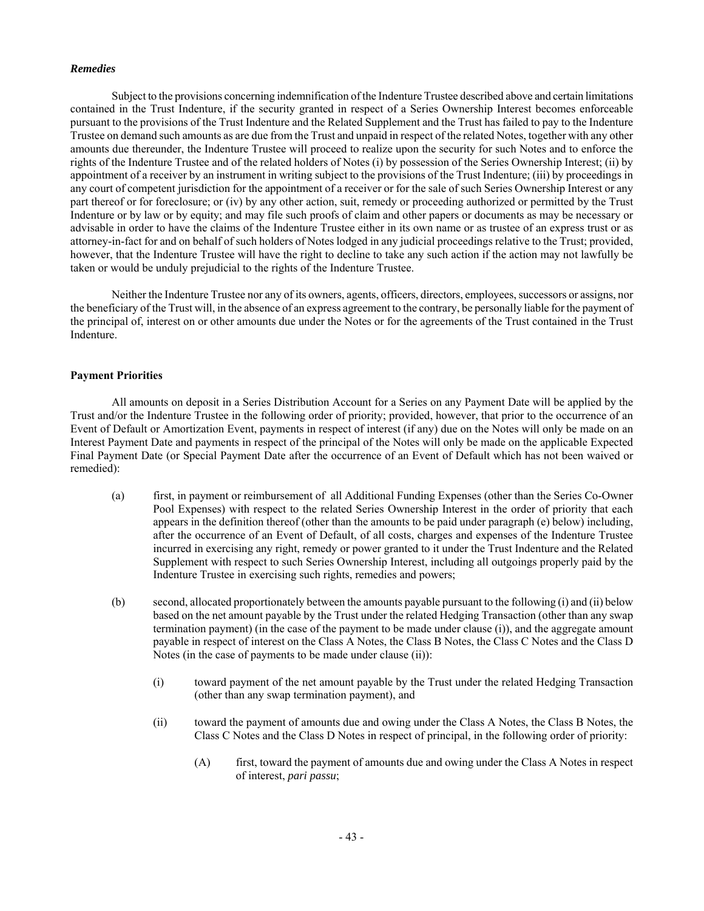### *Remedies*

Subject to the provisions concerning indemnification of the Indenture Trustee described above and certain limitations contained in the Trust Indenture, if the security granted in respect of a Series Ownership Interest becomes enforceable pursuant to the provisions of the Trust Indenture and the Related Supplement and the Trust has failed to pay to the Indenture Trustee on demand such amounts as are due from the Trust and unpaid in respect of the related Notes, together with any other amounts due thereunder, the Indenture Trustee will proceed to realize upon the security for such Notes and to enforce the rights of the Indenture Trustee and of the related holders of Notes (i) by possession of the Series Ownership Interest; (ii) by appointment of a receiver by an instrument in writing subject to the provisions of the Trust Indenture; (iii) by proceedings in any court of competent jurisdiction for the appointment of a receiver or for the sale of such Series Ownership Interest or any part thereof or for foreclosure; or (iv) by any other action, suit, remedy or proceeding authorized or permitted by the Trust Indenture or by law or by equity; and may file such proofs of claim and other papers or documents as may be necessary or advisable in order to have the claims of the Indenture Trustee either in its own name or as trustee of an express trust or as attorney-in-fact for and on behalf of such holders of Notes lodged in any judicial proceedings relative to the Trust; provided, however, that the Indenture Trustee will have the right to decline to take any such action if the action may not lawfully be taken or would be unduly prejudicial to the rights of the Indenture Trustee.

Neither the Indenture Trustee nor any of its owners, agents, officers, directors, employees, successors or assigns, nor the beneficiary of the Trust will, in the absence of an express agreement to the contrary, be personally liable for the payment of the principal of, interest on or other amounts due under the Notes or for the agreements of the Trust contained in the Trust Indenture.

### **Payment Priorities**

All amounts on deposit in a Series Distribution Account for a Series on any Payment Date will be applied by the Trust and/or the Indenture Trustee in the following order of priority; provided, however, that prior to the occurrence of an Event of Default or Amortization Event, payments in respect of interest (if any) due on the Notes will only be made on an Interest Payment Date and payments in respect of the principal of the Notes will only be made on the applicable Expected Final Payment Date (or Special Payment Date after the occurrence of an Event of Default which has not been waived or remedied):

(a) first, in payment or reimbursement of all Additional Funding Expenses (other than the Series Co-Owner Pool Expenses) with respect to the related Series Ownership Interest in the order of priority that each appears in the definition thereof (other than the amounts to be paid under paragraph (e) below) including, after the occurrence of an Event of Default, of all costs, charges and expenses of the Indenture Trustee incurred in exercising any right, remedy or power granted to it under the Trust Indenture and the Related Supplement with respect to such Series Ownership Interest, including all outgoings properly paid by the Indenture Trustee in exercising such rights, remedies and powers;

(b) second, allocated proportionately between the amounts payable pursuant to the following (i) and (ii) below based on the net amount payable by the Trust under the related Hedging Transaction (other than any swap termination payment) (in the case of the payment to be made under clause (i)), and the aggregate amount payable in respect of interest on the Class A Notes, the Class B Notes, the Class C Notes and the Class D Notes (in the case of payments to be made under clause (ii)):

  (i) toward payment of the net amount payable by the Trust under the related Hedging Transaction (other than any swap termination payment), and

  (ii) toward the payment of amounts due and owing under the Class A Notes, the Class B Notes, the Class C Notes and the Class D Notes in respect of principal, in the following order of priority:

    (A) first, toward the payment of amounts due and owing under the Class A Notes in respect of interest, *pari passu*;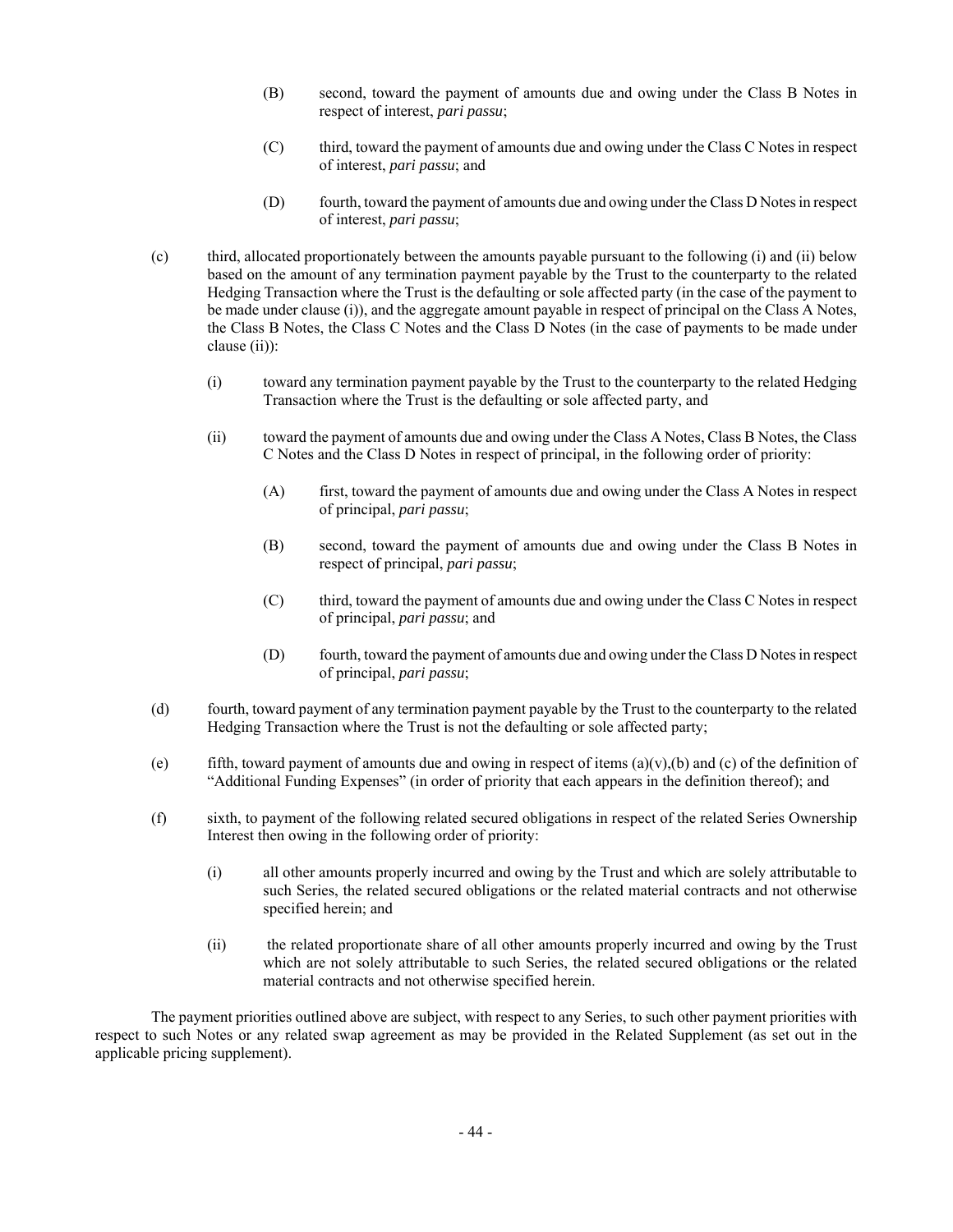(B) second, toward the payment of amounts due and owing under the Class B Notes in respect of interest, *pari passu*;

(C) third, toward the payment of amounts due and owing under the Class C Notes in respect of interest, *pari passu*; and

(D) fourth, toward the payment of amounts due and owing under the Class D Notes in respect of interest, *pari passu*;

(c) third, allocated proportionately between the amounts payable pursuant to the following (i) and (ii) below based on the amount of any termination payment payable by the Trust to the counterparty to the related Hedging Transaction where the Trust is the defaulting or sole affected party (in the case of the payment to be made under clause (i)), and the aggregate amount payable in respect of principal on the Class A Notes, the Class B Notes, the Class C Notes and the Class D Notes (in the case of payments to be made under clause (ii)):

(i) toward any termination payment payable by the Trust to the counterparty to the related Hedging Transaction where the Trust is the defaulting or sole affected party, and

(ii) toward the payment of amounts due and owing under the Class A Notes, Class B Notes, the Class C Notes and the Class D Notes in respect of principal, in the following order of priority:

(A) first, toward the payment of amounts due and owing under the Class A Notes in respect of principal, *pari passu*;

(B) second, toward the payment of amounts due and owing under the Class B Notes in respect of principal, *pari passu*;

(C) third, toward the payment of amounts due and owing under the Class C Notes in respect of principal, *pari passu*; and

(D) fourth, toward the payment of amounts due and owing under the Class D Notes in respect of principal, *pari passu*;

(d) fourth, toward payment of any termination payment payable by the Trust to the counterparty to the related Hedging Transaction where the Trust is not the defaulting or sole affected party;

(e) fifth, toward payment of amounts due and owing in respect of items (a)(v),(b) and (c) of the definition of "Additional Funding Expenses" (in order of priority that each appears in the definition thereof); and

(f) sixth, to payment of the following related secured obligations in respect of the related Series Ownership Interest then owing in the following order of priority:

(i) all other amounts properly incurred and owing by the Trust and which are solely attributable to such Series, the related secured obligations or the related material contracts and not otherwise specified herein; and

(ii) the related proportionate share of all other amounts properly incurred and owing by the Trust which are not solely attributable to such Series, the related secured obligations or the related material contracts and not otherwise specified herein.

The payment priorities outlined above are subject, with respect to any Series, to such other payment priorities with respect to such Notes or any related swap agreement as may be provided in the Related Supplement (as set out in the applicable pricing supplement).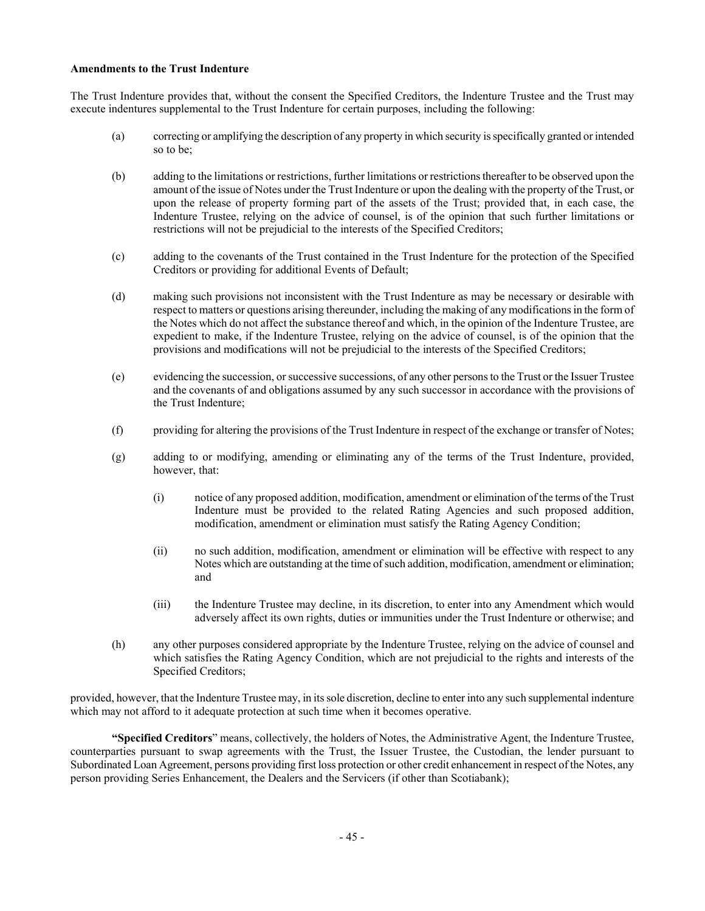**Amendments to the Trust Indenture**

The Trust Indenture provides that, without the consent the Specified Creditors, the Indenture Trustee and the Trust may execute indentures supplemental to the Trust Indenture for certain purposes, including the following:

(a) correcting or amplifying the description of any property in which security is specifically granted or intended so to be;

(b) adding to the limitations or restrictions, further limitations or restrictions thereafter to be observed upon the amount of the issue of Notes under the Trust Indenture or upon the dealing with the property of the Trust, or upon the release of property forming part of the assets of the Trust; provided that, in each case, the Indenture Trustee, relying on the advice of counsel, is of the opinion that such further limitations or restrictions will not be prejudicial to the interests of the Specified Creditors;

(c) adding to the covenants of the Trust contained in the Trust Indenture for the protection of the Specified Creditors or providing for additional Events of Default;

(d) making such provisions not inconsistent with the Trust Indenture as may be necessary or desirable with respect to matters or questions arising thereunder, including the making of any modifications in the form of the Notes which do not affect the substance thereof and which, in the opinion of the Indenture Trustee, are expedient to make, if the Indenture Trustee, relying on the advice of counsel, is of the opinion that the provisions and modifications will not be prejudicial to the interests of the Specified Creditors;

(e) evidencing the succession, or successive successions, of any other persons to the Trust or the Issuer Trustee and the covenants of and obligations assumed by any such successor in accordance with the provisions of the Trust Indenture;

(f) providing for altering the provisions of the Trust Indenture in respect of the exchange or transfer of Notes;

(g) adding to or modifying, amending or eliminating any of the terms of the Trust Indenture, provided, however, that:

   (i) notice of any proposed addition, modification, amendment or elimination of the terms of the Trust Indenture must be provided to the related Rating Agencies and such proposed addition, modification, amendment or elimination must satisfy the Rating Agency Condition;

   (ii) no such addition, modification, amendment or elimination will be effective with respect to any Notes which are outstanding at the time of such addition, modification, amendment or elimination; and

   (iii) the Indenture Trustee may decline, in its discretion, to enter into any Amendment which would adversely affect its own rights, duties or immunities under the Trust Indenture or otherwise; and

(h) any other purposes considered appropriate by the Indenture Trustee, relying on the advice of counsel and which satisfies the Rating Agency Condition, which are not prejudicial to the rights and interests of the Specified Creditors;

provided, however, that the Indenture Trustee may, in its sole discretion, decline to enter into any such supplemental indenture which may not afford to it adequate protection at such time when it becomes operative.

**"Specified Creditors"** means, collectively, the holders of Notes, the Administrative Agent, the Indenture Trustee, counterparties pursuant to swap agreements with the Trust, the Issuer Trustee, the Custodian, the lender pursuant to Subordinated Loan Agreement, persons providing first loss protection or other credit enhancement in respect of the Notes, any person providing Series Enhancement, the Dealers and the Servicers (if other than Scotiabank);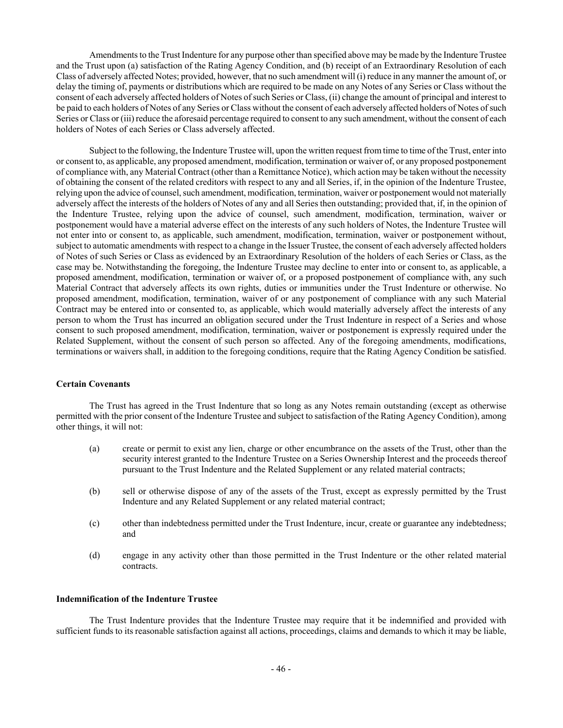Amendments to the Trust Indenture for any purpose other than specified above may be made by the Indenture Trustee and the Trust upon (a) satisfaction of the Rating Agency Condition, and (b) receipt of an Extraordinary Resolution of each Class of adversely affected Notes; provided, however, that no such amendment will (i) reduce in any manner the amount of, or delay the timing of, payments or distributions which are required to be made on any Notes of any Series or Class without the consent of each adversely affected holders of Notes of such Series or Class, (ii) change the amount of principal and interest to be paid to each holders of Notes of any Series or Class without the consent of each adversely affected holders of Notes of such Series or Class or (iii) reduce the aforesaid percentage required to consent to any such amendment, without the consent of each holders of Notes of each Series or Class adversely affected.

Subject to the following, the Indenture Trustee will, upon the written request from time to time of the Trust, enter into or consent to, as applicable, any proposed amendment, modification, termination or waiver of, or any proposed postponement of compliance with, any Material Contract (other than a Remittance Notice), which action may be taken without the necessity of obtaining the consent of the related creditors with respect to any and all Series, if, in the opinion of the Indenture Trustee, relying upon the advice of counsel, such amendment, modification, termination, waiver or postponement would not materially adversely affect the interests of the holders of Notes of any and all Series then outstanding; provided that, if, in the opinion of the Indenture Trustee, relying upon the advice of counsel, such amendment, modification, termination, waiver or postponement would have a material adverse effect on the interests of any such holders of Notes, the Indenture Trustee will not enter into or consent to, as applicable, such amendment, modification, termination, waiver or postponement without, subject to automatic amendments with respect to a change in the Issuer Trustee, the consent of each adversely affected holders of Notes of such Series or Class as evidenced by an Extraordinary Resolution of the holders of each Series or Class, as the case may be. Notwithstanding the foregoing, the Indenture Trustee may decline to enter into or consent to, as applicable, a proposed amendment, modification, termination or waiver of, or a proposed postponement of compliance with, any such Material Contract that adversely affects its own rights, duties or immunities under the Trust Indenture or otherwise. No proposed amendment, modification, termination, waiver of or any postponement of compliance with any such Material Contract may be entered into or consented to, as applicable, which would materially adversely affect the interests of any person to whom the Trust has incurred an obligation secured under the Trust Indenture in respect of a Series and whose consent to such proposed amendment, modification, termination, waiver or postponement is expressly required under the Related Supplement, without the consent of such person so affected. Any of the foregoing amendments, modifications, terminations or waivers shall, in addition to the foregoing conditions, require that the Rating Agency Condition be satisfied.

**Certain Covenants**

The Trust has agreed in the Trust Indenture that so long as any Notes remain outstanding (except as otherwise permitted with the prior consent of the Indenture Trustee and subject to satisfaction of the Rating Agency Condition), among other things, it will not:

(a) create or permit to exist any lien, charge or other encumbrance on the assets of the Trust, other than the security interest granted to the Indenture Trustee on a Series Ownership Interest and the proceeds thereof pursuant to the Trust Indenture and the Related Supplement or any related material contracts;

(b) sell or otherwise dispose of any of the assets of the Trust, except as expressly permitted by the Trust Indenture and any Related Supplement or any related material contract;

(c) other than indebtedness permitted under the Trust Indenture, incur, create or guarantee any indebtedness; and

(d) engage in any activity other than those permitted in the Trust Indenture or the other related material contracts.

**Indemnification of the Indenture Trustee**

The Trust Indenture provides that the Indenture Trustee may require that it be indemnified and provided with sufficient funds to its reasonable satisfaction against all actions, proceedings, claims and demands to which it may be liable,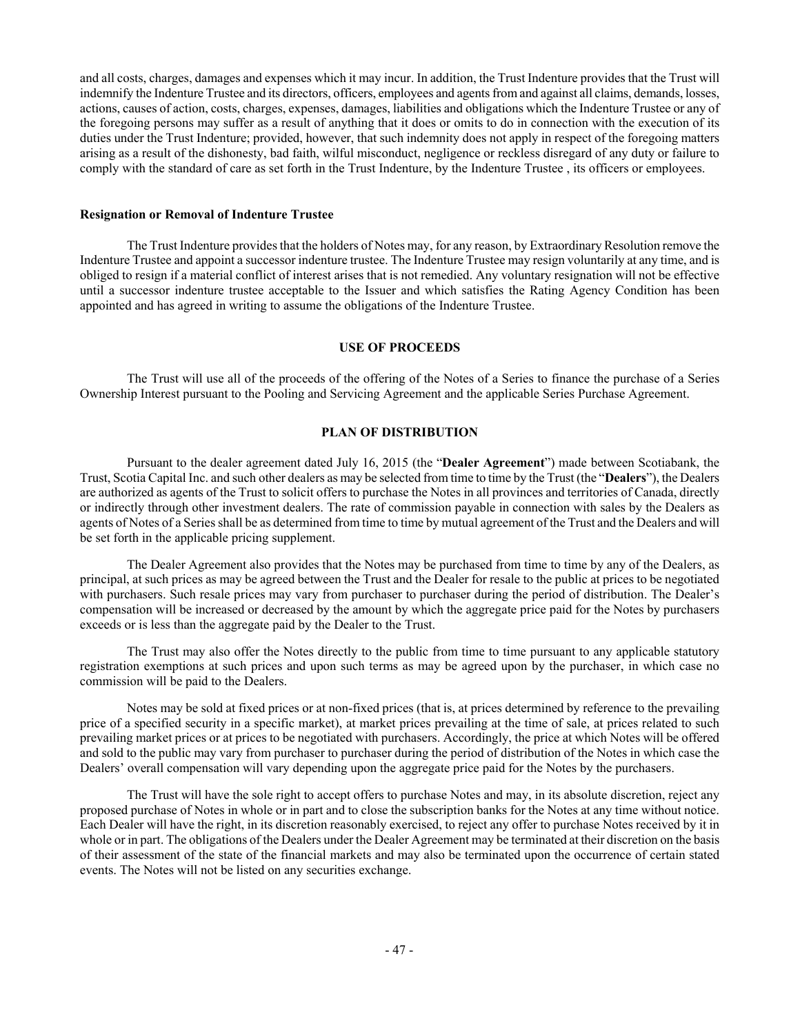and all costs, charges, damages and expenses which it may incur. In addition, the Trust Indenture provides that the Trust will indemnify the Indenture Trustee and its directors, officers, employees and agents from and against all claims, demands, losses, actions, causes of action, costs, charges, expenses, damages, liabilities and obligations which the Indenture Trustee or any of the foregoing persons may suffer as a result of anything that it does or omits to do in connection with the execution of its duties under the Trust Indenture; provided, however, that such indemnity does not apply in respect of the foregoing matters arising as a result of the dishonesty, bad faith, wilful misconduct, negligence or reckless disregard of any duty or failure to comply with the standard of care as set forth in the Trust Indenture, by the Indenture Trustee , its officers or employees.

### Resignation or Removal of Indenture Trustee

The Trust Indenture provides that the holders of Notes may, for any reason, by Extraordinary Resolution remove the Indenture Trustee and appoint a successor indenture trustee. The Indenture Trustee may resign voluntarily at any time, and is obliged to resign if a material conflict of interest arises that is not remedied. Any voluntary resignation will not be effective until a successor indenture trustee acceptable to the Issuer and which satisfies the Rating Agency Condition has been appointed and has agreed in writing to assume the obligations of the Indenture Trustee.

## USE OF PROCEEDS

The Trust will use all of the proceeds of the offering of the Notes of a Series to finance the purchase of a Series Ownership Interest pursuant to the Pooling and Servicing Agreement and the applicable Series Purchase Agreement.

## PLAN OF DISTRIBUTION

Pursuant to the dealer agreement dated July 16, 2015 (the "**Dealer Agreement**") made between Scotiabank, the Trust, Scotia Capital Inc. and such other dealers as may be selected from time to time by the Trust (the "**Dealers**"), the Dealers are authorized as agents of the Trust to solicit offers to purchase the Notes in all provinces and territories of Canada, directly or indirectly through other investment dealers. The rate of commission payable in connection with sales by the Dealers as agents of Notes of a Series shall be as determined from time to time by mutual agreement of the Trust and the Dealers and will be set forth in the applicable pricing supplement.

The Dealer Agreement also provides that the Notes may be purchased from time to time by any of the Dealers, as principal, at such prices as may be agreed between the Trust and the Dealer for resale to the public at prices to be negotiated with purchasers. Such resale prices may vary from purchaser to purchaser during the period of distribution. The Dealer's compensation will be increased or decreased by the amount by which the aggregate price paid for the Notes by purchasers exceeds or is less than the aggregate paid by the Dealer to the Trust.

The Trust may also offer the Notes directly to the public from time to time pursuant to any applicable statutory registration exemptions at such prices and upon such terms as may be agreed upon by the purchaser, in which case no commission will be paid to the Dealers.

Notes may be sold at fixed prices or at non-fixed prices (that is, at prices determined by reference to the prevailing price of a specified security in a specific market), at market prices prevailing at the time of sale, at prices related to such prevailing market prices or at prices to be negotiated with purchasers. Accordingly, the price at which Notes will be offered and sold to the public may vary from purchaser to purchaser during the period of distribution of the Notes in which case the Dealers' overall compensation will vary depending upon the aggregate price paid for the Notes by the purchasers.

The Trust will have the sole right to accept offers to purchase Notes and may, in its absolute discretion, reject any proposed purchase of Notes in whole or in part and to close the subscription banks for the Notes at any time without notice. Each Dealer will have the right, in its discretion reasonably exercised, to reject any offer to purchase Notes received by it in whole or in part. The obligations of the Dealers under the Dealer Agreement may be terminated at their discretion on the basis of their assessment of the state of the financial markets and may also be terminated upon the occurrence of certain stated events. The Notes will not be listed on any securities exchange.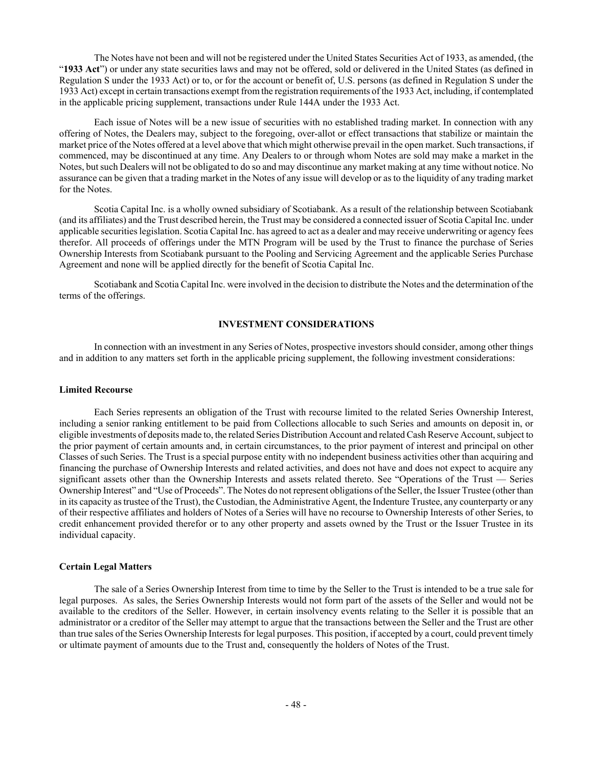The Notes have not been and will not be registered under the United States Securities Act of 1933, as amended, (the "**1933 Act**") or under any state securities laws and may not be offered, sold or delivered in the United States (as defined in Regulation S under the 1933 Act) or to, or for the account or benefit of, U.S. persons (as defined in Regulation S under the 1933 Act) except in certain transactions exempt from the registration requirements of the 1933 Act, including, if contemplated in the applicable pricing supplement, transactions under Rule 144A under the 1933 Act.

Each issue of Notes will be a new issue of securities with no established trading market. In connection with any offering of Notes, the Dealers may, subject to the foregoing, over-allot or effect transactions that stabilize or maintain the market price of the Notes offered at a level above that which might otherwise prevail in the open market. Such transactions, if commenced, may be discontinued at any time. Any Dealers to or through whom Notes are sold may make a market in the Notes, but such Dealers will not be obligated to do so and may discontinue any market making at any time without notice. No assurance can be given that a trading market in the Notes of any issue will develop or as to the liquidity of any trading market for the Notes.

Scotia Capital Inc. is a wholly owned subsidiary of Scotiabank. As a result of the relationship between Scotiabank (and its affiliates) and the Trust described herein, the Trust may be considered a connected issuer of Scotia Capital Inc. under applicable securities legislation. Scotia Capital Inc. has agreed to act as a dealer and may receive underwriting or agency fees therefor. All proceeds of offerings under the MTN Program will be used by the Trust to finance the purchase of Series Ownership Interests from Scotiabank pursuant to the Pooling and Servicing Agreement and the applicable Series Purchase Agreement and none will be applied directly for the benefit of Scotia Capital Inc.

Scotiabank and Scotia Capital Inc. were involved in the decision to distribute the Notes and the determination of the terms of the offerings.

## INVESTMENT CONSIDERATIONS

In connection with an investment in any Series of Notes, prospective investors should consider, among other things and in addition to any matters set forth in the applicable pricing supplement, the following investment considerations:

### Limited Recourse

Each Series represents an obligation of the Trust with recourse limited to the related Series Ownership Interest, including a senior ranking entitlement to be paid from Collections allocable to such Series and amounts on deposit in, or eligible investments of deposits made to, the related Series Distribution Account and related Cash Reserve Account, subject to the prior payment of certain amounts and, in certain circumstances, to the prior payment of interest and principal on other Classes of such Series. The Trust is a special purpose entity with no independent business activities other than acquiring and financing the purchase of Ownership Interests and related activities, and does not have and does not expect to acquire any significant assets other than the Ownership Interests and assets related thereto. See "Operations of the Trust — Series Ownership Interest" and "Use of Proceeds". The Notes do not represent obligations of the Seller, the Issuer Trustee (other than in its capacity as trustee of the Trust), the Custodian, the Administrative Agent, the Indenture Trustee, any counterparty or any of their respective affiliates and holders of Notes of a Series will have no recourse to Ownership Interests of other Series, to credit enhancement provided therefor or to any other property and assets owned by the Trust or the Issuer Trustee in its individual capacity.

### Certain Legal Matters

The sale of a Series Ownership Interest from time to time by the Seller to the Trust is intended to be a true sale for legal purposes. As sales, the Series Ownership Interests would not form part of the assets of the Seller and would not be available to the creditors of the Seller. However, in certain insolvency events relating to the Seller it is possible that an administrator or a creditor of the Seller may attempt to argue that the transactions between the Seller and the Trust are other than true sales of the Series Ownership Interests for legal purposes. This position, if accepted by a court, could prevent timely or ultimate payment of amounts due to the Trust and, consequently the holders of Notes of the Trust.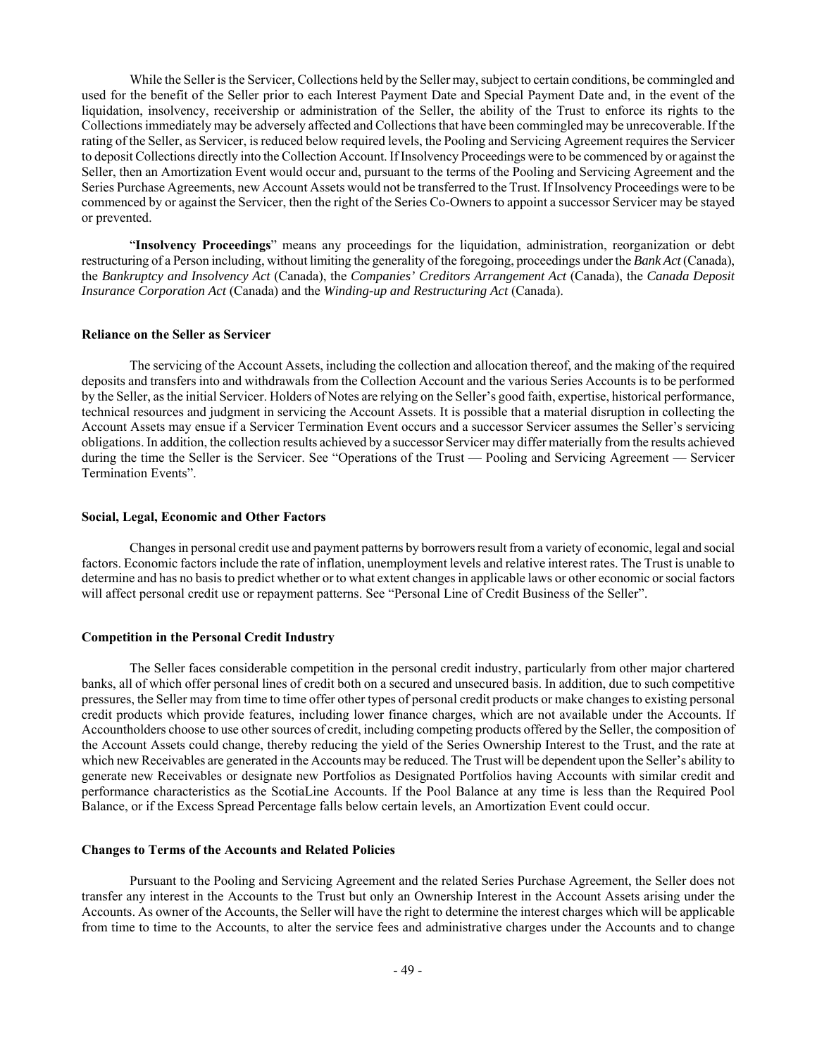While the Seller is the Servicer, Collections held by the Seller may, subject to certain conditions, be commingled and used for the benefit of the Seller prior to each Interest Payment Date and Special Payment Date and, in the event of the liquidation, insolvency, receivership or administration of the Seller, the ability of the Trust to enforce its rights to the Collections immediately may be adversely affected and Collections that have been commingled may be unrecoverable. If the rating of the Seller, as Servicer, is reduced below required levels, the Pooling and Servicing Agreement requires the Servicer to deposit Collections directly into the Collection Account. If Insolvency Proceedings were to be commenced by or against the Seller, then an Amortization Event would occur and, pursuant to the terms of the Pooling and Servicing Agreement and the Series Purchase Agreements, new Account Assets would not be transferred to the Trust. If Insolvency Proceedings were to be commenced by or against the Servicer, then the right of the Series Co-Owners to appoint a successor Servicer may be stayed or prevented.

"**Insolvency Proceedings**" means any proceedings for the liquidation, administration, reorganization or debt restructuring of a Person including, without limiting the generality of the foregoing, proceedings under the *Bank Act* (Canada), the *Bankruptcy and Insolvency Act* (Canada), the *Companies' Creditors Arrangement Act* (Canada), the *Canada Deposit Insurance Corporation Act* (Canada) and the *Winding-up and Restructuring Act* (Canada).

#### Reliance on the Seller as Servicer

The servicing of the Account Assets, including the collection and allocation thereof, and the making of the required deposits and transfers into and withdrawals from the Collection Account and the various Series Accounts is to be performed by the Seller, as the initial Servicer. Holders of Notes are relying on the Seller's good faith, expertise, historical performance, technical resources and judgment in servicing the Account Assets. It is possible that a material disruption in collecting the Account Assets may ensue if a Servicer Termination Event occurs and a successor Servicer assumes the Seller's servicing obligations. In addition, the collection results achieved by a successor Servicer may differ materially from the results achieved during the time the Seller is the Servicer. See "Operations of the Trust — Pooling and Servicing Agreement — Servicer Termination Events".

#### Social, Legal, Economic and Other Factors

Changes in personal credit use and payment patterns by borrowers result from a variety of economic, legal and social factors. Economic factors include the rate of inflation, unemployment levels and relative interest rates. The Trust is unable to determine and has no basis to predict whether or to what extent changes in applicable laws or other economic or social factors will affect personal credit use or repayment patterns. See "Personal Line of Credit Business of the Seller".

#### Competition in the Personal Credit Industry

The Seller faces considerable competition in the personal credit industry, particularly from other major chartered banks, all of which offer personal lines of credit both on a secured and unsecured basis. In addition, due to such competitive pressures, the Seller may from time to time offer other types of personal credit products or make changes to existing personal credit products which provide features, including lower finance charges, which are not available under the Accounts. If Accountholders choose to use other sources of credit, including competing products offered by the Seller, the composition of the Account Assets could change, thereby reducing the yield of the Series Ownership Interest to the Trust, and the rate at which new Receivables are generated in the Accounts may be reduced. The Trust will be dependent upon the Seller's ability to generate new Receivables or designate new Portfolios as Designated Portfolios having Accounts with similar credit and performance characteristics as the ScotiaLine Accounts. If the Pool Balance at any time is less than the Required Pool Balance, or if the Excess Spread Percentage falls below certain levels, an Amortization Event could occur.

#### Changes to Terms of the Accounts and Related Policies

Pursuant to the Pooling and Servicing Agreement and the related Series Purchase Agreement, the Seller does not transfer any interest in the Accounts to the Trust but only an Ownership Interest in the Account Assets arising under the Accounts. As owner of the Accounts, the Seller will have the right to determine the interest charges which will be applicable from time to time to the Accounts, to alter the service fees and administrative charges under the Accounts and to change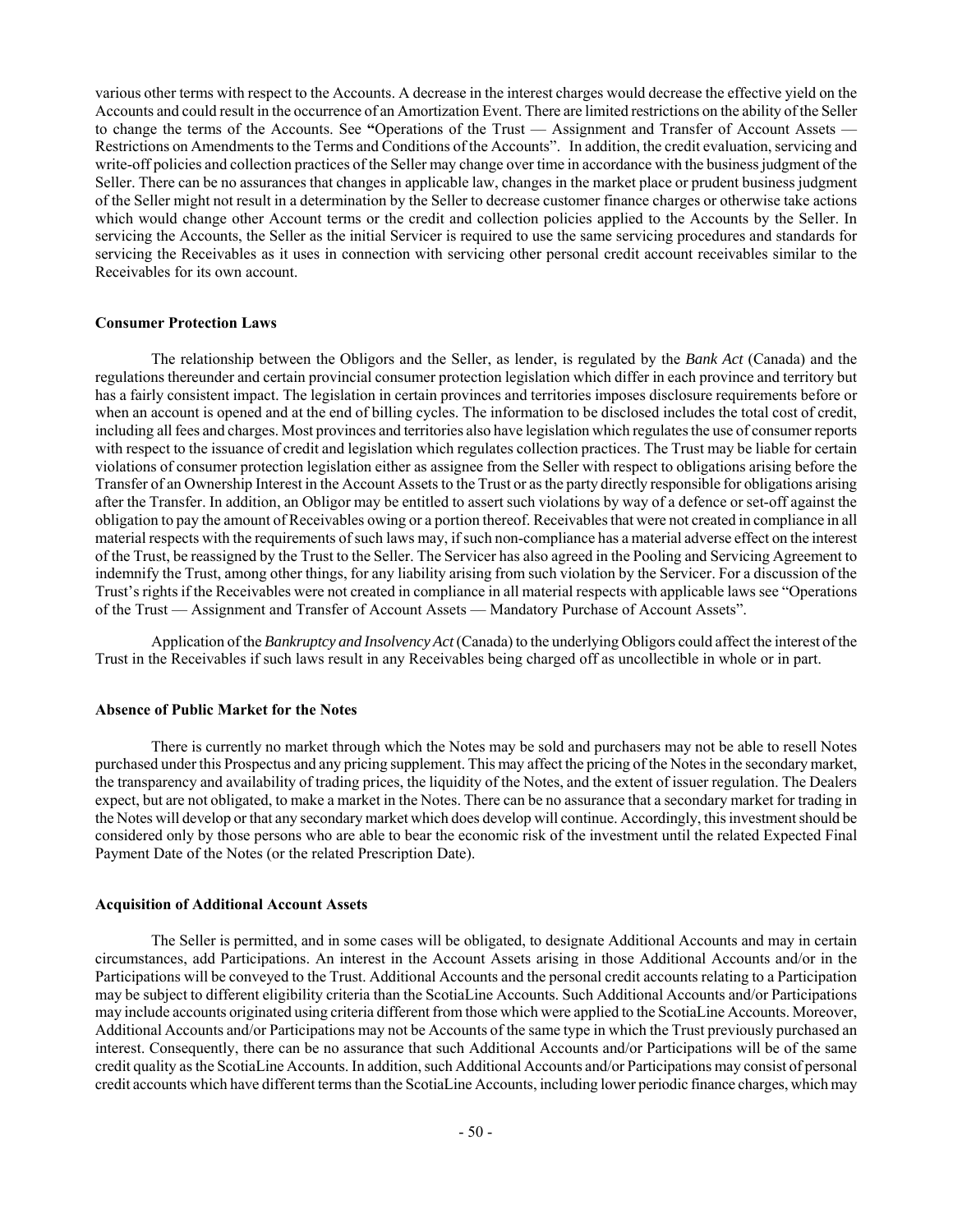various other terms with respect to the Accounts. A decrease in the interest charges would decrease the effective yield on the Accounts and could result in the occurrence of an Amortization Event. There are limited restrictions on the ability of the Seller to change the terms of the Accounts. See "Operations of the Trust — Assignment and Transfer of Account Assets — Restrictions on Amendments to the Terms and Conditions of the Accounts". In addition, the credit evaluation, servicing and write-off policies and collection practices of the Seller may change over time in accordance with the business judgment of the Seller. There can be no assurances that changes in applicable law, changes in the market place or prudent business judgment of the Seller might not result in a determination by the Seller to decrease customer finance charges or otherwise take actions which would change other Account terms or the credit and collection policies applied to the Accounts by the Seller. In servicing the Accounts, the Seller as the initial Servicer is required to use the same servicing procedures and standards for servicing the Receivables as it uses in connection with servicing other personal credit account receivables similar to the Receivables for its own account.

**Consumer Protection Laws**

The relationship between the Obligors and the Seller, as lender, is regulated by the *Bank Act* (Canada) and the regulations thereunder and certain provincial consumer protection legislation which differ in each province and territory but has a fairly consistent impact. The legislation in certain provinces and territories imposes disclosure requirements before or when an account is opened and at the end of billing cycles. The information to be disclosed includes the total cost of credit, including all fees and charges. Most provinces and territories also have legislation which regulates the use of consumer reports with respect to the issuance of credit and legislation which regulates collection practices. The Trust may be liable for certain violations of consumer protection legislation either as assignee from the Seller with respect to obligations arising before the Transfer of an Ownership Interest in the Account Assets to the Trust or as the party directly responsible for obligations arising after the Transfer. In addition, an Obligor may be entitled to assert such violations by way of a defence or set-off against the obligation to pay the amount of Receivables owing or a portion thereof. Receivables that were not created in compliance in all material respects with the requirements of such laws may, if such non-compliance has a material adverse effect on the interest of the Trust, be reassigned by the Trust to the Seller. The Servicer has also agreed in the Pooling and Servicing Agreement to indemnify the Trust, among other things, for any liability arising from such violation by the Servicer. For a discussion of the Trust's rights if the Receivables were not created in compliance in all material respects with applicable laws see "Operations of the Trust — Assignment and Transfer of Account Assets — Mandatory Purchase of Account Assets".

Application of the *Bankruptcy and Insolvency Act* (Canada) to the underlying Obligors could affect the interest of the Trust in the Receivables if such laws result in any Receivables being charged off as uncollectible in whole or in part.

**Absence of Public Market for the Notes**

There is currently no market through which the Notes may be sold and purchasers may not be able to resell Notes purchased under this Prospectus and any pricing supplement. This may affect the pricing of the Notes in the secondary market, the transparency and availability of trading prices, the liquidity of the Notes, and the extent of issuer regulation. The Dealers expect, but are not obligated, to make a market in the Notes. There can be no assurance that a secondary market for trading in the Notes will develop or that any secondary market which does develop will continue. Accordingly, this investment should be considered only by those persons who are able to bear the economic risk of the investment until the related Expected Final Payment Date of the Notes (or the related Prescription Date).

**Acquisition of Additional Account Assets**

The Seller is permitted, and in some cases will be obligated, to designate Additional Accounts and may in certain circumstances, add Participations. An interest in the Account Assets arising in those Additional Accounts and/or in the Participations will be conveyed to the Trust. Additional Accounts and the personal credit accounts relating to a Participation may be subject to different eligibility criteria than the ScotiaLine Accounts. Such Additional Accounts and/or Participations may include accounts originated using criteria different from those which were applied to the ScotiaLine Accounts. Moreover, Additional Accounts and/or Participations may not be Accounts of the same type in which the Trust previously purchased an interest. Consequently, there can be no assurance that such Additional Accounts and/or Participations will be of the same credit quality as the ScotiaLine Accounts. In addition, such Additional Accounts and/or Participations may consist of personal credit accounts which have different terms than the ScotiaLine Accounts, including lower periodic finance charges, which may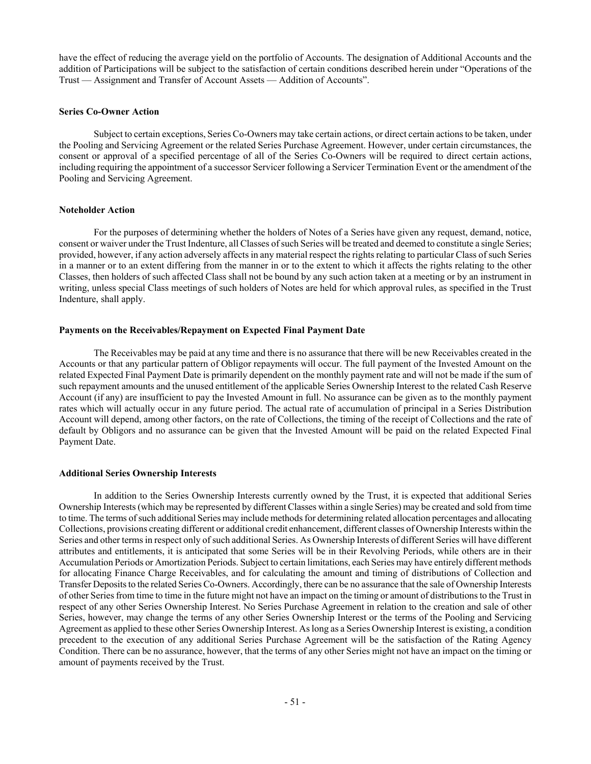have the effect of reducing the average yield on the portfolio of Accounts. The designation of Additional Accounts and the addition of Participations will be subject to the satisfaction of certain conditions described herein under "Operations of the Trust — Assignment and Transfer of Account Assets — Addition of Accounts".

**Series Co-Owner Action**

Subject to certain exceptions, Series Co-Owners may take certain actions, or direct certain actions to be taken, under the Pooling and Servicing Agreement or the related Series Purchase Agreement. However, under certain circumstances, the consent or approval of a specified percentage of all of the Series Co-Owners will be required to direct certain actions, including requiring the appointment of a successor Servicer following a Servicer Termination Event or the amendment of the Pooling and Servicing Agreement.

**Noteholder Action**

For the purposes of determining whether the holders of Notes of a Series have given any request, demand, notice, consent or waiver under the Trust Indenture, all Classes of such Series will be treated and deemed to constitute a single Series; provided, however, if any action adversely affects in any material respect the rights relating to particular Class of such Series in a manner or to an extent differing from the manner in or to the extent to which it affects the rights relating to the other Classes, then holders of such affected Class shall not be bound by any such action taken at a meeting or by an instrument in writing, unless special Class meetings of such holders of Notes are held for which approval rules, as specified in the Trust Indenture, shall apply.

**Payments on the Receivables/Repayment on Expected Final Payment Date**

The Receivables may be paid at any time and there is no assurance that there will be new Receivables created in the Accounts or that any particular pattern of Obligor repayments will occur. The full payment of the Invested Amount on the related Expected Final Payment Date is primarily dependent on the monthly payment rate and will not be made if the sum of such repayment amounts and the unused entitlement of the applicable Series Ownership Interest to the related Cash Reserve Account (if any) are insufficient to pay the Invested Amount in full. No assurance can be given as to the monthly payment rates which will actually occur in any future period. The actual rate of accumulation of principal in a Series Distribution Account will depend, among other factors, on the rate of Collections, the timing of the receipt of Collections and the rate of default by Obligors and no assurance can be given that the Invested Amount will be paid on the related Expected Final Payment Date.

**Additional Series Ownership Interests**

In addition to the Series Ownership Interests currently owned by the Trust, it is expected that additional Series Ownership Interests (which may be represented by different Classes within a single Series) may be created and sold from time to time. The terms of such additional Series may include methods for determining related allocation percentages and allocating Collections, provisions creating different or additional credit enhancement, different classes of Ownership Interests within the Series and other terms in respect only of such additional Series. As Ownership Interests of different Series will have different attributes and entitlements, it is anticipated that some Series will be in their Revolving Periods, while others are in their Accumulation Periods or Amortization Periods. Subject to certain limitations, each Series may have entirely different methods for allocating Finance Charge Receivables, and for calculating the amount and timing of distributions of Collection and Transfer Deposits to the related Series Co-Owners. Accordingly, there can be no assurance that the sale of Ownership Interests of other Series from time to time in the future might not have an impact on the timing or amount of distributions to the Trust in respect of any other Series Ownership Interest. No Series Purchase Agreement in relation to the creation and sale of other Series, however, may change the terms of any other Series Ownership Interest or the terms of the Pooling and Servicing Agreement as applied to these other Series Ownership Interest. As long as a Series Ownership Interest is existing, a condition precedent to the execution of any additional Series Purchase Agreement will be the satisfaction of the Rating Agency Condition. There can be no assurance, however, that the terms of any other Series might not have an impact on the timing or amount of payments received by the Trust.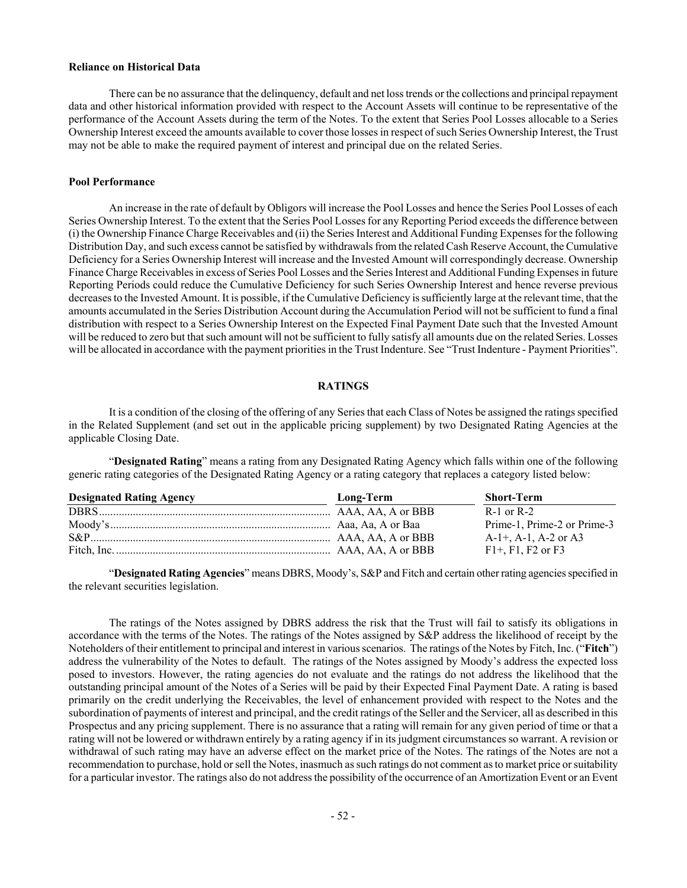**Reliance on Historical Data**

There can be no assurance that the delinquency, default and net loss trends or the collections and principal repayment data and other historical information provided with respect to the Account Assets will continue to be representative of the performance of the Account Assets during the term of the Notes. To the extent that Series Pool Losses allocable to a Series Ownership Interest exceed the amounts available to cover those losses in respect of such Series Ownership Interest, the Trust may not be able to make the required payment of interest and principal due on the related Series.

**Pool Performance**

An increase in the rate of default by Obligors will increase the Pool Losses and hence the Series Pool Losses of each Series Ownership Interest. To the extent that the Series Pool Losses for any Reporting Period exceeds the difference between (i) the Ownership Finance Charge Receivables and (ii) the Series Interest and Additional Funding Expenses for the following Distribution Day, and such excess cannot be satisfied by withdrawals from the related Cash Reserve Account, the Cumulative Deficiency for a Series Ownership Interest will increase and the Invested Amount will correspondingly decrease. Ownership Finance Charge Receivables in excess of Series Pool Losses and the Series Interest and Additional Funding Expenses in future Reporting Periods could reduce the Cumulative Deficiency for such Series Ownership Interest and hence reverse previous decreases to the Invested Amount. It is possible, if the Cumulative Deficiency is sufficiently large at the relevant time, that the amounts accumulated in the Series Distribution Account during the Accumulation Period will not be sufficient to fund a final distribution with respect to a Series Ownership Interest on the Expected Final Payment Date such that the Invested Amount will be reduced to zero but that such amount will not be sufficient to fully satisfy all amounts due on the related Series. Losses will be allocated in accordance with the payment priorities in the Trust Indenture. See "Trust Indenture - Payment Priorities".

## RATINGS

It is a condition of the closing of the offering of any Series that each Class of Notes be assigned the ratings specified in the Related Supplement (and set out in the applicable pricing supplement) by two Designated Rating Agencies at the applicable Closing Date.

"**Designated Rating**" means a rating from any Designated Rating Agency which falls within one of the following generic rating categories of the Designated Rating Agency or a rating category that replaces a category listed below:

| Designated Rating Agency | Long-Term | Short-Term |
|---|---|---|
| DBRS | AAA, AA, A or BBB | R-1 or R-2 |
| Moody's | Aaa, Aa, A or Baa | Prime-1, Prime-2 or Prime-3 |
| S&P | AAA, AA, A or BBB | A-1+, A-1, A-2 or A3 |
| Fitch, Inc. | AAA, AA, A or BBB | F1+, F1, F2 or F3 |

"**Designated Rating Agencies**" means DBRS, Moody's, S&P and Fitch and certain other rating agencies specified in the relevant securities legislation.

The ratings of the Notes assigned by DBRS address the risk that the Trust will fail to satisfy its obligations in accordance with the terms of the Notes. The ratings of the Notes assigned by S&P address the likelihood of receipt by the Noteholders of their entitlement to principal and interest in various scenarios. The ratings of the Notes by Fitch, Inc. ("**Fitch**") address the vulnerability of the Notes to default. The ratings of the Notes assigned by Moody's address the expected loss posed to investors. However, the rating agencies do not evaluate and the ratings do not address the likelihood that the outstanding principal amount of the Notes of a Series will be paid by their Expected Final Payment Date. A rating is based primarily on the credit underlying the Receivables, the level of enhancement provided with respect to the Notes and the subordination of payments of interest and principal, and the credit ratings of the Seller and the Servicer, all as described in this Prospectus and any pricing supplement. There is no assurance that a rating will remain for any given period of time or that a rating will not be lowered or withdrawn entirely by a rating agency if in its judgment circumstances so warrant. A revision or withdrawal of such rating may have an adverse effect on the market price of the Notes. The ratings of the Notes are not a recommendation to purchase, hold or sell the Notes, inasmuch as such ratings do not comment as to market price or suitability for a particular investor. The ratings also do not address the possibility of the occurrence of an Amortization Event or an Event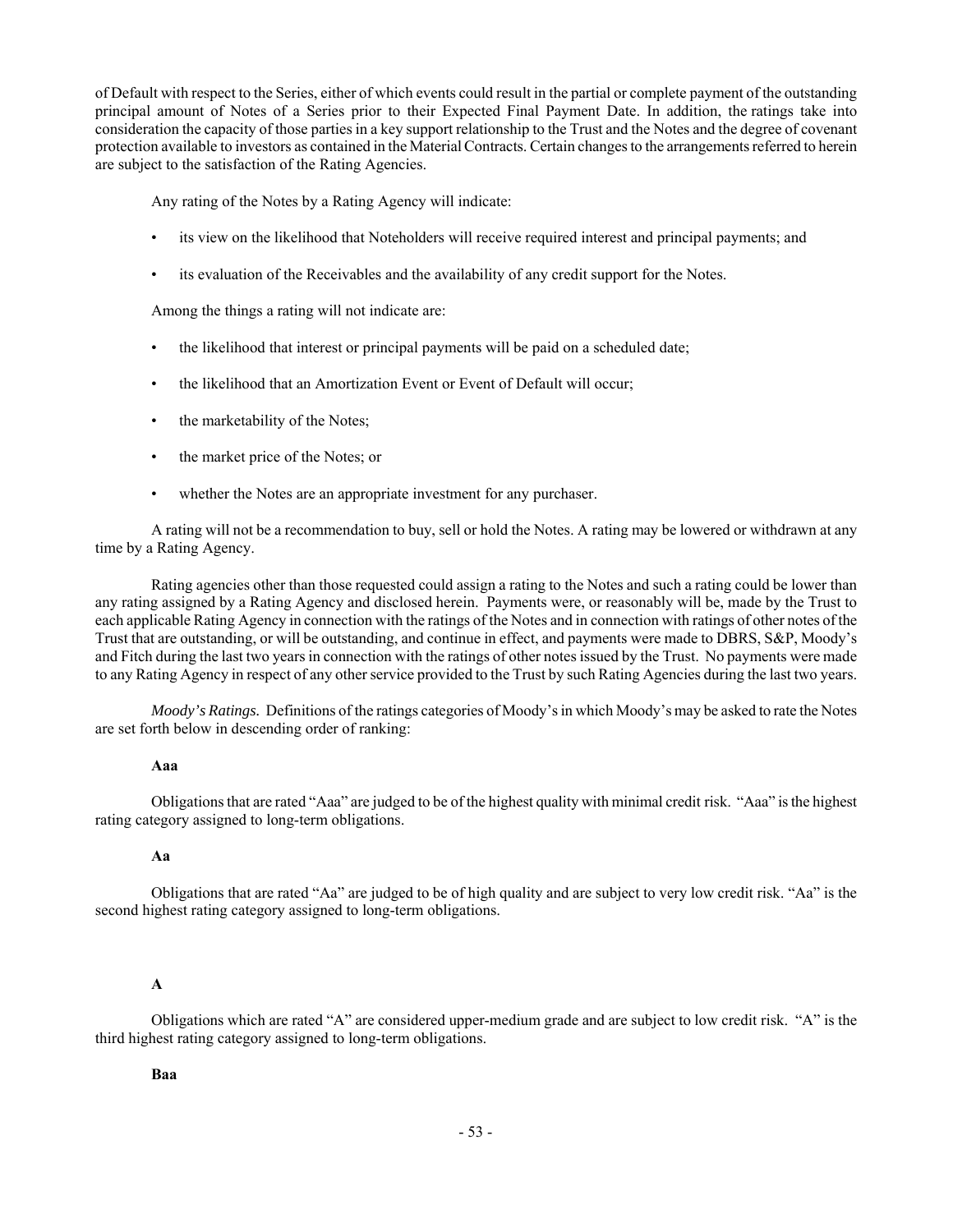of Default with respect to the Series, either of which events could result in the partial or complete payment of the outstanding principal amount of Notes of a Series prior to their Expected Final Payment Date. In addition, the ratings take into consideration the capacity of those parties in a key support relationship to the Trust and the Notes and the degree of covenant protection available to investors as contained in the Material Contracts. Certain changes to the arrangements referred to herein are subject to the satisfaction of the Rating Agencies.

Any rating of the Notes by a Rating Agency will indicate:

- its view on the likelihood that Noteholders will receive required interest and principal payments; and
- its evaluation of the Receivables and the availability of any credit support for the Notes.

Among the things a rating will not indicate are:

- the likelihood that interest or principal payments will be paid on a scheduled date;
- the likelihood that an Amortization Event or Event of Default will occur;
- the marketability of the Notes;
- the market price of the Notes; or
- whether the Notes are an appropriate investment for any purchaser.

A rating will not be a recommendation to buy, sell or hold the Notes. A rating may be lowered or withdrawn at any time by a Rating Agency.

Rating agencies other than those requested could assign a rating to the Notes and such a rating could be lower than any rating assigned by a Rating Agency and disclosed herein. Payments were, or reasonably will be, made by the Trust to each applicable Rating Agency in connection with the ratings of the Notes and in connection with ratings of other notes of the Trust that are outstanding, or will be outstanding, and continue in effect, and payments were made to DBRS, S&P, Moody's and Fitch during the last two years in connection with the ratings of other notes issued by the Trust. No payments were made to any Rating Agency in respect of any other service provided to the Trust by such Rating Agencies during the last two years.

*Moody's Ratings.* Definitions of the ratings categories of Moody's in which Moody's may be asked to rate the Notes are set forth below in descending order of ranking:

**Aaa**

Obligations that are rated "Aaa" are judged to be of the highest quality with minimal credit risk. "Aaa" is the highest rating category assigned to long-term obligations.

**Aa**

Obligations that are rated "Aa" are judged to be of high quality and are subject to very low credit risk. "Aa" is the second highest rating category assigned to long-term obligations.

**A**

Obligations which are rated "A" are considered upper-medium grade and are subject to low credit risk. "A" is the third highest rating category assigned to long-term obligations.

**Baa**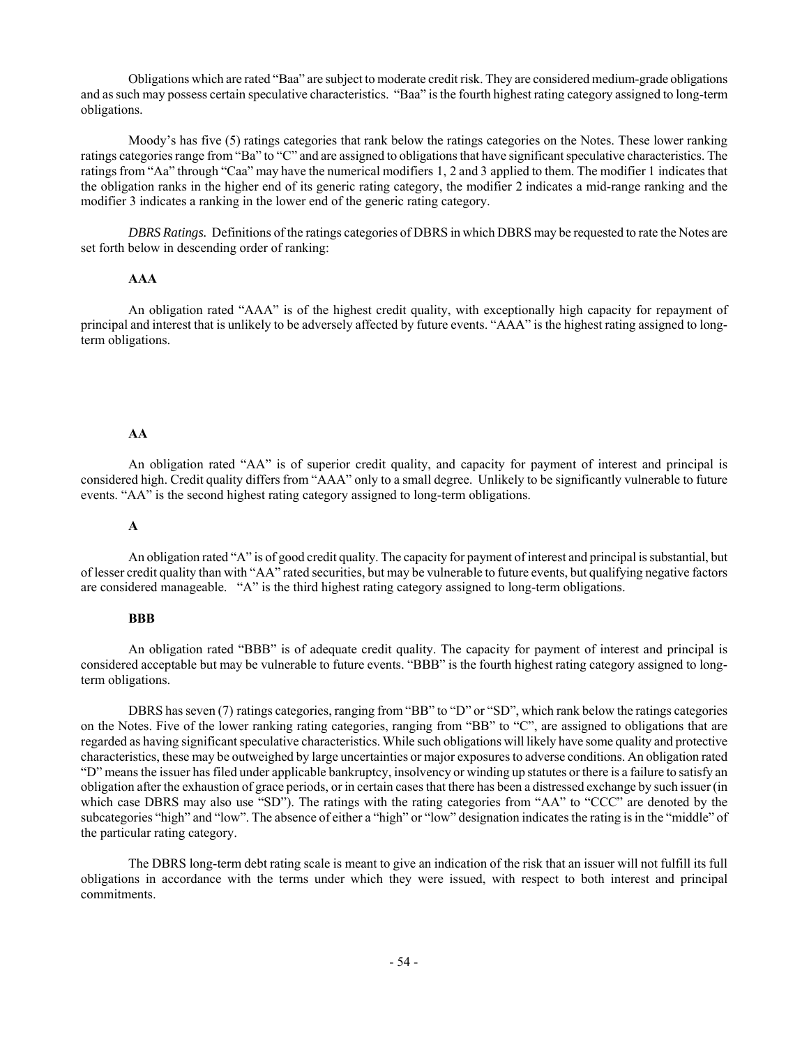Obligations which are rated "Baa" are subject to moderate credit risk. They are considered medium-grade obligations and as such may possess certain speculative characteristics. "Baa" is the fourth highest rating category assigned to long-term obligations.

Moody's has five (5) ratings categories that rank below the ratings categories on the Notes. These lower ranking ratings categories range from "Ba" to "C" and are assigned to obligations that have significant speculative characteristics. The ratings from "Aa" through "Caa" may have the numerical modifiers 1, 2 and 3 applied to them. The modifier 1 indicates that the obligation ranks in the higher end of its generic rating category, the modifier 2 indicates a mid-range ranking and the modifier 3 indicates a ranking in the lower end of the generic rating category.

*DBRS Ratings.* Definitions of the ratings categories of DBRS in which DBRS may be requested to rate the Notes are set forth below in descending order of ranking:

**AAA**

An obligation rated "AAA" is of the highest credit quality, with exceptionally high capacity for repayment of principal and interest that is unlikely to be adversely affected by future events. "AAA" is the highest rating assigned to long-term obligations.

**AA**

An obligation rated "AA" is of superior credit quality, and capacity for payment of interest and principal is considered high. Credit quality differs from "AAA" only to a small degree. Unlikely to be significantly vulnerable to future events. "AA" is the second highest rating category assigned to long-term obligations.

**A**

An obligation rated "A" is of good credit quality. The capacity for payment of interest and principal is substantial, but of lesser credit quality than with "AA" rated securities, but may be vulnerable to future events, but qualifying negative factors are considered manageable. "A" is the third highest rating category assigned to long-term obligations.

**BBB**

An obligation rated "BBB" is of adequate credit quality. The capacity for payment of interest and principal is considered acceptable but may be vulnerable to future events. "BBB" is the fourth highest rating category assigned to long-term obligations.

DBRS has seven (7) ratings categories, ranging from "BB" to "D" or "SD", which rank below the ratings categories on the Notes. Five of the lower ranking rating categories, ranging from "BB" to "C", are assigned to obligations that are regarded as having significant speculative characteristics. While such obligations will likely have some quality and protective characteristics, these may be outweighed by large uncertainties or major exposures to adverse conditions. An obligation rated "D" means the issuer has filed under applicable bankruptcy, insolvency or winding up statutes or there is a failure to satisfy an obligation after the exhaustion of grace periods, or in certain cases that there has been a distressed exchange by such issuer (in which case DBRS may also use "SD"). The ratings with the rating categories from "AA" to "CCC" are denoted by the subcategories "high" and "low". The absence of either a "high" or "low" designation indicates the rating is in the "middle" of the particular rating category.

The DBRS long-term debt rating scale is meant to give an indication of the risk that an issuer will not fulfill its full obligations in accordance with the terms under which they were issued, with respect to both interest and principal commitments.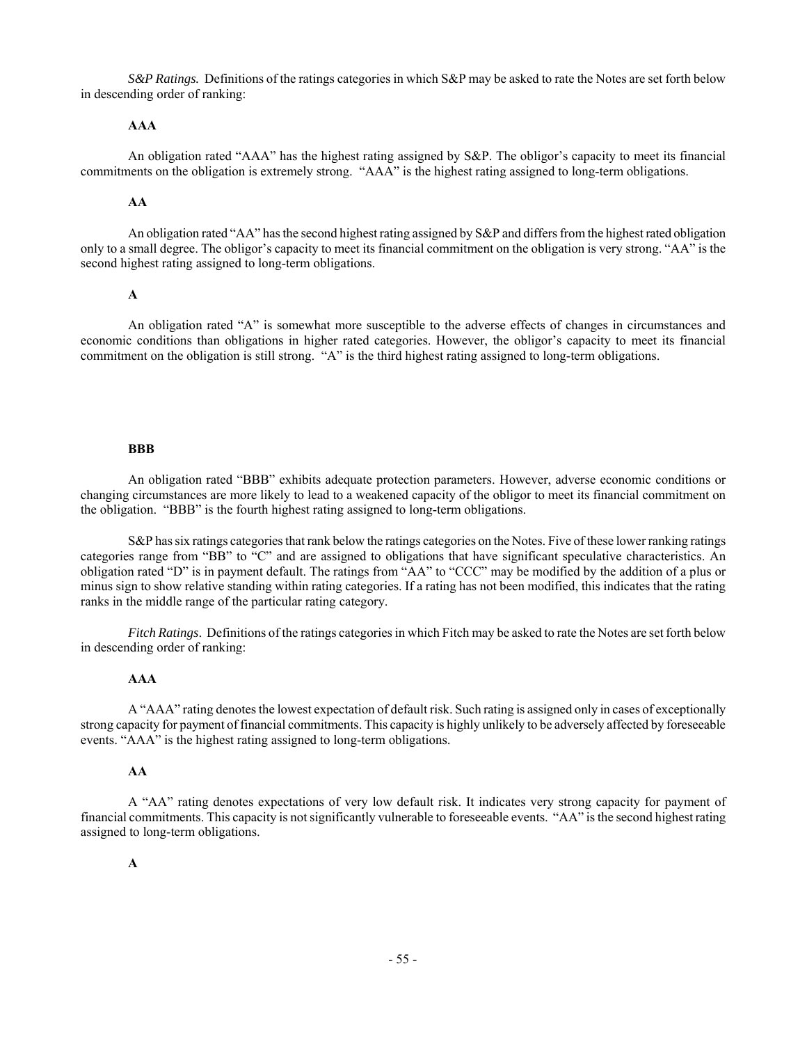*S&P Ratings.* Definitions of the ratings categories in which S&P may be asked to rate the Notes are set forth below in descending order of ranking:

**AAA**

An obligation rated "AAA" has the highest rating assigned by S&P. The obligor's capacity to meet its financial commitments on the obligation is extremely strong. "AAA" is the highest rating assigned to long-term obligations.

**AA**

An obligation rated "AA" has the second highest rating assigned by S&P and differs from the highest rated obligation only to a small degree. The obligor's capacity to meet its financial commitment on the obligation is very strong. "AA" is the second highest rating assigned to long-term obligations.

**A**

An obligation rated "A" is somewhat more susceptible to the adverse effects of changes in circumstances and economic conditions than obligations in higher rated categories. However, the obligor's capacity to meet its financial commitment on the obligation is still strong. "A" is the third highest rating assigned to long-term obligations.

**BBB**

An obligation rated "BBB" exhibits adequate protection parameters. However, adverse economic conditions or changing circumstances are more likely to lead to a weakened capacity of the obligor to meet its financial commitment on the obligation. "BBB" is the fourth highest rating assigned to long-term obligations.

S&P has six ratings categories that rank below the ratings categories on the Notes. Five of these lower ranking ratings categories range from "BB" to "C" and are assigned to obligations that have significant speculative characteristics. An obligation rated "D" is in payment default. The ratings from "AA" to "CCC" may be modified by the addition of a plus or minus sign to show relative standing within rating categories. If a rating has not been modified, this indicates that the rating ranks in the middle range of the particular rating category.

*Fitch Ratings*. Definitions of the ratings categories in which Fitch may be asked to rate the Notes are set forth below in descending order of ranking:

**AAA**

A "AAA" rating denotes the lowest expectation of default risk. Such rating is assigned only in cases of exceptionally strong capacity for payment of financial commitments. This capacity is highly unlikely to be adversely affected by foreseeable events. "AAA" is the highest rating assigned to long-term obligations.

**AA**

A "AA" rating denotes expectations of very low default risk. It indicates very strong capacity for payment of financial commitments. This capacity is not significantly vulnerable to foreseeable events. "AA" is the second highest rating assigned to long-term obligations.

**A**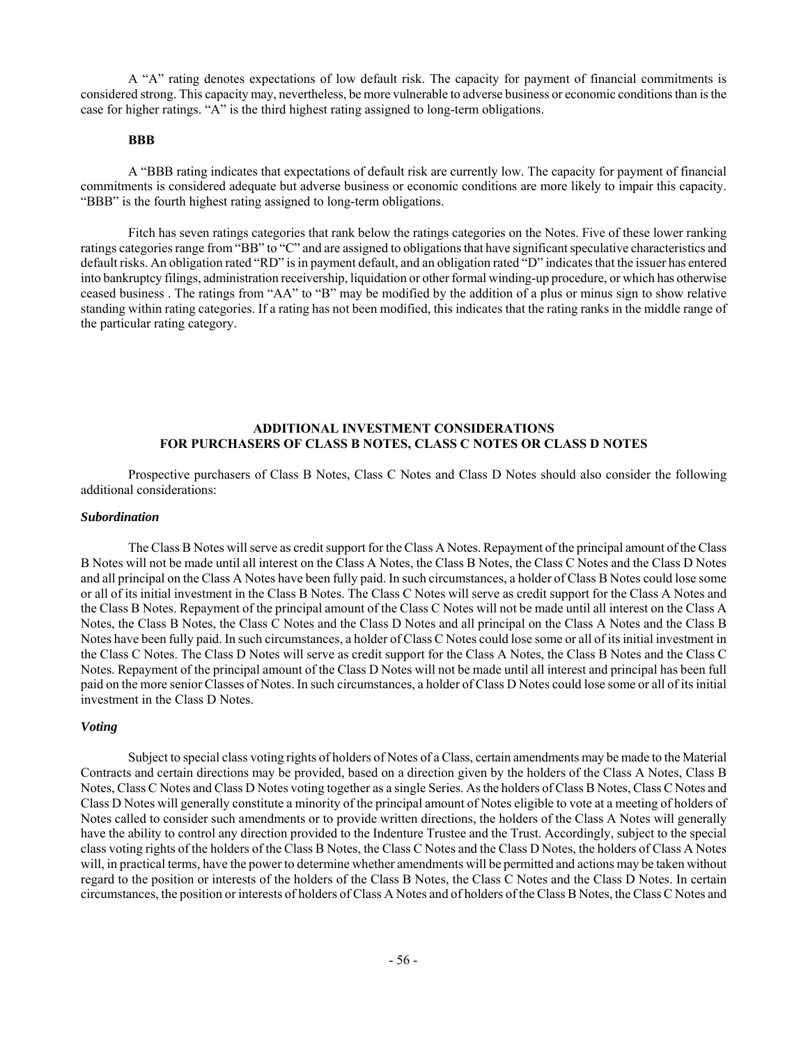A "A" rating denotes expectations of low default risk. The capacity for payment of financial commitments is considered strong. This capacity may, nevertheless, be more vulnerable to adverse business or economic conditions than is the case for higher ratings. "A" is the third highest rating assigned to long-term obligations.

**BBB**

A "BBB rating indicates that expectations of default risk are currently low. The capacity for payment of financial commitments is considered adequate but adverse business or economic conditions are more likely to impair this capacity. "BBB" is the fourth highest rating assigned to long-term obligations.

Fitch has seven ratings categories that rank below the ratings categories on the Notes. Five of these lower ranking ratings categories range from "BB" to "C" and are assigned to obligations that have significant speculative characteristics and default risks. An obligation rated "RD" is in payment default, and an obligation rated "D" indicates that the issuer has entered into bankruptcy filings, administration receivership, liquidation or other formal winding-up procedure, or which has otherwise ceased business . The ratings from "AA" to "B" may be modified by the addition of a plus or minus sign to show relative standing within rating categories. If a rating has not been modified, this indicates that the rating ranks in the middle range of the particular rating category.

## ADDITIONAL INVESTMENT CONSIDERATIONS FOR PURCHASERS OF CLASS B NOTES, CLASS C NOTES OR CLASS D NOTES

Prospective purchasers of Class B Notes, Class C Notes and Class D Notes should also consider the following additional considerations:

### *Subordination*

The Class B Notes will serve as credit support for the Class A Notes. Repayment of the principal amount of the Class B Notes will not be made until all interest on the Class A Notes, the Class B Notes, the Class C Notes and the Class D Notes and all principal on the Class A Notes have been fully paid. In such circumstances, a holder of Class B Notes could lose some or all of its initial investment in the Class B Notes. The Class C Notes will serve as credit support for the Class A Notes and the Class B Notes. Repayment of the principal amount of the Class C Notes will not be made until all interest on the Class A Notes, the Class B Notes, the Class C Notes and the Class D Notes and all principal on the Class A Notes and the Class B Notes have been fully paid. In such circumstances, a holder of Class C Notes could lose some or all of its initial investment in the Class C Notes. The Class D Notes will serve as credit support for the Class A Notes, the Class B Notes and the Class C Notes. Repayment of the principal amount of the Class D Notes will not be made until all interest and principal has been full paid on the more senior Classes of Notes. In such circumstances, a holder of Class D Notes could lose some or all of its initial investment in the Class D Notes.

### *Voting*

Subject to special class voting rights of holders of Notes of a Class, certain amendments may be made to the Material Contracts and certain directions may be provided, based on a direction given by the holders of the Class A Notes, Class B Notes, Class C Notes and Class D Notes voting together as a single Series. As the holders of Class B Notes, Class C Notes and Class D Notes will generally constitute a minority of the principal amount of Notes eligible to vote at a meeting of holders of Notes called to consider such amendments or to provide written directions, the holders of the Class A Notes will generally have the ability to control any direction provided to the Indenture Trustee and the Trust. Accordingly, subject to the special class voting rights of the holders of the Class B Notes, the Class C Notes and the Class D Notes, the holders of Class A Notes will, in practical terms, have the power to determine whether amendments will be permitted and actions may be taken without regard to the position or interests of the holders of the Class B Notes, the Class C Notes and the Class D Notes. In certain circumstances, the position or interests of holders of Class A Notes and of holders of the Class B Notes, the Class C Notes and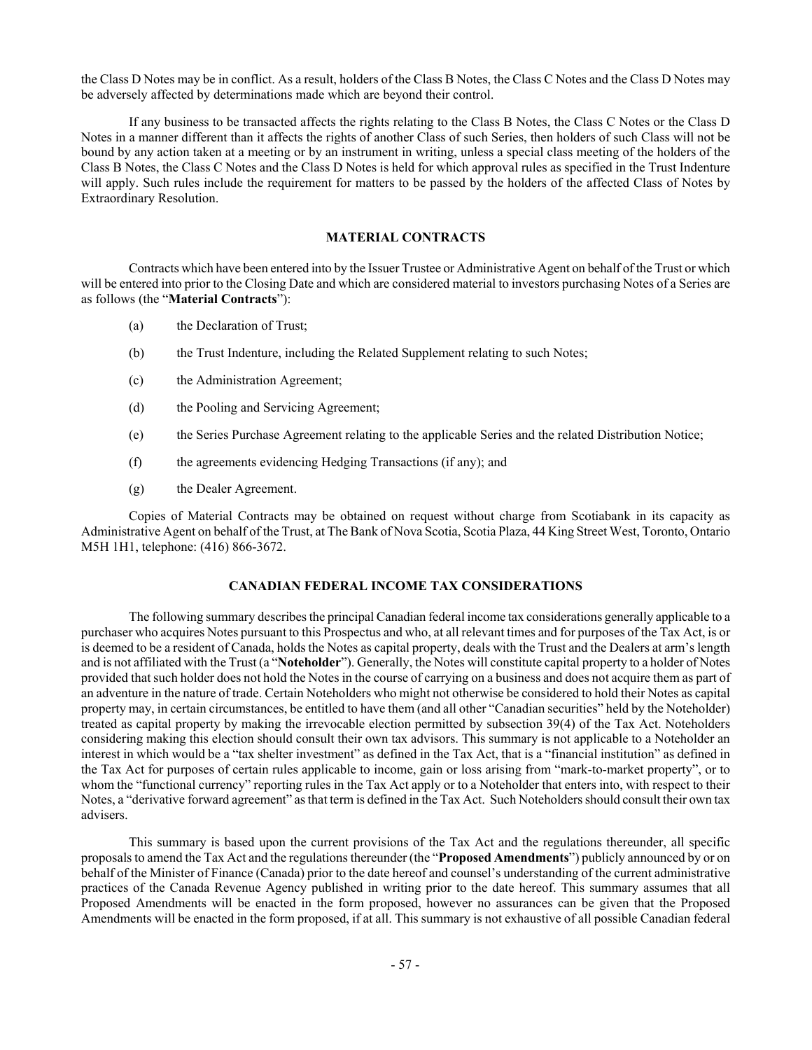the Class D Notes may be in conflict. As a result, holders of the Class B Notes, the Class C Notes and the Class D Notes may be adversely affected by determinations made which are beyond their control.

If any business to be transacted affects the rights relating to the Class B Notes, the Class C Notes or the Class D Notes in a manner different than it affects the rights of another Class of such Series, then holders of such Class will not be bound by any action taken at a meeting or by an instrument in writing, unless a special class meeting of the holders of the Class B Notes, the Class C Notes and the Class D Notes is held for which approval rules as specified in the Trust Indenture will apply. Such rules include the requirement for matters to be passed by the holders of the affected Class of Notes by Extraordinary Resolution.

## MATERIAL CONTRACTS

Contracts which have been entered into by the Issuer Trustee or Administrative Agent on behalf of the Trust or which will be entered into prior to the Closing Date and which are considered material to investors purchasing Notes of a Series are as follows (the "**Material Contracts**"):

(a) the Declaration of Trust;

(b) the Trust Indenture, including the Related Supplement relating to such Notes;

(c) the Administration Agreement;

(d) the Pooling and Servicing Agreement;

(e) the Series Purchase Agreement relating to the applicable Series and the related Distribution Notice;

(f) the agreements evidencing Hedging Transactions (if any); and

(g) the Dealer Agreement.

Copies of Material Contracts may be obtained on request without charge from Scotiabank in its capacity as Administrative Agent on behalf of the Trust, at The Bank of Nova Scotia, Scotia Plaza, 44 King Street West, Toronto, Ontario M5H 1H1, telephone: (416) 866-3672.

## CANADIAN FEDERAL INCOME TAX CONSIDERATIONS

The following summary describes the principal Canadian federal income tax considerations generally applicable to a purchaser who acquires Notes pursuant to this Prospectus and who, at all relevant times and for purposes of the Tax Act, is or is deemed to be a resident of Canada, holds the Notes as capital property, deals with the Trust and the Dealers at arm's length and is not affiliated with the Trust (a "**Noteholder**"). Generally, the Notes will constitute capital property to a holder of Notes provided that such holder does not hold the Notes in the course of carrying on a business and does not acquire them as part of an adventure in the nature of trade. Certain Noteholders who might not otherwise be considered to hold their Notes as capital property may, in certain circumstances, be entitled to have them (and all other "Canadian securities" held by the Noteholder) treated as capital property by making the irrevocable election permitted by subsection 39(4) of the Tax Act. Noteholders considering making this election should consult their own tax advisors. This summary is not applicable to a Noteholder an interest in which would be a "tax shelter investment" as defined in the Tax Act, that is a "financial institution" as defined in the Tax Act for purposes of certain rules applicable to income, gain or loss arising from "mark-to-market property", or to whom the "functional currency" reporting rules in the Tax Act apply or to a Noteholder that enters into, with respect to their Notes, a "derivative forward agreement" as that term is defined in the Tax Act. Such Noteholders should consult their own tax advisers.

This summary is based upon the current provisions of the Tax Act and the regulations thereunder, all specific proposals to amend the Tax Act and the regulations thereunder (the "**Proposed Amendments**") publicly announced by or on behalf of the Minister of Finance (Canada) prior to the date hereof and counsel's understanding of the current administrative practices of the Canada Revenue Agency published in writing prior to the date hereof. This summary assumes that all Proposed Amendments will be enacted in the form proposed, however no assurances can be given that the Proposed Amendments will be enacted in the form proposed, if at all. This summary is not exhaustive of all possible Canadian federal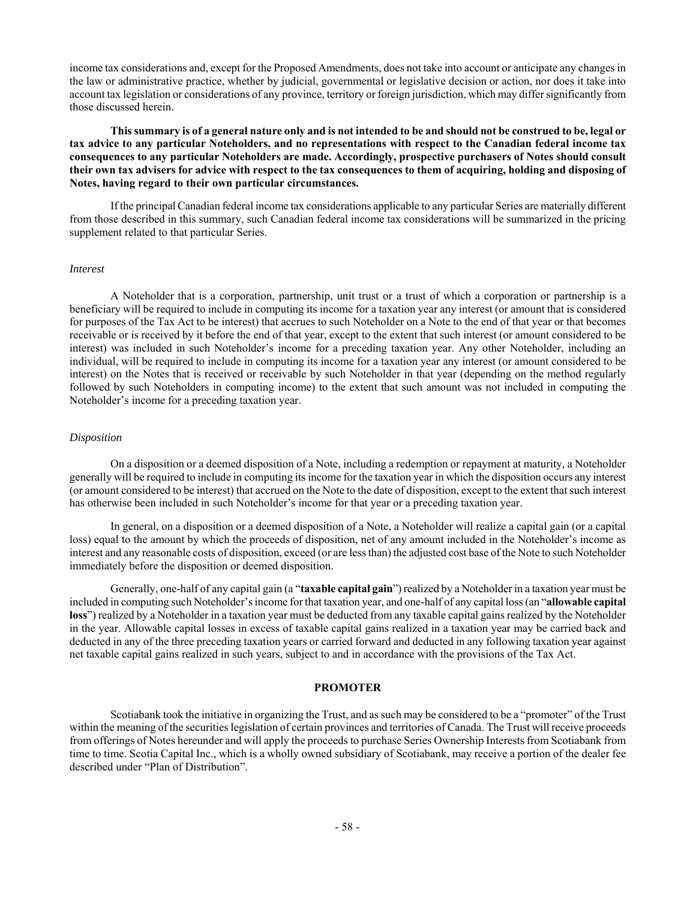income tax considerations and, except for the Proposed Amendments, does not take into account or anticipate any changes in the law or administrative practice, whether by judicial, governmental or legislative decision or action, nor does it take into account tax legislation or considerations of any province, territory or foreign jurisdiction, which may differ significantly from those discussed herein.

**This summary is of a general nature only and is not intended to be and should not be construed to be, legal or tax advice to any particular Noteholders, and no representations with respect to the Canadian federal income tax consequences to any particular Noteholders are made. Accordingly, prospective purchasers of Notes should consult their own tax advisers for advice with respect to the tax consequences to them of acquiring, holding and disposing of Notes, having regard to their own particular circumstances.**

If the principal Canadian federal income tax considerations applicable to any particular Series are materially different from those described in this summary, such Canadian federal income tax considerations will be summarized in the pricing supplement related to that particular Series.

*Interest*

A Noteholder that is a corporation, partnership, unit trust or a trust of which a corporation or partnership is a beneficiary will be required to include in computing its income for a taxation year any interest (or amount that is considered for purposes of the Tax Act to be interest) that accrues to such Noteholder on a Note to the end of that year or that becomes receivable or is received by it before the end of that year, except to the extent that such interest (or amount considered to be interest) was included in such Noteholder's income for a preceding taxation year. Any other Noteholder, including an individual, will be required to include in computing its income for a taxation year any interest (or amount considered to be interest) on the Notes that is received or receivable by such Noteholder in that year (depending on the method regularly followed by such Noteholders in computing income) to the extent that such amount was not included in computing the Noteholder's income for a preceding taxation year.

*Disposition*

On a disposition or a deemed disposition of a Note, including a redemption or repayment at maturity, a Noteholder generally will be required to include in computing its income for the taxation year in which the disposition occurs any interest (or amount considered to be interest) that accrued on the Note to the date of disposition, except to the extent that such interest has otherwise been included in such Noteholder's income for that year or a preceding taxation year.

In general, on a disposition or a deemed disposition of a Note, a Noteholder will realize a capital gain (or a capital loss) equal to the amount by which the proceeds of disposition, net of any amount included in the Noteholder's income as interest and any reasonable costs of disposition, exceed (or are less than) the adjusted cost base of the Note to such Noteholder immediately before the disposition or deemed disposition.

Generally, one-half of any capital gain (a "**taxable capital gain**") realized by a Noteholder in a taxation year must be included in computing such Noteholder's income for that taxation year, and one-half of any capital loss (an "**allowable capital loss**") realized by a Noteholder in a taxation year must be deducted from any taxable capital gains realized by the Noteholder in the year. Allowable capital losses in excess of taxable capital gains realized in a taxation year may be carried back and deducted in any of the three preceding taxation years or carried forward and deducted in any following taxation year against net taxable capital gains realized in such years, subject to and in accordance with the provisions of the Tax Act.

## PROMOTER

Scotiabank took the initiative in organizing the Trust, and as such may be considered to be a "promoter" of the Trust within the meaning of the securities legislation of certain provinces and territories of Canada. The Trust will receive proceeds from offerings of Notes hereunder and will apply the proceeds to purchase Series Ownership Interests from Scotiabank from time to time. Scotia Capital Inc., which is a wholly owned subsidiary of Scotiabank, may receive a portion of the dealer fee described under "Plan of Distribution".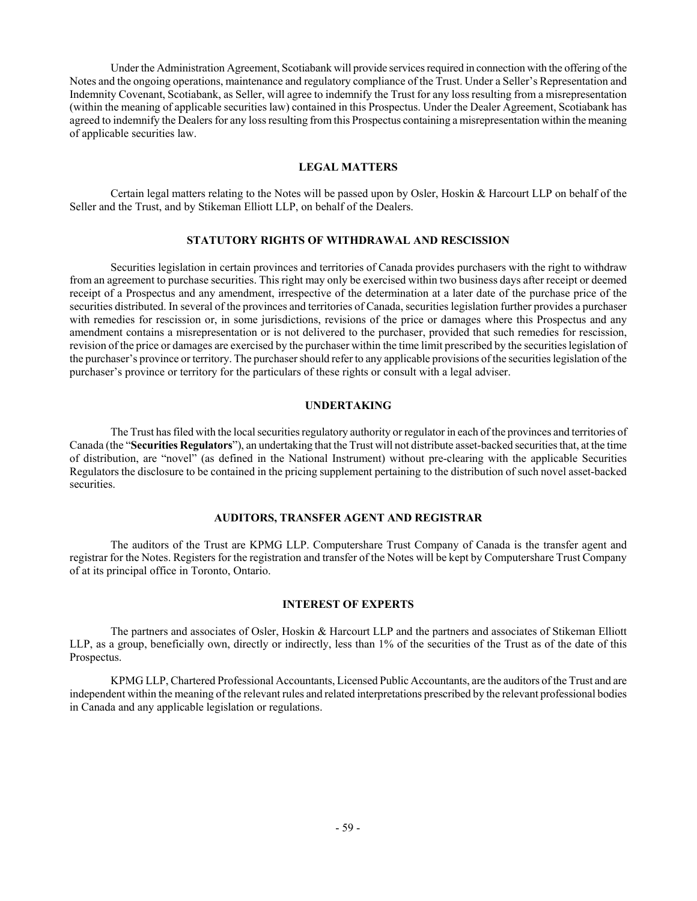Under the Administration Agreement, Scotiabank will provide services required in connection with the offering of the Notes and the ongoing operations, maintenance and regulatory compliance of the Trust. Under a Seller's Representation and Indemnity Covenant, Scotiabank, as Seller, will agree to indemnify the Trust for any loss resulting from a misrepresentation (within the meaning of applicable securities law) contained in this Prospectus. Under the Dealer Agreement, Scotiabank has agreed to indemnify the Dealers for any loss resulting from this Prospectus containing a misrepresentation within the meaning of applicable securities law.

## LEGAL MATTERS

Certain legal matters relating to the Notes will be passed upon by Osler, Hoskin & Harcourt LLP on behalf of the Seller and the Trust, and by Stikeman Elliott LLP, on behalf of the Dealers.

## STATUTORY RIGHTS OF WITHDRAWAL AND RESCISSION

Securities legislation in certain provinces and territories of Canada provides purchasers with the right to withdraw from an agreement to purchase securities. This right may only be exercised within two business days after receipt or deemed receipt of a Prospectus and any amendment, irrespective of the determination at a later date of the purchase price of the securities distributed. In several of the provinces and territories of Canada, securities legislation further provides a purchaser with remedies for rescission or, in some jurisdictions, revisions of the price or damages where this Prospectus and any amendment contains a misrepresentation or is not delivered to the purchaser, provided that such remedies for rescission, revision of the price or damages are exercised by the purchaser within the time limit prescribed by the securities legislation of the purchaser's province or territory. The purchaser should refer to any applicable provisions of the securities legislation of the purchaser's province or territory for the particulars of these rights or consult with a legal adviser.

## UNDERTAKING

The Trust has filed with the local securities regulatory authority or regulator in each of the provinces and territories of Canada (the "**Securities Regulators**"), an undertaking that the Trust will not distribute asset-backed securities that, at the time of distribution, are "novel" (as defined in the National Instrument) without pre-clearing with the applicable Securities Regulators the disclosure to be contained in the pricing supplement pertaining to the distribution of such novel asset-backed securities.

## AUDITORS, TRANSFER AGENT AND REGISTRAR

The auditors of the Trust are KPMG LLP. Computershare Trust Company of Canada is the transfer agent and registrar for the Notes. Registers for the registration and transfer of the Notes will be kept by Computershare Trust Company of at its principal office in Toronto, Ontario.

## INTEREST OF EXPERTS

The partners and associates of Osler, Hoskin & Harcourt LLP and the partners and associates of Stikeman Elliott LLP, as a group, beneficially own, directly or indirectly, less than 1% of the securities of the Trust as of the date of this Prospectus.

KPMG LLP, Chartered Professional Accountants, Licensed Public Accountants, are the auditors of the Trust and are independent within the meaning of the relevant rules and related interpretations prescribed by the relevant professional bodies in Canada and any applicable legislation or regulations.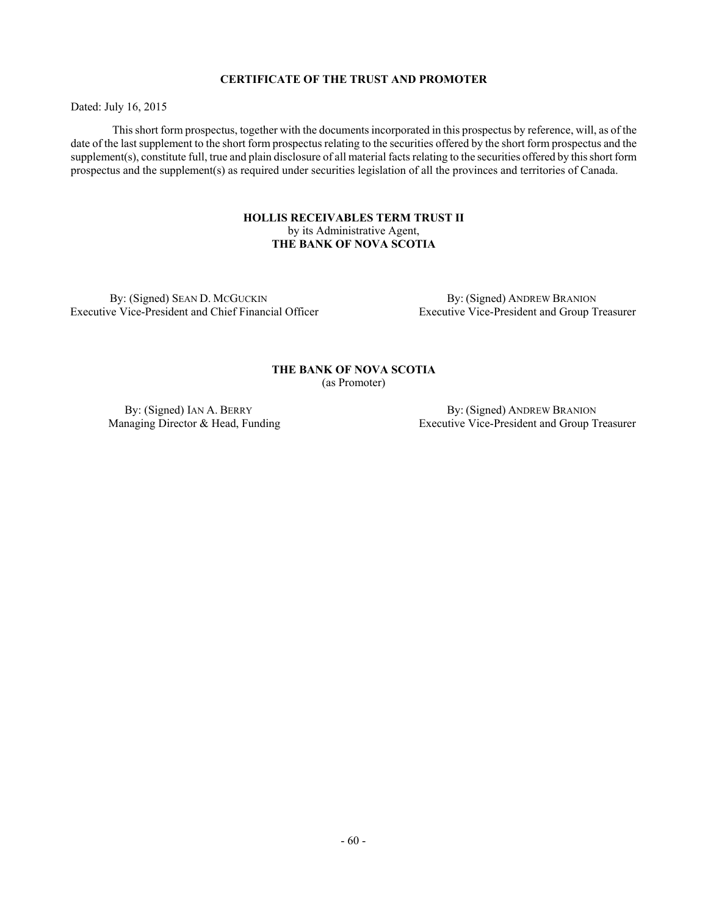## CERTIFICATE OF THE TRUST AND PROMOTER

Dated: July 16, 2015

This short form prospectus, together with the documents incorporated in this prospectus by reference, will, as of the date of the last supplement to the short form prospectus relating to the securities offered by the short form prospectus and the supplement(s), constitute full, true and plain disclosure of all material facts relating to the securities offered by this short form prospectus and the supplement(s) as required under securities legislation of all the provinces and territories of Canada.

**HOLLIS RECEIVABLES TERM TRUST II**
by its Administrative Agent,
**THE BANK OF NOVA SCOTIA**

By: (Signed) SEAN D. MCGUCKIN
Executive Vice-President and Chief Financial Officer

By: (Signed) ANDREW BRANION
Executive Vice-President and Group Treasurer

**THE BANK OF NOVA SCOTIA**
(as Promoter)

By: (Signed) IAN A. BERRY
Managing Director & Head, Funding

By: (Signed) ANDREW BRANION
Executive Vice-President and Group Treasurer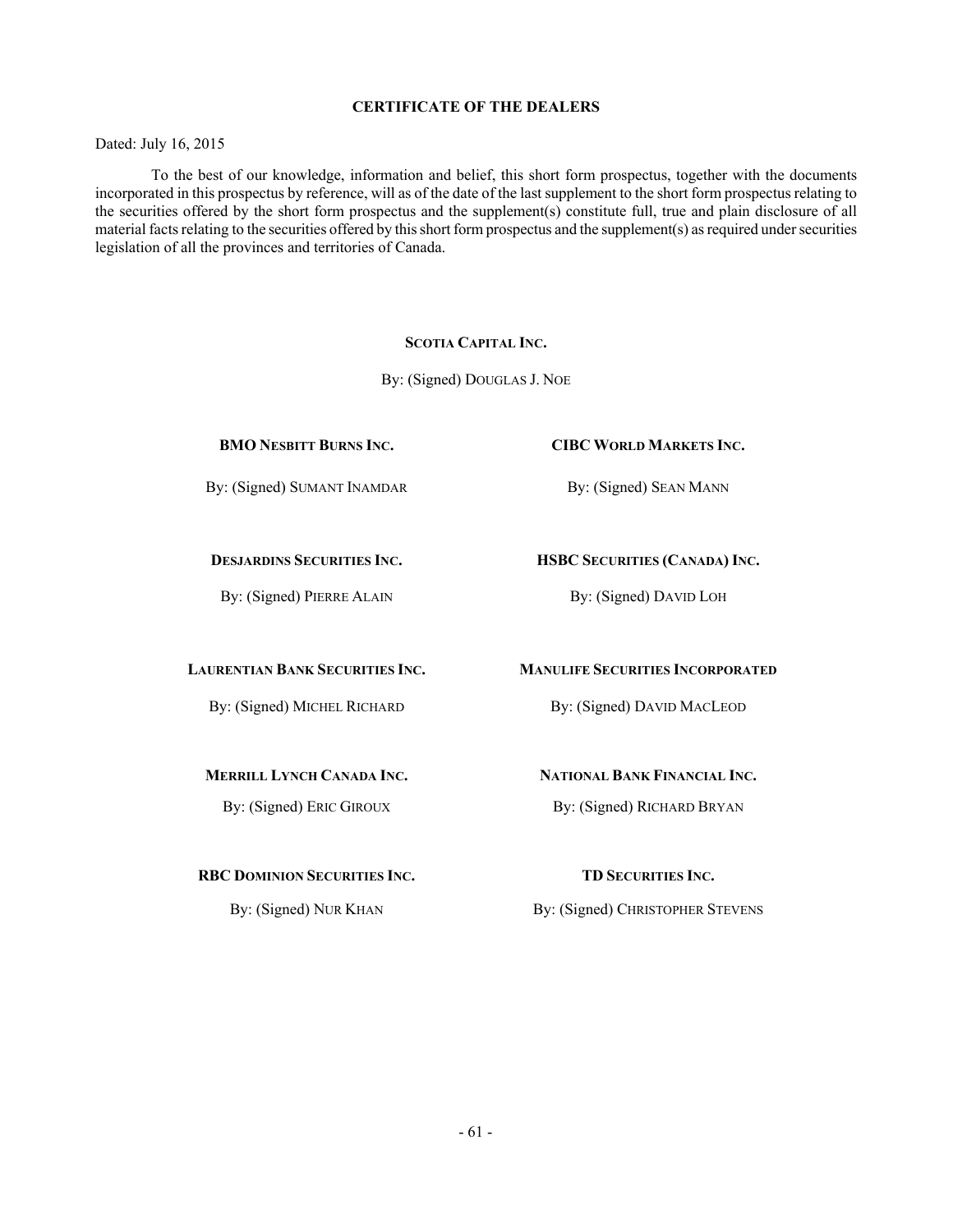## CERTIFICATE OF THE DEALERS

Dated: July 16, 2015

To the best of our knowledge, information and belief, this short form prospectus, together with the documents incorporated in this prospectus by reference, will as of the date of the last supplement to the short form prospectus relating to the securities offered by the short form prospectus and the supplement(s) constitute full, true and plain disclosure of all material facts relating to the securities offered by this short form prospectus and the supplement(s) as required under securities legislation of all the provinces and territories of Canada.

**SCOTIA CAPITAL INC.**

By: (Signed) DOUGLAS J. NOE

**BMO NESBITT BURNS INC.**

By: (Signed) SUMANT INAMDAR

**CIBC WORLD MARKETS INC.**

By: (Signed) SEAN MANN

**DESJARDINS SECURITIES INC.**

By: (Signed) PIERRE ALAIN

**HSBC SECURITIES (CANADA) INC.**

By: (Signed) DAVID LOH

**LAURENTIAN BANK SECURITIES INC.**

By: (Signed) MICHEL RICHARD

**MANULIFE SECURITIES INCORPORATED**

By: (Signed) DAVID MACLEOD

**MERRILL LYNCH CANADA INC.**

By: (Signed) ERIC GIROUX

**NATIONAL BANK FINANCIAL INC.**

By: (Signed) RICHARD BRYAN

**RBC DOMINION SECURITIES INC.**

By: (Signed) NUR KHAN

**TD SECURITIES INC.**

By: (Signed) CHRISTOPHER STEVENS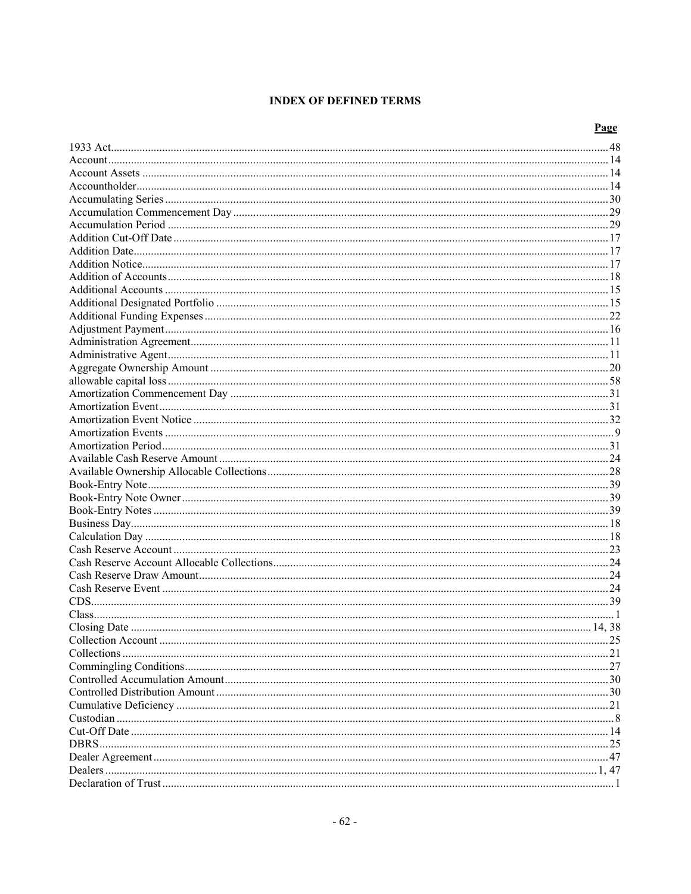## INDEX OF DEFINED TERMS

| | Page |
|---|---|
| 1933 Act | 48 |
| Account | 14 |
| Account Assets | 14 |
| Accountholder | 14 |
| Accumulating Series | 30 |
| Accumulation Commencement Day | 29 |
| Accumulation Period | 29 |
| Addition Cut-Off Date | 17 |
| Addition Date | 17 |
| Addition Notice | 17 |
| Addition of Accounts | 18 |
| Additional Accounts | 15 |
| Additional Designated Portfolio | 15 |
| Additional Funding Expenses | 22 |
| Adjustment Payment | 16 |
| Administration Agreement | 11 |
| Administrative Agent | 11 |
| Aggregate Ownership Amount | 20 |
| allowable capital loss | 58 |
| Amortization Commencement Day | 31 |
| Amortization Event | 31 |
| Amortization Event Notice | 32 |
| Amortization Events | 9 |
| Amortization Period | 31 |
| Available Cash Reserve Amount | 24 |
| Available Ownership Allocable Collections | 28 |
| Book-Entry Note | 39 |
| Book-Entry Note Owner | 39 |
| Book-Entry Notes | 39 |
| Business Day | 18 |
| Calculation Day | 18 |
| Cash Reserve Account | 23 |
| Cash Reserve Account Allocable Collections | 24 |
| Cash Reserve Draw Amount | 24 |
| Cash Reserve Event | 24 |
| CDS | 39 |
| Class | 1 |
| Closing Date | 14, 38 |
| Collection Account | 25 |
| Collections | 21 |
| Commingling Conditions | 27 |
| Controlled Accumulation Amount | 30 |
| Controlled Distribution Amount | 30 |
| Cumulative Deficiency | 21 |
| Custodian | 8 |
| Cut-Off Date | 14 |
| DBRS | 25 |
| Dealer Agreement | 47 |
| Dealers | 1, 47 |
| Declaration of Trust | 1 |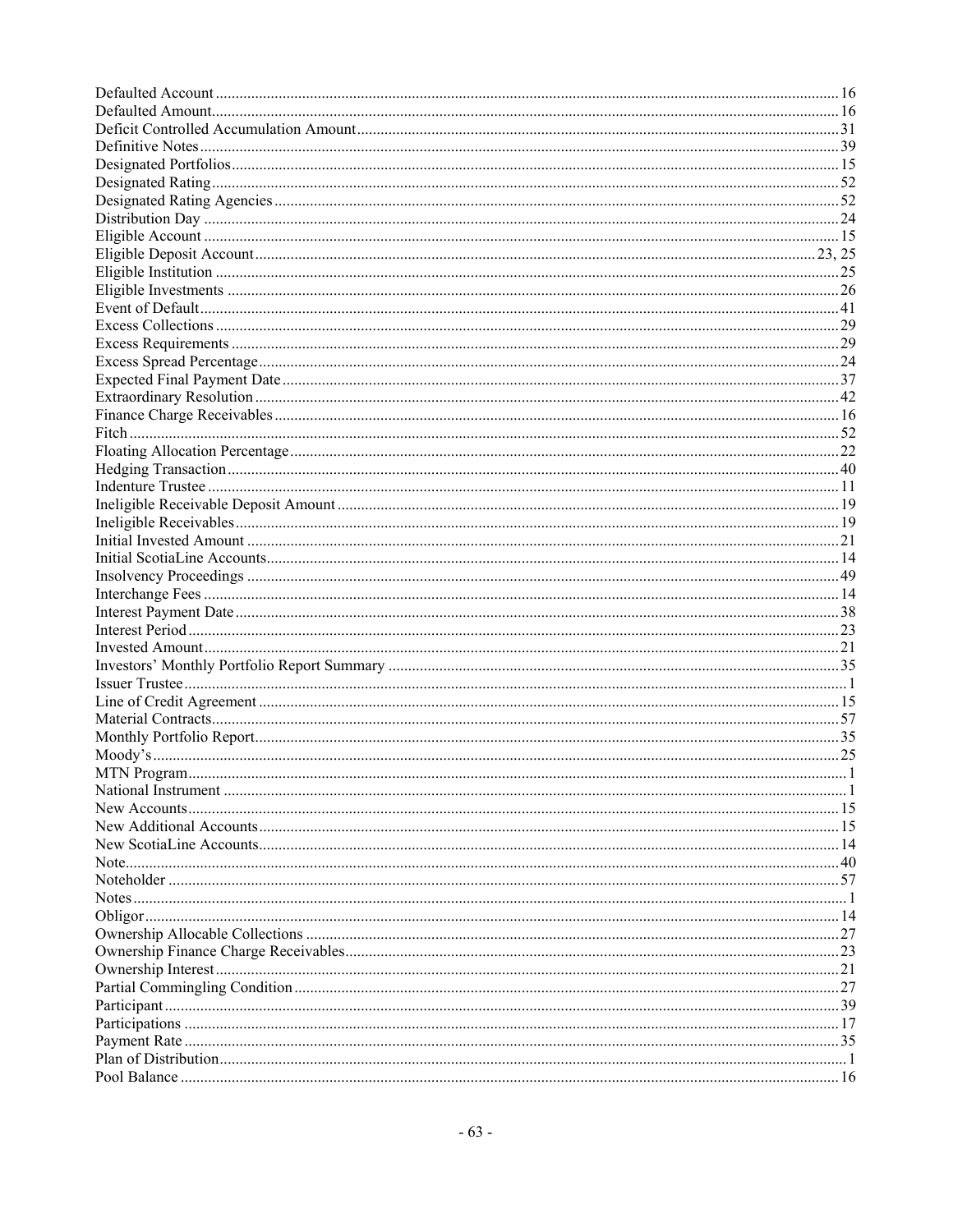Defaulted Account ........ 16
Defaulted Amount ........ 16
Deficit Controlled Accumulation Amount ........ 31
Definitive Notes ........ 39
Designated Portfolios ........ 15
Designated Rating ........ 52
Designated Rating Agencies ........ 52
Distribution Day ........ 24
Eligible Account ........ 15
Eligible Deposit Account ........ 23, 25
Eligible Institution ........ 25
Eligible Investments ........ 26
Event of Default ........ 41
Excess Collections ........ 29
Excess Requirements ........ 29
Excess Spread Percentage ........ 24
Expected Final Payment Date ........ 37
Extraordinary Resolution ........ 42
Finance Charge Receivables ........ 16
Fitch ........ 52
Floating Allocation Percentage ........ 22
Hedging Transaction ........ 40
Indenture Trustee ........ 11
Ineligible Receivable Deposit Amount ........ 19
Ineligible Receivables ........ 19
Initial Invested Amount ........ 21
Initial ScotiaLine Accounts ........ 14
Insolvency Proceedings ........ 49
Interchange Fees ........ 14
Interest Payment Date ........ 38
Interest Period ........ 23
Invested Amount ........ 21
Investors' Monthly Portfolio Report Summary ........ 35
Issuer Trustee ........ 1
Line of Credit Agreement ........ 15
Material Contracts ........ 57
Monthly Portfolio Report ........ 35
Moody's ........ 25
MTN Program ........ 1
National Instrument ........ 1
New Accounts ........ 15
New Additional Accounts ........ 15
New ScotiaLine Accounts ........ 14
Note ........ 40
Noteholder ........ 57
Notes ........ 1
Obligor ........ 14
Ownership Allocable Collections ........ 27
Ownership Finance Charge Receivables ........ 23
Ownership Interest ........ 21
Partial Commingling Condition ........ 27
Participant ........ 39
Participations ........ 17
Payment Rate ........ 35
Plan of Distribution ........ 1
Pool Balance ........ 16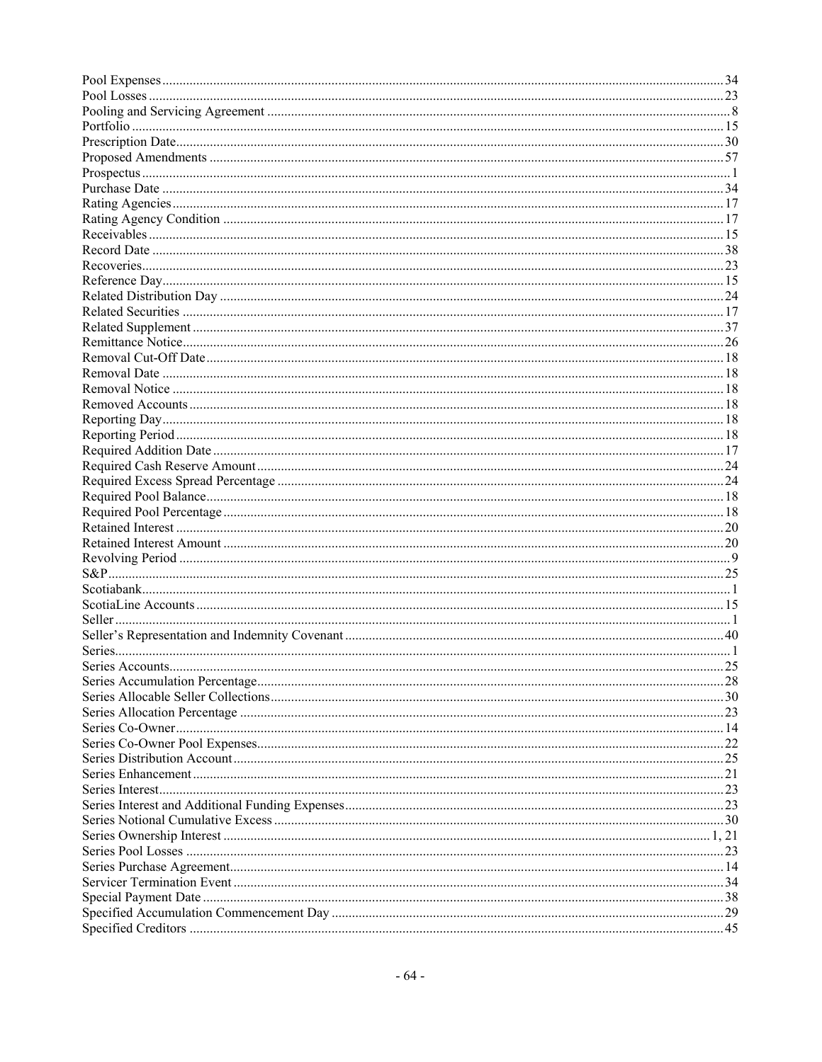Pool Expenses....................................................................................................................................................34
Pool Losses ........................................................................................................................................................23
Pooling and Servicing Agreement .......................................................................................................................8
Portfolio .............................................................................................................................................................15
Prescription Date................................................................................................................................................30
Proposed Amendments .....................................................................................................................................57
Prospectus ...........................................................................................................................................................1
Purchase Date ....................................................................................................................................................34
Rating Agencies.................................................................................................................................................17
Rating Agency Condition ..................................................................................................................................17
Receivables ........................................................................................................................................................15
Record Date .......................................................................................................................................................38
Recoveries..........................................................................................................................................................23
Reference Day....................................................................................................................................................15
Related Distribution Day ...................................................................................................................................24
Related Securities ..............................................................................................................................................17
Related Supplement ...........................................................................................................................................37
Remittance Notice..............................................................................................................................................26
Removal Cut-Off Date .......................................................................................................................................18
Removal Date ....................................................................................................................................................18
Removal Notice .................................................................................................................................................18
Removed Accounts ............................................................................................................................................18
Reporting Day....................................................................................................................................................18
Reporting Period ................................................................................................................................................18
Required Addition Date .....................................................................................................................................17
Required Cash Reserve Amount ........................................................................................................................24
Required Excess Spread Percentage ..................................................................................................................24
Required Pool Balance.......................................................................................................................................18
Required Pool Percentage ..................................................................................................................................18
Retained Interest ................................................................................................................................................20
Retained Interest Amount ..................................................................................................................................20
Revolving Period .................................................................................................................................................9
S&P....................................................................................................................................................................25
Scotiabank............................................................................................................................................................1
ScotiaLine Accounts ..........................................................................................................................................15
Seller ....................................................................................................................................................................1
Seller's Representation and Indemnity Covenant ...............................................................................................40
Series....................................................................................................................................................................1
Series Accounts..................................................................................................................................................25
Series Accumulation Percentage........................................................................................................................28
Series Allocable Seller Collections....................................................................................................................30
Series Allocation Percentage .............................................................................................................................23
Series Co-Owner................................................................................................................................................14
Series Co-Owner Pool Expenses........................................................................................................................22
Series Distribution Account ...............................................................................................................................25
Series Enhancement ...........................................................................................................................................21
Series Interest.....................................................................................................................................................23
Series Interest and Additional Funding Expenses..............................................................................................23
Series Notional Cumulative Excess ...................................................................................................................30
Series Ownership Interest ...............................................................................................................................1, 21
Series Pool Losses .............................................................................................................................................23
Series Purchase Agreement................................................................................................................................14
Servicer Termination Event ...............................................................................................................................34
Special Payment Date ........................................................................................................................................38
Specified Accumulation Commencement Day ...................................................................................................29
Specified Creditors ............................................................................................................................................45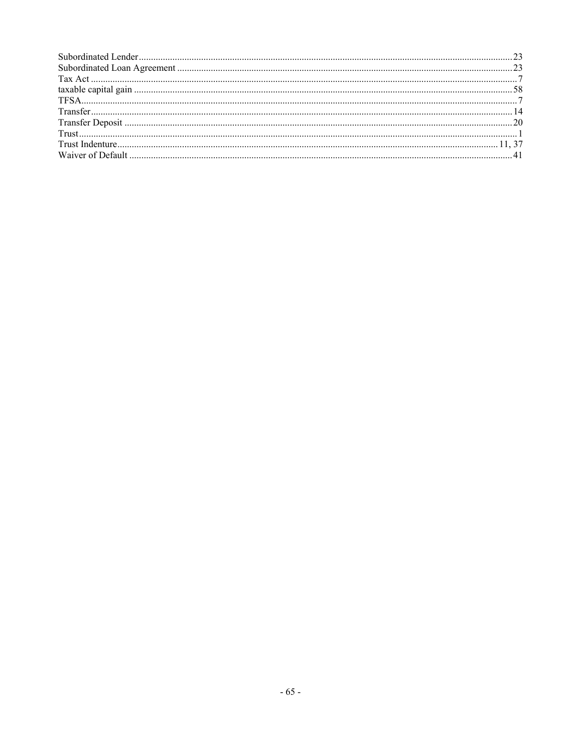Subordinated Lender ........................................................................................................................................ 23
Subordinated Loan Agreement ........................................................................................................................ 23
Tax Act .............................................................................................................................................................. 7
taxable capital gain .......................................................................................................................................... 58
TFSA ................................................................................................................................................................. 7
Transfer ............................................................................................................................................................ 14
Transfer Deposit .............................................................................................................................................. 20
Trust .................................................................................................................................................................. 1
Trust Indenture ............................................................................................................................................ 11, 37
Waiver of Default ............................................................................................................................................. 41